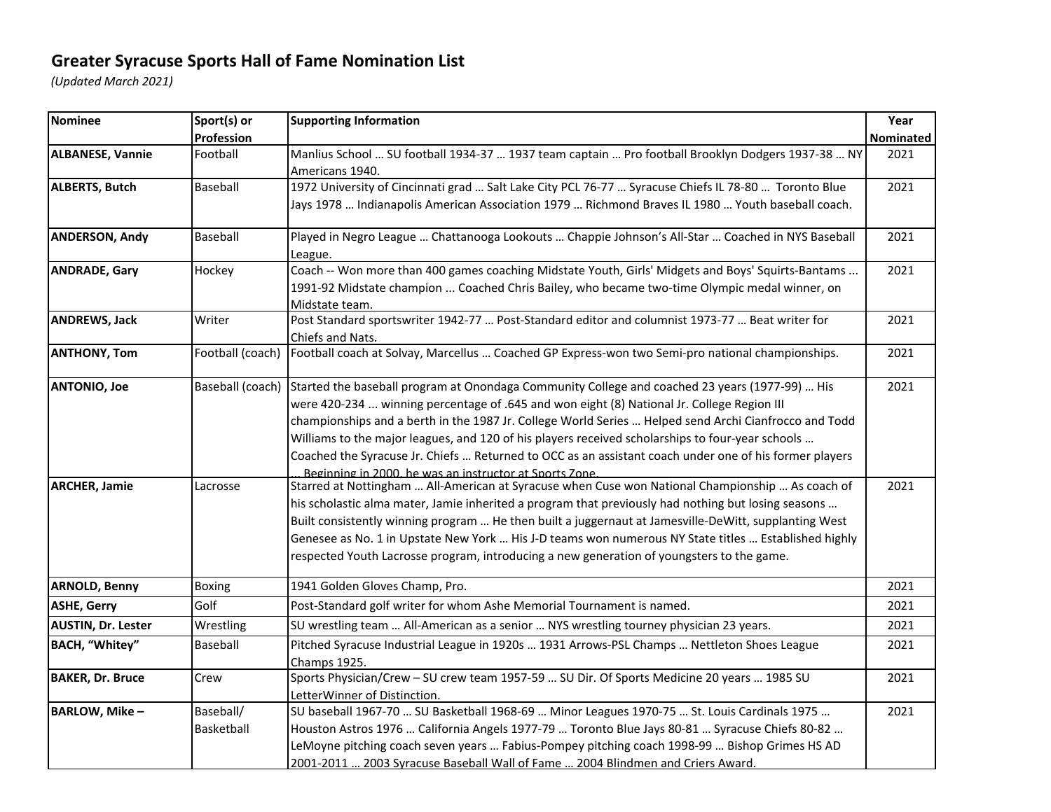# Greater Syracuse Sports Hall of Fame Nomination List

*(Updated March 2021)*

| Nominee | Sport(s) or Profession | Supporting Information | Year Nominated |
|---|---|---|---|
| **ALBANESE, Vannie** | Football | Manlius School … SU football 1934-37 … 1937 team captain … Pro football Brooklyn Dodgers 1937-38 … NY Americans 1940. | 2021 |
| **ALBERTS, Butch** | Baseball | 1972 University of Cincinnati grad … Salt Lake City PCL 76-77 … Syracuse Chiefs IL 78-80 … Toronto Blue Jays 1978 … Indianapolis American Association 1979 … Richmond Braves IL 1980 … Youth baseball coach. | 2021 |
| **ANDERSON, Andy** | Baseball | Played in Negro League … Chattanooga Lookouts … Chappie Johnson's All-Star … Coached in NYS Baseball League. | 2021 |
| **ANDRADE, Gary** | Hockey | Coach -- Won more than 400 games coaching Midstate Youth, Girls' Midgets and Boys' Squirts-Bantams ... 1991-92 Midstate champion ... Coached Chris Bailey, who became two-time Olympic medal winner, on Midstate team. | 2021 |
| **ANDREWS, Jack** | Writer | Post Standard sportswriter 1942-77 … Post-Standard editor and columnist 1973-77 … Beat writer for Chiefs and Nats. | 2021 |
| **ANTHONY, Tom** | Football (coach) | Football coach at Solvay, Marcellus … Coached GP Express-won two Semi-pro national championships. | 2021 |
| **ANTONIO, Joe** | Baseball (coach) | Started the baseball program at Onondaga Community College and coached 23 years (1977-99) … His were 420-234 ... winning percentage of .645 and won eight (8) National Jr. College Region III championships and a berth in the 1987 Jr. College World Series … Helped send Archi Cianfrocco and Todd Williams to the major leagues, and 120 of his players received scholarships to four-year schools … Coached the Syracuse Jr. Chiefs … Returned to OCC as an assistant coach under one of his former players … Beginning in 2000, he was an instructor at Sports Zone. | 2021 |
| **ARCHER, Jamie** | Lacrosse | Starred at Nottingham … All-American at Syracuse when Cuse won National Championship … As coach of his scholastic alma mater, Jamie inherited a program that previously had nothing but losing seasons … Built consistently winning program … He then built a juggernaut at Jamesville-DeWitt, supplanting West Genesee as No. 1 in Upstate New York … His J-D teams won numerous NY State titles … Established highly respected Youth Lacrosse program, introducing a new generation of youngsters to the game. | 2021 |
| **ARNOLD, Benny** | Boxing | 1941 Golden Gloves Champ, Pro. | 2021 |
| **ASHE, Gerry** | Golf | Post-Standard golf writer for whom Ashe Memorial Tournament is named. | 2021 |
| **AUSTIN, Dr. Lester** | Wrestling | SU wrestling team … All-American as a senior … NYS wrestling tourney physician 23 years. | 2021 |
| **BACH, "Whitey"** | Baseball | Pitched Syracuse Industrial League in 1920s … 1931 Arrows-PSL Champs … Nettleton Shoes League Champs 1925. | 2021 |
| **BAKER, Dr. Bruce** | Crew | Sports Physician/Crew – SU crew team 1957-59 … SU Dir. Of Sports Medicine 20 years … 1985 SU LetterWinner of Distinction. | 2021 |
| **BARLOW, Mike –** | Baseball/ Basketball | SU baseball 1967-70 … SU Basketball 1968-69 … Minor Leagues 1970-75 … St. Louis Cardinals 1975 … Houston Astros 1976 … California Angels 1977-79 … Toronto Blue Jays 80-81 … Syracuse Chiefs 80-82 … LeMoyne pitching coach seven years … Fabius-Pompey pitching coach 1998-99 … Bishop Grimes HS AD 2001-2011 … 2003 Syracuse Baseball Wall of Fame … 2004 Blindmen and Criers Award. | 2021 |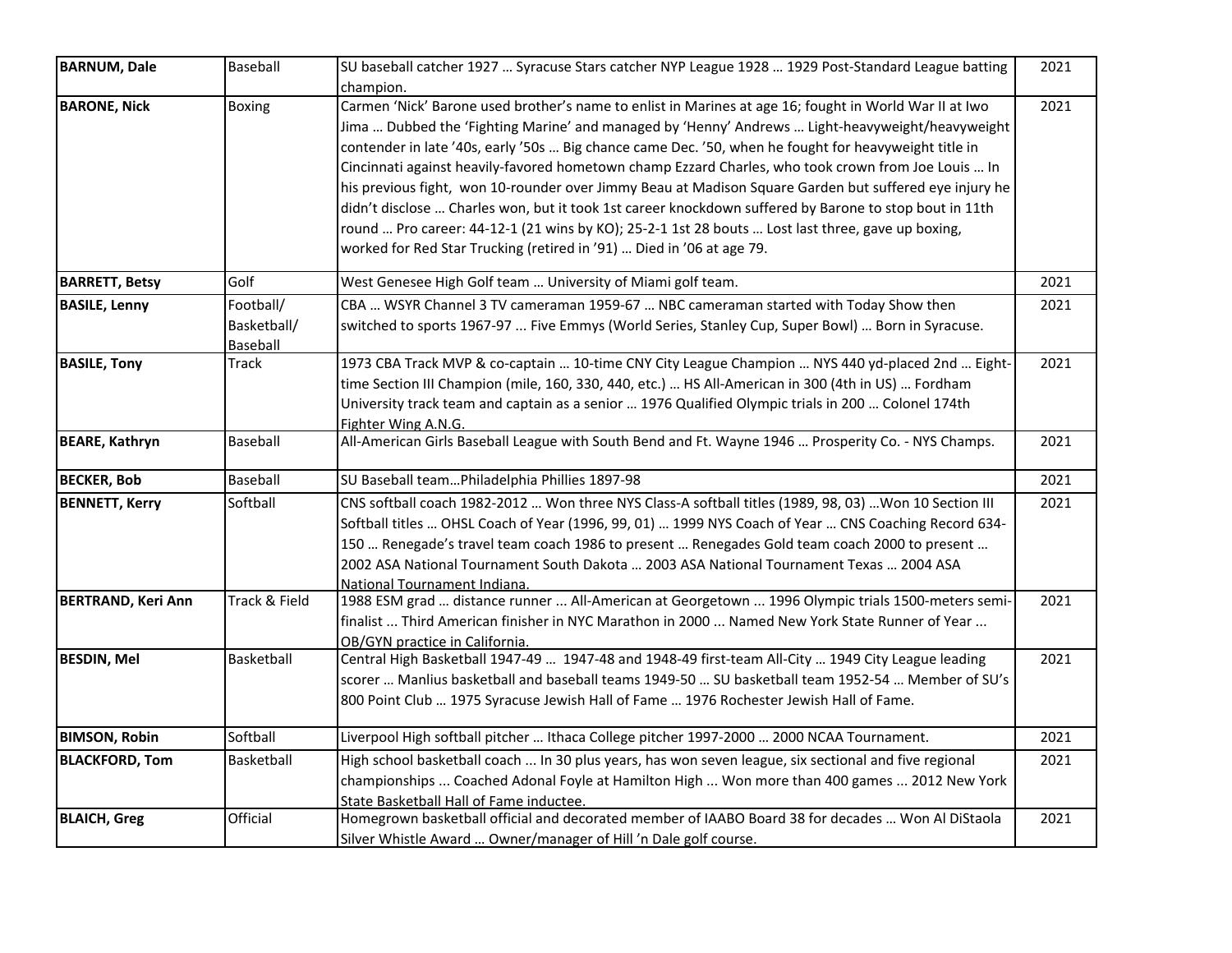| **BARNUM, Dale** | Baseball | SU baseball catcher 1927 … Syracuse Stars catcher NYP League 1928 … 1929 Post-Standard League batting champion. | 2021 |
|---|---|---|---|
| **BARONE, Nick** | Boxing | Carmen 'Nick' Barone used brother's name to enlist in Marines at age 16; fought in World War II at Iwo Jima … Dubbed the 'Fighting Marine' and managed by 'Henny' Andrews … Light-heavyweight/heavyweight contender in late '40s, early '50s … Big chance came Dec. '50, when he fought for heavyweight title in Cincinnati against heavily-favored hometown champ Ezzard Charles, who took crown from Joe Louis … In his previous fight, won 10-rounder over Jimmy Beau at Madison Square Garden but suffered eye injury he didn't disclose … Charles won, but it took 1st career knockdown suffered by Barone to stop bout in 11th round … Pro career: 44-12-1 (21 wins by KO); 25-2-1 1st 28 bouts … Lost last three, gave up boxing, worked for Red Star Trucking (retired in '91) … Died in '06 at age 79. | 2021 |
| **BARRETT, Betsy** | Golf | West Genesee High Golf team … University of Miami golf team. | 2021 |
| **BASILE, Lenny** | Football/ Basketball/ Baseball | CBA … WSYR Channel 3 TV cameraman 1959-67 … NBC cameraman started with Today Show then switched to sports 1967-97 ... Five Emmys (World Series, Stanley Cup, Super Bowl) … Born in Syracuse. | 2021 |
| **BASILE, Tony** | Track | 1973 CBA Track MVP & co-captain … 10-time CNY City League Champion … NYS 440 yd-placed 2nd … Eight-time Section III Champion (mile, 160, 330, 440, etc.) … HS All-American in 300 (4th in US) … Fordham University track team and captain as a senior … 1976 Qualified Olympic trials in 200 … Colonel 174th Fighter Wing A.N.G. | 2021 |
| **BEARE, Kathryn** | Baseball | All-American Girls Baseball League with South Bend and Ft. Wayne 1946 … Prosperity Co. - NYS Champs. | 2021 |
| **BECKER, Bob** | Baseball | SU Baseball team…Philadelphia Phillies 1897-98 | 2021 |
| **BENNETT, Kerry** | Softball | CNS softball coach 1982-2012 … Won three NYS Class-A softball titles (1989, 98, 03) …Won 10 Section III Softball titles … OHSL Coach of Year (1996, 99, 01) … 1999 NYS Coach of Year … CNS Coaching Record 634-150 … Renegade's travel team coach 1986 to present … Renegades Gold team coach 2000 to present … 2002 ASA National Tournament South Dakota … 2003 ASA National Tournament Texas … 2004 ASA National Tournament Indiana. | 2021 |
| **BERTRAND, Keri Ann** | Track & Field | 1988 ESM grad … distance runner ... All-American at Georgetown ... 1996 Olympic trials 1500-meters semi-finalist ... Third American finisher in NYC Marathon in 2000 ... Named New York State Runner of Year ... OB/GYN practice in California. | 2021 |
| **BESDIN, Mel** | Basketball | Central High Basketball 1947-49 … 1947-48 and 1948-49 first-team All-City … 1949 City League leading scorer … Manlius basketball and baseball teams 1949-50 … SU basketball team 1952-54 … Member of SU's 800 Point Club … 1975 Syracuse Jewish Hall of Fame … 1976 Rochester Jewish Hall of Fame. | 2021 |
| **BIMSON, Robin** | Softball | Liverpool High softball pitcher … Ithaca College pitcher 1997-2000 … 2000 NCAA Tournament. | 2021 |
| **BLACKFORD, Tom** | Basketball | High school basketball coach ... In 30 plus years, has won seven league, six sectional and five regional championships ... Coached Adonal Foyle at Hamilton High ... Won more than 400 games ... 2012 New York State Basketball Hall of Fame inductee. | 2021 |
| **BLAICH, Greg** | Official | Homegrown basketball official and decorated member of IAABO Board 38 for decades … Won Al DiStaola Silver Whistle Award … Owner/manager of Hill 'n Dale golf course. | 2021 |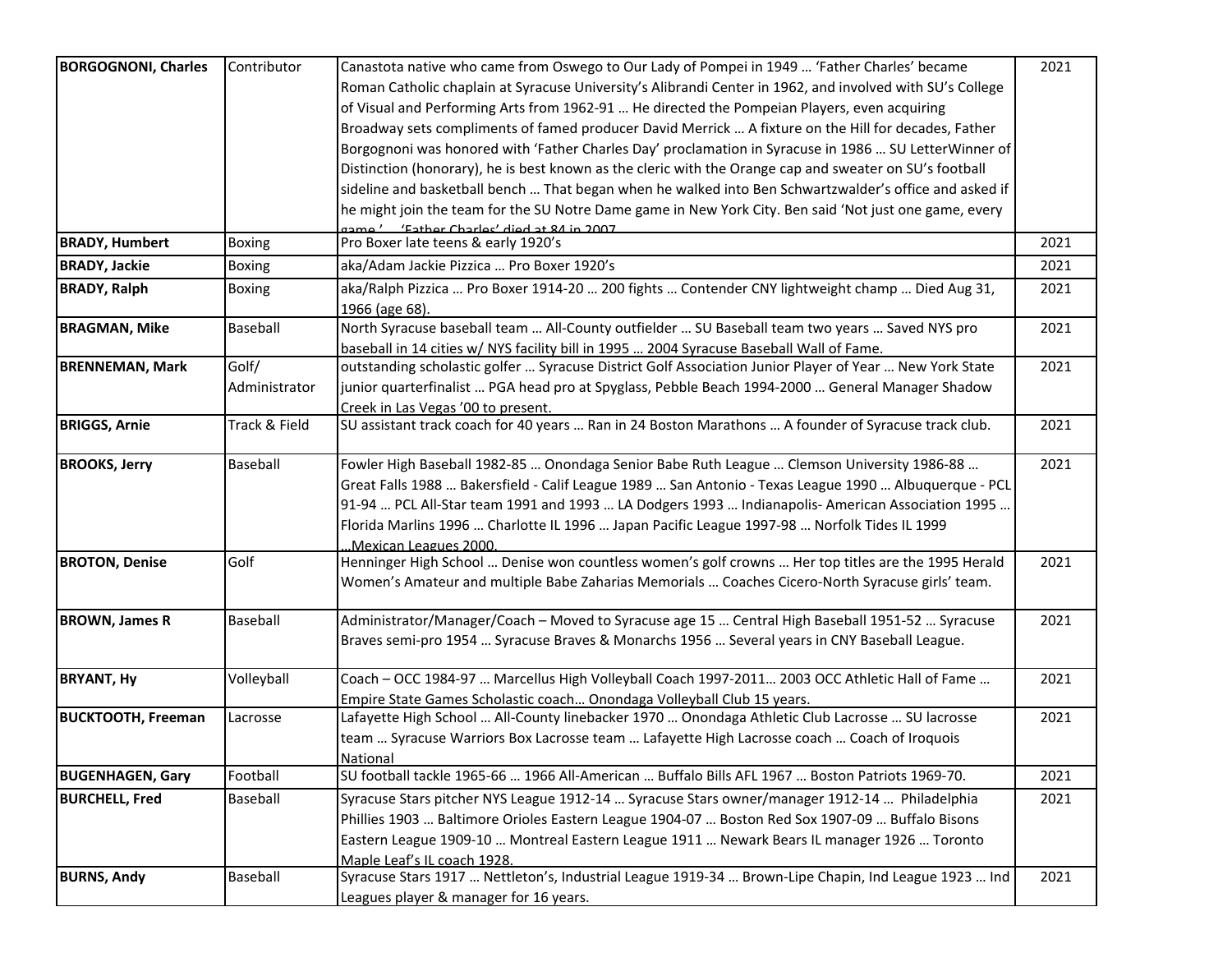| | | | |
|---|---|---|---|
| **BORGOGNONI, Charles** | Contributor | Canastota native who came from Oswego to Our Lady of Pompei in 1949 … 'Father Charles' became Roman Catholic chaplain at Syracuse University's Alibrandi Center in 1962, and involved with SU's College of Visual and Performing Arts from 1962-91 … He directed the Pompeian Players, even acquiring Broadway sets compliments of famed producer David Merrick … A fixture on the Hill for decades, Father Borgognoni was honored with 'Father Charles Day' proclamation in Syracuse in 1986 … SU LetterWinner of Distinction (honorary), he is best known as the cleric with the Orange cap and sweater on SU's football sideline and basketball bench … That began when he walked into Ben Schwartzwalder's office and asked if he might join the team for the SU Notre Dame game in New York City. Ben said 'Not just one game, every game.' … 'Father Charles' died at 84 in 2007. | 2021 |
| **BRADY, Humbert** | Boxing | Pro Boxer late teens & early 1920's | 2021 |
| **BRADY, Jackie** | Boxing | aka/Adam Jackie Pizzica … Pro Boxer 1920's | 2021 |
| **BRADY, Ralph** | Boxing | aka/Ralph Pizzica … Pro Boxer 1914-20 … 200 fights … Contender CNY lightweight champ … Died Aug 31, 1966 (age 68). | 2021 |
| **BRAGMAN, Mike** | Baseball | North Syracuse baseball team … All-County outfielder … SU Baseball team two years … Saved NYS pro baseball in 14 cities w/ NYS facility bill in 1995 … 2004 Syracuse Baseball Wall of Fame. | 2021 |
| **BRENNEMAN, Mark** | Golf/ Administrator | outstanding scholastic golfer … Syracuse District Golf Association Junior Player of Year … New York State junior quarterfinalist … PGA head pro at Spyglass, Pebble Beach 1994-2000 … General Manager Shadow Creek in Las Vegas '00 to present. | 2021 |
| **BRIGGS, Arnie** | Track & Field | SU assistant track coach for 40 years … Ran in 24 Boston Marathons … A founder of Syracuse track club. | 2021 |
| **BROOKS, Jerry** | Baseball | Fowler High Baseball 1982-85 … Onondaga Senior Babe Ruth League … Clemson University 1986-88 … Great Falls 1988 … Bakersfield - Calif League 1989 … San Antonio - Texas League 1990 … Albuquerque - PCL 91-94 … PCL All-Star team 1991 and 1993 … LA Dodgers 1993 … Indianapolis- American Association 1995 … Florida Marlins 1996 … Charlotte IL 1996 … Japan Pacific League 1997-98 … Norfolk Tides IL 1999 …Mexican Leagues 2000. | 2021 |
| **BROTON, Denise** | Golf | Henninger High School … Denise won countless women's golf crowns … Her top titles are the 1995 Herald Women's Amateur and multiple Babe Zaharias Memorials … Coaches Cicero-North Syracuse girls' team. | 2021 |
| **BROWN, James R** | Baseball | Administrator/Manager/Coach – Moved to Syracuse age 15 … Central High Baseball 1951-52 … Syracuse Braves semi-pro 1954 … Syracuse Braves & Monarchs 1956 … Several years in CNY Baseball League. | 2021 |
| **BRYANT, Hy** | Volleyball | Coach – OCC 1984-97 … Marcellus High Volleyball Coach 1997-2011… 2003 OCC Athletic Hall of Fame … Empire State Games Scholastic coach… Onondaga Volleyball Club 15 years. | 2021 |
| **BUCKTOOTH, Freeman** | Lacrosse | Lafayette High School … All-County linebacker 1970 … Onondaga Athletic Club Lacrosse … SU lacrosse team … Syracuse Warriors Box Lacrosse team … Lafayette High Lacrosse coach … Coach of Iroquois National | 2021 |
| **BUGENHAGEN, Gary** | Football | SU football tackle 1965-66 … 1966 All-American … Buffalo Bills AFL 1967 … Boston Patriots 1969-70. | 2021 |
| **BURCHELL, Fred** | Baseball | Syracuse Stars pitcher NYS League 1912-14 … Syracuse Stars owner/manager 1912-14 … Philadelphia Phillies 1903 … Baltimore Orioles Eastern League 1904-07 … Boston Red Sox 1907-09 … Buffalo Bisons Eastern League 1909-10 … Montreal Eastern League 1911 … Newark Bears IL manager 1926 … Toronto Maple Leaf's IL coach 1928. | 2021 |
| **BURNS, Andy** | Baseball | Syracuse Stars 1917 … Nettleton's, Industrial League 1919-34 … Brown-Lipe Chapin, Ind League 1923 … Ind Leagues player & manager for 16 years. | 2021 |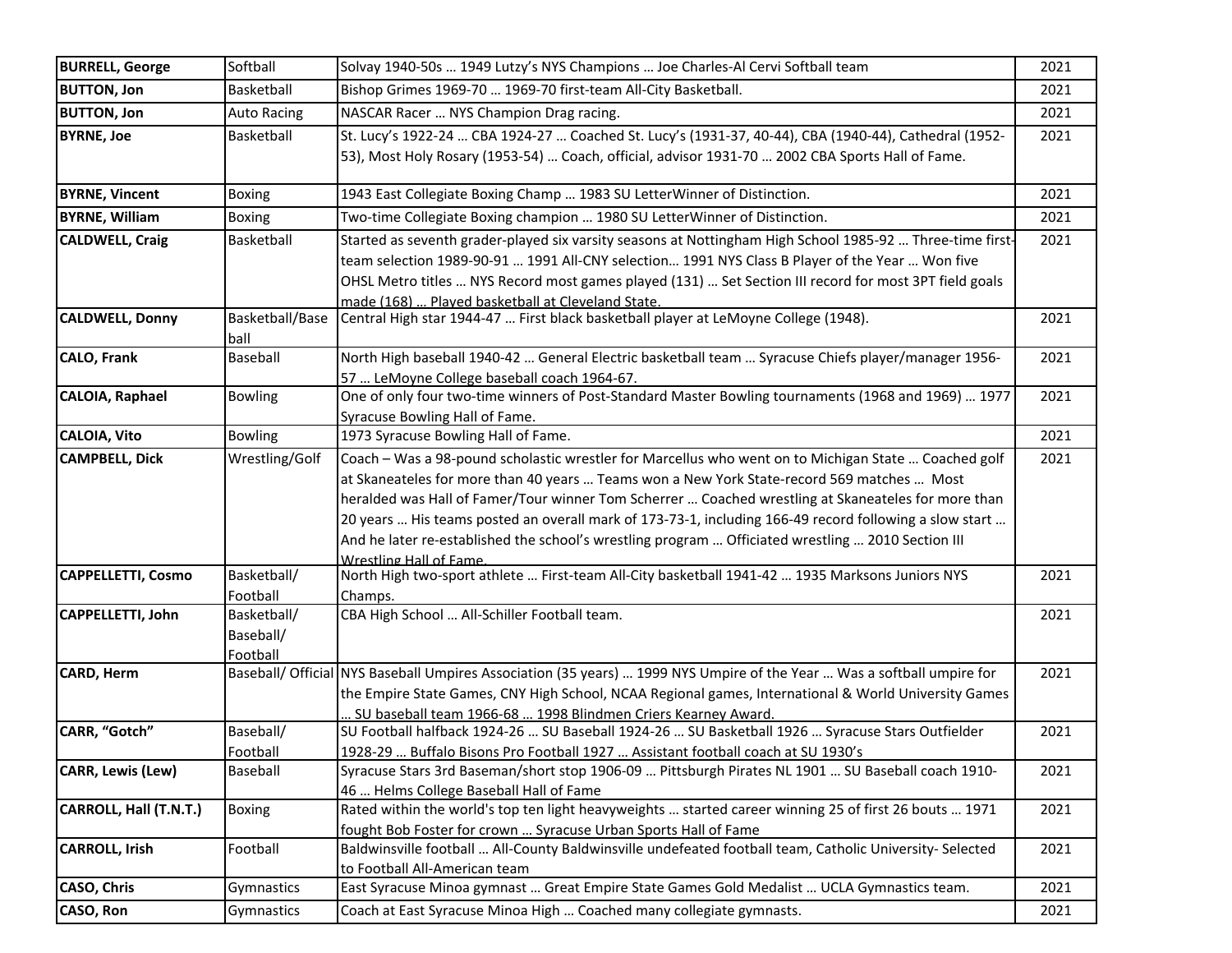| | | | |
|---|---|---|---|
| **BURRELL, George** | Softball | Solvay 1940-50s … 1949 Lutzy's NYS Champions … Joe Charles-Al Cervi Softball team | 2021 |
| **BUTTON, Jon** | Basketball | Bishop Grimes 1969-70 … 1969-70 first-team All-City Basketball. | 2021 |
| **BUTTON, Jon** | Auto Racing | NASCAR Racer … NYS Champion Drag racing. | 2021 |
| **BYRNE, Joe** | Basketball | St. Lucy's 1922-24 … CBA 1924-27 … Coached St. Lucy's (1931-37, 40-44), CBA (1940-44), Cathedral (1952-53), Most Holy Rosary (1953-54) … Coach, official, advisor 1931-70 … 2002 CBA Sports Hall of Fame. | 2021 |
| **BYRNE, Vincent** | Boxing | 1943 East Collegiate Boxing Champ … 1983 SU LetterWinner of Distinction. | 2021 |
| **BYRNE, William** | Boxing | Two-time Collegiate Boxing champion … 1980 SU LetterWinner of Distinction. | 2021 |
| **CALDWELL, Craig** | Basketball | Started as seventh grader-played six varsity seasons at Nottingham High School 1985-92 … Three-time first-team selection 1989-90-91 … 1991 All-CNY selection… 1991 NYS Class B Player of the Year … Won five OHSL Metro titles … NYS Record most games played (131) … Set Section III record for most 3PT field goals made (168) … Played basketball at Cleveland State. | 2021 |
| **CALDWELL, Donny** | Basketball/Baseball | Central High star 1944-47 … First black basketball player at LeMoyne College (1948). | 2021 |
| **CALO, Frank** | Baseball | North High baseball 1940-42 … General Electric basketball team … Syracuse Chiefs player/manager 1956-57 … LeMoyne College baseball coach 1964-67. | 2021 |
| **CALOIA, Raphael** | Bowling | One of only four two-time winners of Post-Standard Master Bowling tournaments (1968 and 1969) … 1977 Syracuse Bowling Hall of Fame. | 2021 |
| **CALOIA, Vito** | Bowling | 1973 Syracuse Bowling Hall of Fame. | 2021 |
| **CAMPBELL, Dick** | Wrestling/Golf | Coach – Was a 98-pound scholastic wrestler for Marcellus who went on to Michigan State … Coached golf at Skaneateles for more than 40 years … Teams won a New York State-record 569 matches … Most heralded was Hall of Famer/Tour winner Tom Scherrer … Coached wrestling at Skaneateles for more than 20 years … His teams posted an overall mark of 173-73-1, including 166-49 record following a slow start … And he later re-established the school's wrestling program … Officiated wrestling … 2010 Section III Wrestling Hall of Fame. | 2021 |
| **CAPPELLETTI, Cosmo** | Basketball/ Football | North High two-sport athlete … First-team All-City basketball 1941-42 … 1935 Marksons Juniors NYS Champs. | 2021 |
| **CAPPELLETTI, John** | Basketball/ Baseball/ Football | CBA High School … All-Schiller Football team. | 2021 |
| **CARD, Herm** | Baseball/ Official | NYS Baseball Umpires Association (35 years) … 1999 NYS Umpire of the Year … Was a softball umpire for the Empire State Games, CNY High School, NCAA Regional games, International & World University Games … SU baseball team 1966-68 … 1998 Blindmen Criers Kearney Award. | 2021 |
| **CARR, "Gotch"** | Baseball/ Football | SU Football halfback 1924-26 … SU Baseball 1924-26 … SU Basketball 1926 … Syracuse Stars Outfielder 1928-29 … Buffalo Bisons Pro Football 1927 … Assistant football coach at SU 1930's | 2021 |
| **CARR, Lewis (Lew)** | Baseball | Syracuse Stars 3rd Baseman/short stop 1906-09 … Pittsburgh Pirates NL 1901 … SU Baseball coach 1910-46 … Helms College Baseball Hall of Fame | 2021 |
| **CARROLL, Hall (T.N.T.)** | Boxing | Rated within the world's top ten light heavyweights … started career winning 25 of first 26 bouts … 1971 fought Bob Foster for crown … Syracuse Urban Sports Hall of Fame | 2021 |
| **CARROLL, Irish** | Football | Baldwinsville football … All-County Baldwinsville undefeated football team, Catholic University- Selected to Football All-American team | 2021 |
| **CASO, Chris** | Gymnastics | East Syracuse Minoa gymnast … Great Empire State Games Gold Medalist … UCLA Gymnastics team. | 2021 |
| **CASO, Ron** | Gymnastics | Coach at East Syracuse Minoa High … Coached many collegiate gymnasts. | 2021 |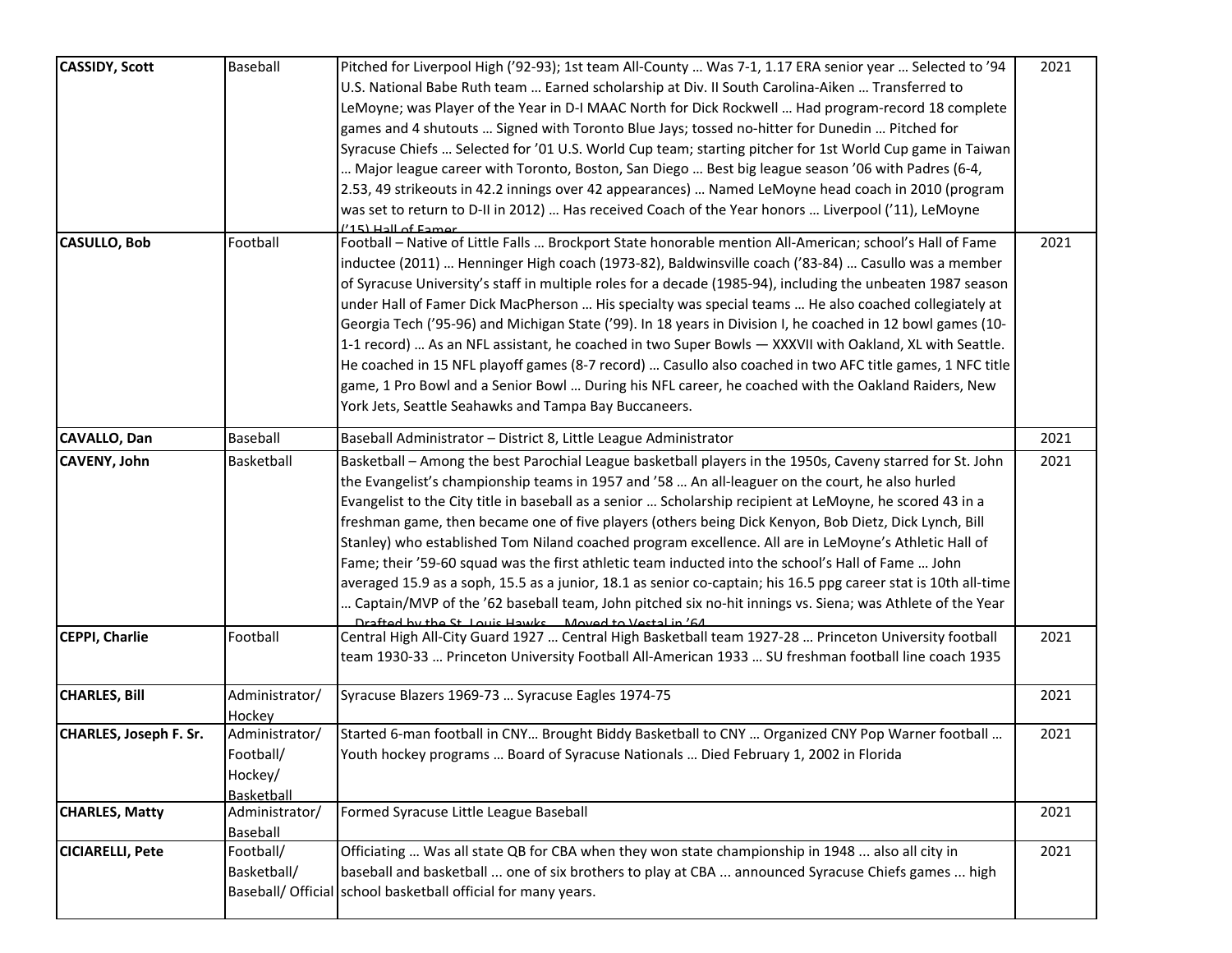| **CASSIDY, Scott** | Baseball | Pitched for Liverpool High ('92-93); 1st team All-County … Was 7-1, 1.17 ERA senior year … Selected to '94 U.S. National Babe Ruth team … Earned scholarship at Div. II South Carolina-Aiken … Transferred to LeMoyne; was Player of the Year in D-I MAAC North for Dick Rockwell … Had program-record 18 complete games and 4 shutouts … Signed with Toronto Blue Jays; tossed no-hitter for Dunedin … Pitched for Syracuse Chiefs … Selected for '01 U.S. World Cup team; starting pitcher for 1st World Cup game in Taiwan … Major league career with Toronto, Boston, San Diego … Best big league season '06 with Padres (6-4, 2.53, 49 strikeouts in 42.2 innings over 42 appearances) … Named LeMoyne head coach in 2010 (program was set to return to D-II in 2012) … Has received Coach of the Year honors … Liverpool ('11), LeMoyne ('15) Hall of Famer | 2021 |
|---|---|---|---|
| **CASULLO, Bob** | Football | Football – Native of Little Falls … Brockport State honorable mention All-American; school's Hall of Fame inductee (2011) … Henninger High coach (1973-82), Baldwinsville coach ('83-84) … Casullo was a member of Syracuse University's staff in multiple roles for a decade (1985-94), including the unbeaten 1987 season under Hall of Famer Dick MacPherson … His specialty was special teams … He also coached collegiately at Georgia Tech ('95-96) and Michigan State ('99). In 18 years in Division I, he coached in 12 bowl games (10-1-1 record) … As an NFL assistant, he coached in two Super Bowls — XXXVII with Oakland, XL with Seattle. He coached in 15 NFL playoff games (8-7 record) … Casullo also coached in two AFC title games, 1 NFC title game, 1 Pro Bowl and a Senior Bowl … During his NFL career, he coached with the Oakland Raiders, New York Jets, Seattle Seahawks and Tampa Bay Buccaneers. | 2021 |
| **CAVALLO, Dan** | Baseball | Baseball Administrator – District 8, Little League Administrator | 2021 |
| **CAVENY, John** | Basketball | Basketball – Among the best Parochial League basketball players in the 1950s, Caveny starred for St. John the Evangelist's championship teams in 1957 and '58 … An all-leaguer on the court, he also hurled Evangelist to the City title in baseball as a senior … Scholarship recipient at LeMoyne, he scored 43 in a freshman game, then became one of five players (others being Dick Kenyon, Bob Dietz, Dick Lynch, Bill Stanley) who established Tom Niland coached program excellence. All are in LeMoyne's Athletic Hall of Fame; their '59-60 squad was the first athletic team inducted into the school's Hall of Fame … John averaged 15.9 as a soph, 15.5 as a junior, 18.1 as senior co-captain; his 16.5 ppg career stat is 10th all-time … Captain/MVP of the '62 baseball team, John pitched six no-hit innings vs. Siena; was Athlete of the Year … Drafted by the St. Louis Hawks … Moved to Vestal in '64 | 2021 |
| **CEPPI, Charlie** | Football | Central High All-City Guard 1927 … Central High Basketball team 1927-28 … Princeton University football team 1930-33 … Princeton University Football All-American 1933 … SU freshman football line coach 1935 | 2021 |
| **CHARLES, Bill** | Administrator/ Hockey | Syracuse Blazers 1969-73 … Syracuse Eagles 1974-75 | 2021 |
| **CHARLES, Joseph F. Sr.** | Administrator/ Football/ Hockey/ Basketball | Started 6-man football in CNY… Brought Biddy Basketball to CNY … Organized CNY Pop Warner football … Youth hockey programs … Board of Syracuse Nationals … Died February 1, 2002 in Florida | 2021 |
| **CHARLES, Matty** | Administrator/ Baseball | Formed Syracuse Little League Baseball | 2021 |
| **CICIARELLI, Pete** | Football/ Basketball/ Baseball/ Official | Officiating ... Was all state QB for CBA when they won state championship in 1948 ... also all city in baseball and basketball ... one of six brothers to play at CBA ... announced Syracuse Chiefs games ... high school basketball official for many years. | 2021 |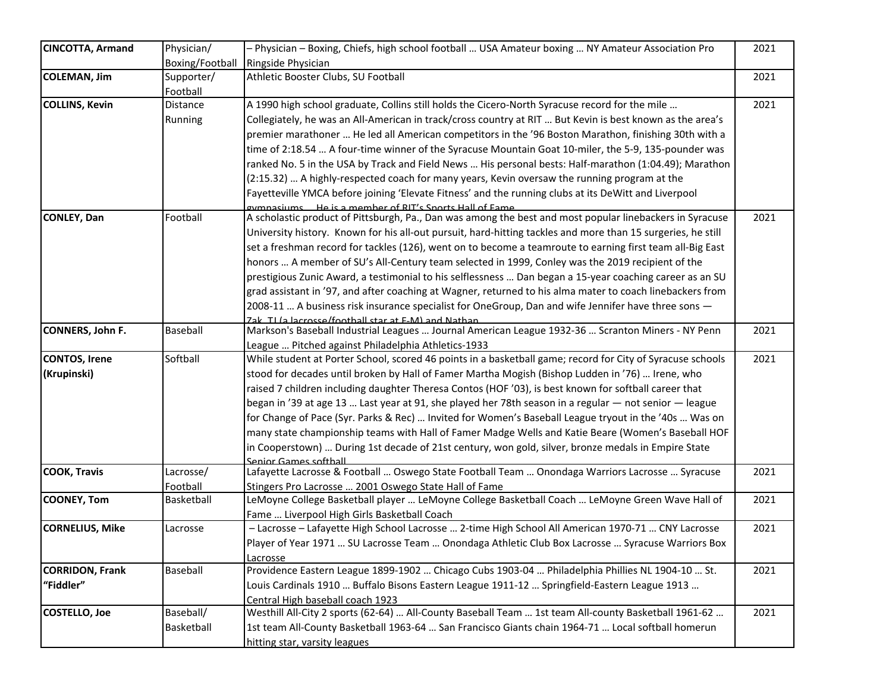| | | | |
|---|---|---|---|
| **CINCOTTA, Armand** | Physician/ Boxing/Football | – Physician – Boxing, Chiefs, high school football … USA Amateur boxing … NY Amateur Association Pro Ringside Physician | 2021 |
| **COLEMAN, Jim** | Supporter/ Football | Athletic Booster Clubs, SU Football | 2021 |
| **COLLINS, Kevin** | Distance Running | A 1990 high school graduate, Collins still holds the Cicero-North Syracuse record for the mile … Collegiately, he was an All-American in track/cross country at RIT … But Kevin is best known as the area's premier marathoner … He led all American competitors in the '96 Boston Marathon, finishing 30th with a time of 2:18.54 … A four-time winner of the Syracuse Mountain Goat 10-miler, the 5-9, 135-pounder was ranked No. 5 in the USA by Track and Field News … His personal bests: Half-marathon (1:04.49); Marathon (2:15.32) … A highly-respected coach for many years, Kevin oversaw the running program at the Fayetteville YMCA before joining 'Elevate Fitness' and the running clubs at its DeWitt and Liverpool gymnasiums … He is a member of RIT's Sports Hall of Fame | 2021 |
| **CONLEY, Dan** | Football | A scholastic product of Pittsburgh, Pa., Dan was among the best and most popular linebackers in Syracuse University history. Known for his all-out pursuit, hard-hitting tackles and more than 15 surgeries, he still set a freshman record for tackles (126), went on to become a teamroute to earning first team all-Big East honors … A member of SU's All-Century team selected in 1999, Conley was the 2019 recipient of the prestigious Zunic Award, a testimonial to his selflessness … Dan began a 15-year coaching career as an SU grad assistant in '97, and after coaching at Wagner, returned to his alma mater to coach linebackers from 2008-11 … A business risk insurance specialist for OneGroup, Dan and wife Jennifer have three sons — Zak, TJ (a lacrosse/football star at F-M) and Nathan | 2021 |
| **CONNERS, John F.** | Baseball | Markson's Baseball Industrial Leagues … Journal American League 1932-36 … Scranton Miners - NY Penn League … Pitched against Philadelphia Athletics-1933 | 2021 |
| **CONTOS, Irene (Krupinski)** | Softball | While student at Porter School, scored 46 points in a basketball game; record for City of Syracuse schools stood for decades until broken by Hall of Famer Martha Mogish (Bishop Ludden in '76) … Irene, who raised 7 children including daughter Theresa Contos (HOF '03), is best known for softball career that began in '39 at age 13 … Last year at 91, she played her 78th season in a regular — not senior — league for Change of Pace (Syr. Parks & Rec) … Invited for Women's Baseball League tryout in the '40s … Was on many state championship teams with Hall of Famer Madge Wells and Katie Beare (Women's Baseball HOF in Cooperstown) … During 1st decade of 21st century, won gold, silver, bronze medals in Empire State Senior Games softball | 2021 |
| **COOK, Travis** | Lacrosse/ Football | Lafayette Lacrosse & Football … Oswego State Football Team … Onondaga Warriors Lacrosse … Syracuse Stingers Pro Lacrosse … 2001 Oswego State Hall of Fame | 2021 |
| **COONEY, Tom** | Basketball | LeMoyne College Basketball player … LeMoyne College Basketball Coach … LeMoyne Green Wave Hall of Fame … Liverpool High Girls Basketball Coach | 2021 |
| **CORNELIUS, Mike** | Lacrosse | – Lacrosse – Lafayette High School Lacrosse … 2-time High School All American 1970-71 … CNY Lacrosse Player of Year 1971 … SU Lacrosse Team … Onondaga Athletic Club Box Lacrosse … Syracuse Warriors Box Lacrosse | 2021 |
| **CORRIDON, Frank "Fiddler"** | Baseball | Providence Eastern League 1899-1902 … Chicago Cubs 1903-04 … Philadelphia Phillies NL 1904-10 … St. Louis Cardinals 1910 … Buffalo Bisons Eastern League 1911-12 … Springfield-Eastern League 1913 … Central High baseball coach 1923 | 2021 |
| **COSTELLO, Joe** | Baseball/ Basketball | Westhill All-City 2 sports (62-64) … All-County Baseball Team … 1st team All-county Basketball 1961-62 … 1st team All-County Basketball 1963-64 … San Francisco Giants chain 1964-71 … Local softball homerun hitting star, varsity leagues | 2021 |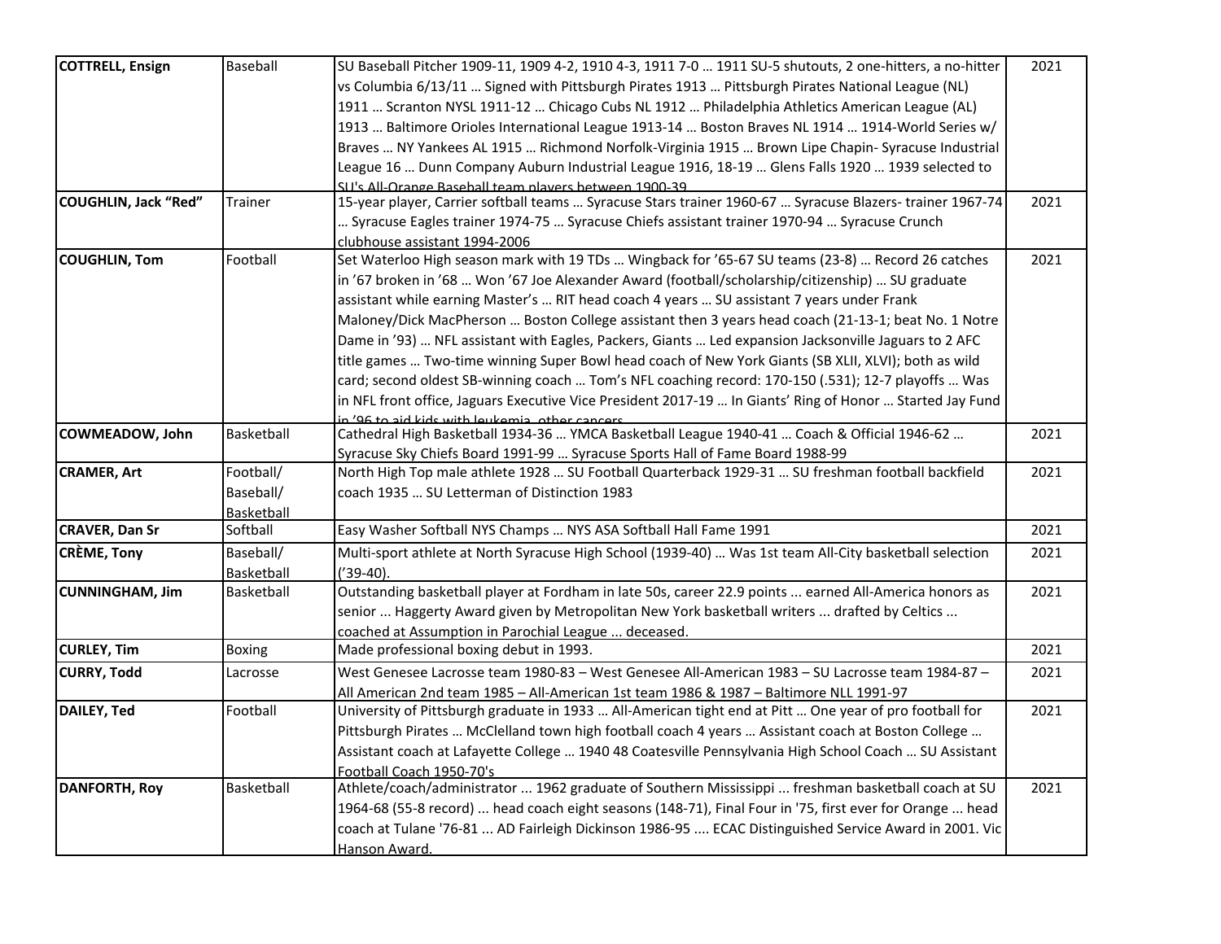| | | | |
|---|---|---|---|
| **COTTRELL, Ensign** | Baseball | SU Baseball Pitcher 1909-11, 1909 4-2, 1910 4-3, 1911 7-0 … 1911 SU-5 shutouts, 2 one-hitters, a no-hitter vs Columbia 6/13/11 … Signed with Pittsburgh Pirates 1913 … Pittsburgh Pirates National League (NL) 1911 … Scranton NYSL 1911-12 … Chicago Cubs NL 1912 … Philadelphia Athletics American League (AL) 1913 … Baltimore Orioles International League 1913-14 … Boston Braves NL 1914 … 1914-World Series w/ Braves … NY Yankees AL 1915 … Richmond Norfolk-Virginia 1915 … Brown Lipe Chapin- Syracuse Industrial League 16 … Dunn Company Auburn Industrial League 1916, 18-19 … Glens Falls 1920 … 1939 selected to SU's All-Orange Baseball team players between 1900-39 | 2021 |
| **COUGHLIN, Jack "Red"** | Trainer | 15-year player, Carrier softball teams … Syracuse Stars trainer 1960-67 … Syracuse Blazers- trainer 1967-74 … Syracuse Eagles trainer 1974-75 … Syracuse Chiefs assistant trainer 1970-94 … Syracuse Crunch clubhouse assistant 1994-2006 | 2021 |
| **COUGHLIN, Tom** | Football | Set Waterloo High season mark with 19 TDs … Wingback for '65-67 SU teams (23-8) … Record 26 catches in '67 broken in '68 … Won '67 Joe Alexander Award (football/scholarship/citizenship) … SU graduate assistant while earning Master's … RIT head coach 4 years … SU assistant 7 years under Frank Maloney/Dick MacPherson … Boston College assistant then 3 years head coach (21-13-1; beat No. 1 Notre Dame in '93) … NFL assistant with Eagles, Packers, Giants … Led expansion Jacksonville Jaguars to 2 AFC title games … Two-time winning Super Bowl head coach of New York Giants (SB XLII, XLVI); both as wild card; second oldest SB-winning coach … Tom's NFL coaching record: 170-150 (.531); 12-7 playoffs … Was in NFL front office, Jaguars Executive Vice President 2017-19 … In Giants' Ring of Honor … Started Jay Fund in '96 to aid kids with leukemia, other cancers | 2021 |
| **COWMEADOW, John** | Basketball | Cathedral High Basketball 1934-36 … YMCA Basketball League 1940-41 … Coach & Official 1946-62 … Syracuse Sky Chiefs Board 1991-99 … Syracuse Sports Hall of Fame Board 1988-99 | 2021 |
| **CRAMER, Art** | Football/ Baseball/ Basketball | North High Top male athlete 1928 … SU Football Quarterback 1929-31 … SU freshman football backfield coach 1935 … SU Letterman of Distinction 1983 | 2021 |
| **CRAVER, Dan Sr** | Softball | Easy Washer Softball NYS Champs … NYS ASA Softball Hall Fame 1991 | 2021 |
| **CRÈME, Tony** | Baseball/ Basketball | Multi-sport athlete at North Syracuse High School (1939-40) … Was 1st team All-City basketball selection ('39-40). | 2021 |
| **CUNNINGHAM, Jim** | Basketball | Outstanding basketball player at Fordham in late 50s, career 22.9 points ... earned All-America honors as senior ... Haggerty Award given by Metropolitan New York basketball writers ... drafted by Celtics ... coached at Assumption in Parochial League ... deceased. | 2021 |
| **CURLEY, Tim** | Boxing | Made professional boxing debut in 1993. | 2021 |
| **CURRY, Todd** | Lacrosse | West Genesee Lacrosse team 1980-83 – West Genesee All-American 1983 – SU Lacrosse team 1984-87 – All American 2nd team 1985 – All-American 1st team 1986 & 1987 – Baltimore NLL 1991-97 | 2021 |
| **DAILEY, Ted** | Football | University of Pittsburgh graduate in 1933 … All-American tight end at Pitt … One year of pro football for Pittsburgh Pirates … McClelland town high football coach 4 years … Assistant coach at Boston College … Assistant coach at Lafayette College … 1940 48 Coatesville Pennsylvania High School Coach … SU Assistant Football Coach 1950-70's | 2021 |
| **DANFORTH, Roy** | Basketball | Athlete/coach/administrator ... 1962 graduate of Southern Mississippi ... freshman basketball coach at SU 1964-68 (55-8 record) ... head coach eight seasons (148-71), Final Four in '75, first ever for Orange ... head coach at Tulane '76-81 ... AD Fairleigh Dickinson 1986-95 .... ECAC Distinguished Service Award in 2001. Vic Hanson Award. | 2021 |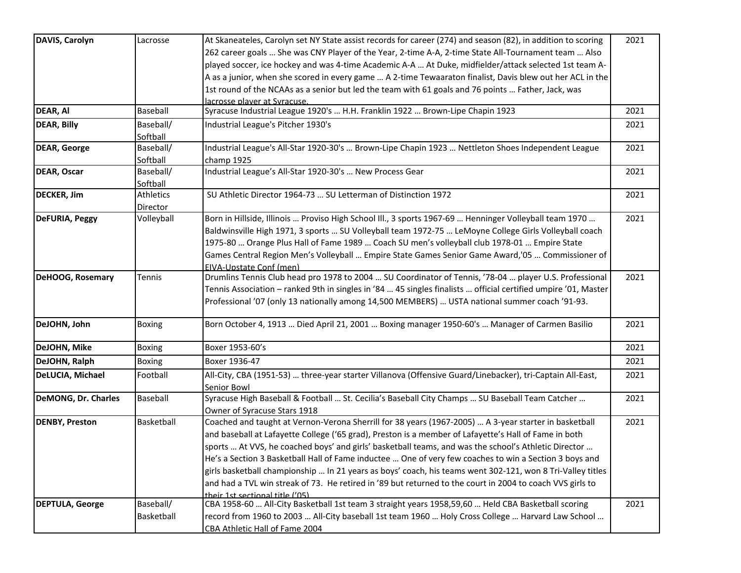| **DAVIS, Carolyn** | Lacrosse | At Skaneateles, Carolyn set NY State assist records for career (274) and season (82), in addition to scoring 262 career goals … She was CNY Player of the Year, 2-time A-A, 2-time State All-Tournament team … Also played soccer, ice hockey and was 4-time Academic A-A … At Duke, midfielder/attack selected 1st team A-A as a junior, when she scored in every game … A 2-time Tewaaraton finalist, Davis blew out her ACL in the 1st round of the NCAAs as a senior but led the team with 61 goals and 76 points … Father, Jack, was lacrosse player at Syracuse. | 2021 |
|---|---|---|---|
| **DEAR, Al** | Baseball | Syracuse Industrial League 1920's … H.H. Franklin 1922 … Brown-Lipe Chapin 1923 | 2021 |
| **DEAR, Billy** | Baseball/ Softball | Industrial League's Pitcher 1930's | 2021 |
| **DEAR, George** | Baseball/ Softball | Industrial League's All-Star 1920-30's … Brown-Lipe Chapin 1923 … Nettleton Shoes Independent League champ 1925 | 2021 |
| **DEAR, Oscar** | Baseball/ Softball | Industrial League's All-Star 1920-30's … New Process Gear | 2021 |
| **DECKER, Jim** | Athletics Director | SU Athletic Director 1964-73 … SU Letterman of Distinction 1972 | 2021 |
| **DeFURIA, Peggy** | Volleyball | Born in Hillside, Illinois … Proviso High School Ill., 3 sports 1967-69 … Henninger Volleyball team 1970 … Baldwinsville High 1971, 3 sports … SU Volleyball team 1972-75 … LeMoyne College Girls Volleyball coach 1975-80 … Orange Plus Hall of Fame 1989 … Coach SU men's volleyball club 1978-01 … Empire State Games Central Region Men's Volleyball … Empire State Games Senior Game Award,'05 … Commissioner of EIVA-Upstate Conf (men) | 2021 |
| **DeHOOG, Rosemary** | Tennis | Drumlins Tennis Club head pro 1978 to 2004 … SU Coordinator of Tennis, '78-04 … player U.S. Professional Tennis Association – ranked 9th in singles in '84 … 45 singles finalists … official certified umpire '01, Master Professional '07 (only 13 nationally among 14,500 MEMBERS) … USTA national summer coach '91-93. | 2021 |
| **DeJOHN, John** | Boxing | Born October 4, 1913 … Died April 21, 2001 … Boxing manager 1950-60's … Manager of Carmen Basilio | 2021 |
| **DeJOHN, Mike** | Boxing | Boxer 1953-60's | 2021 |
| **DeJOHN, Ralph** | Boxing | Boxer 1936-47 | 2021 |
| **DeLUCIA, Michael** | Football | All-City, CBA (1951-53) … three-year starter Villanova (Offensive Guard/Linebacker), tri-Captain All-East, Senior Bowl | 2021 |
| **DeMONG, Dr. Charles** | Baseball | Syracuse High Baseball & Football … St. Cecilia's Baseball City Champs … SU Baseball Team Catcher … Owner of Syracuse Stars 1918 | 2021 |
| **DENBY, Preston** | Basketball | Coached and taught at Vernon-Verona Sherrill for 38 years (1967-2005) … A 3-year starter in basketball and baseball at Lafayette College ('65 grad), Preston is a member of Lafayette's Hall of Fame in both sports … At VVS, he coached boys' and girls' basketball teams, and was the school's Athletic Director … He's a Section 3 Basketball Hall of Fame inductee … One of very few coaches to win a Section 3 boys and girls basketball championship … In 21 years as boys' coach, his teams went 302-121, won 8 Tri-Valley titles and had a TVL win streak of 73. He retired in '89 but returned to the court in 2004 to coach VVS girls to their 1st sectional title ('05) | 2021 |
| **DEPTULA, George** | Baseball/ Basketball | CBA 1958-60 … All-City Basketball 1st team 3 straight years 1958,59,60 … Held CBA Basketball scoring record from 1960 to 2003 … All-City baseball 1st team 1960 … Holy Cross College … Harvard Law School … CBA Athletic Hall of Fame 2004 | 2021 |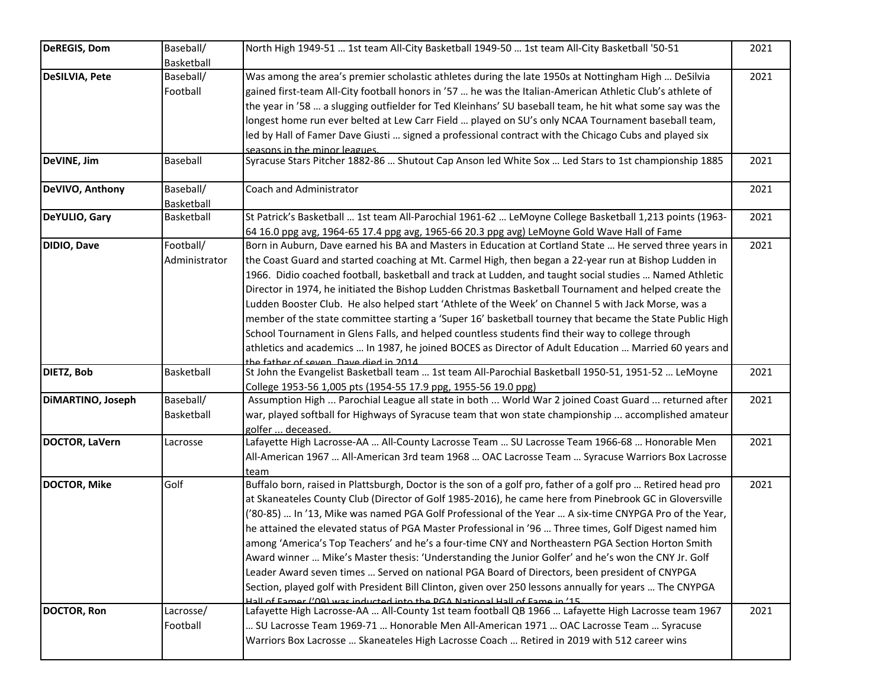| | | | |
|---|---|---|---|
| **DeREGIS, Dom** | Baseball/ Basketball | North High 1949-51 … 1st team All-City Basketball 1949-50 … 1st team All-City Basketball '50-51 | 2021 |
| **DeSILVIA, Pete** | Baseball/ Football | Was among the area's premier scholastic athletes during the late 1950s at Nottingham High … DeSilvia gained first-team All-City football honors in '57 … he was the Italian-American Athletic Club's athlete of the year in '58 … a slugging outfielder for Ted Kleinhans' SU baseball team, he hit what some say was the longest home run ever belted at Lew Carr Field … played on SU's only NCAA Tournament baseball team, led by Hall of Famer Dave Giusti … signed a professional contract with the Chicago Cubs and played six seasons in the minor leagues. | 2021 |
| **DeVINE, Jim** | Baseball | Syracuse Stars Pitcher 1882-86 … Shutout Cap Anson led White Sox … Led Stars to 1st championship 1885 | 2021 |
| **DeVIVO, Anthony** | Baseball/ Basketball | Coach and Administrator | 2021 |
| **DeYULIO, Gary** | Basketball | St Patrick's Basketball … 1st team All-Parochial 1961-62 … LeMoyne College Basketball 1,213 points (1963-64 16.0 ppg avg, 1964-65 17.4 ppg avg, 1965-66 20.3 ppg avg) LeMoyne Gold Wave Hall of Fame | 2021 |
| **DIDIO, Dave** | Football/ Administrator | Born in Auburn, Dave earned his BA and Masters in Education at Cortland State … He served three years in the Coast Guard and started coaching at Mt. Carmel High, then began a 22-year run at Bishop Ludden in 1966. Didio coached football, basketball and track at Ludden, and taught social studies … Named Athletic Director in 1974, he initiated the Bishop Ludden Christmas Basketball Tournament and helped create the Ludden Booster Club. He also helped start 'Athlete of the Week' on Channel 5 with Jack Morse, was a member of the state committee starting a 'Super 16' basketball tourney that became the State Public High School Tournament in Glens Falls, and helped countless students find their way to college through athletics and academics … In 1987, he joined BOCES as Director of Adult Education … Married 60 years and the father of seven. Dave died in 2014. | 2021 |
| **DIETZ, Bob** | Basketball | St John the Evangelist Basketball team … 1st team All-Parochial Basketball 1950-51, 1951-52 … LeMoyne College 1953-56 1,005 pts (1954-55 17.9 ppg, 1955-56 19.0 ppg) | 2021 |
| **DiMARTINO, Joseph** | Baseball/ Basketball | Assumption High ... Parochial League all state in both ... World War 2 joined Coast Guard ... returned after war, played softball for Highways of Syracuse team that won state championship ... accomplished amateur golfer ... deceased. | 2021 |
| **DOCTOR, LaVern** | Lacrosse | Lafayette High Lacrosse-AA … All-County Lacrosse Team … SU Lacrosse Team 1966-68 … Honorable Men All-American 1967 … All-American 3rd team 1968 … OAC Lacrosse Team … Syracuse Warriors Box Lacrosse team | 2021 |
| **DOCTOR, Mike** | Golf | Buffalo born, raised in Plattsburgh, Doctor is the son of a golf pro, father of a golf pro … Retired head pro at Skaneateles County Club (Director of Golf 1985-2016), he came here from Pinebrook GC in Gloversville ('80-85) … In '13, Mike was named PGA Golf Professional of the Year … A six-time CNYPGA Pro of the Year, he attained the elevated status of PGA Master Professional in '96 … Three times, Golf Digest named him among 'America's Top Teachers' and he's a four-time CNY and Northeastern PGA Section Horton Smith Award winner … Mike's Master thesis: 'Understanding the Junior Golfer' and he's won the CNY Jr. Golf Leader Award seven times … Served on national PGA Board of Directors, been president of CNYPGA Section, played golf with President Bill Clinton, given over 250 lessons annually for years … The CNYPGA Hall of Famer ('09) was inducted into the PGA National Hall of Fame in '15. | 2021 |
| **DOCTOR, Ron** | Lacrosse/ Football | Lafayette High Lacrosse-AA … All-County 1st team football QB 1966 … Lafayette High Lacrosse team 1967 … SU Lacrosse Team 1969-71 … Honorable Men All-American 1971 … OAC Lacrosse Team … Syracuse Warriors Box Lacrosse … Skaneateles High Lacrosse Coach … Retired in 2019 with 512 career wins | 2021 |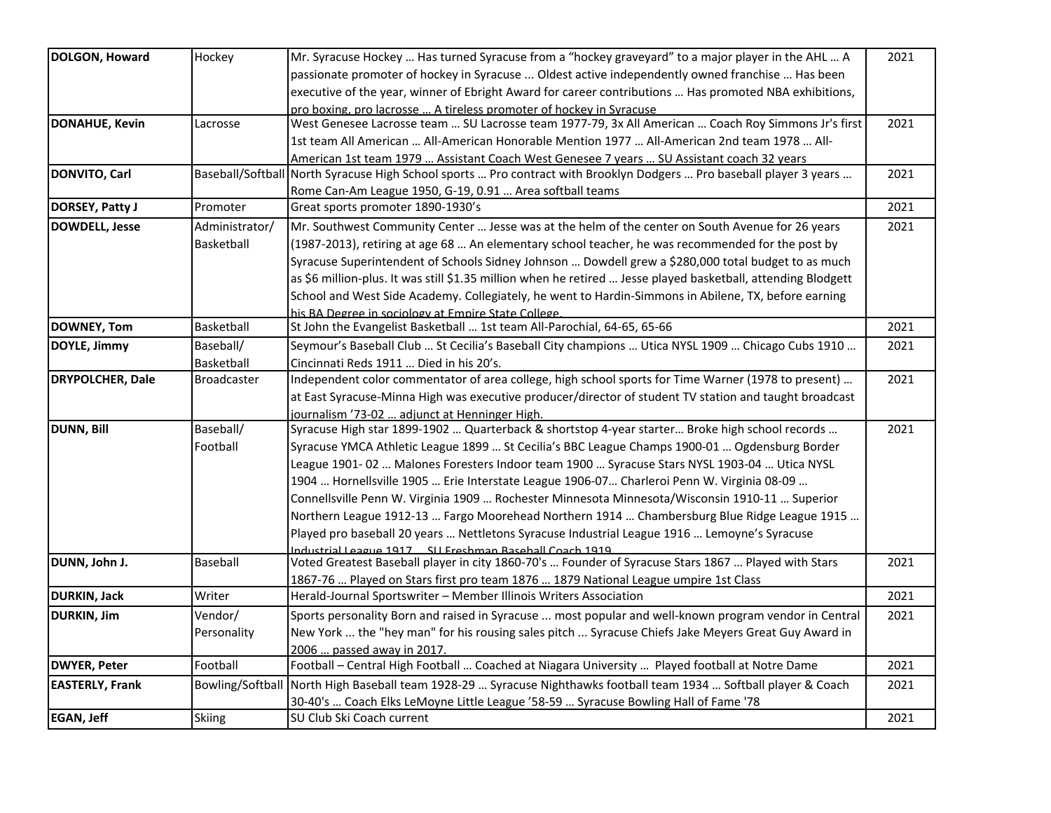| | | | |
|---|---|---|---|
| **DOLGON, Howard** | Hockey | Mr. Syracuse Hockey … Has turned Syracuse from a "hockey graveyard" to a major player in the AHL … A passionate promoter of hockey in Syracuse ... Oldest active independently owned franchise … Has been executive of the year, winner of Ebright Award for career contributions … Has promoted NBA exhibitions, pro boxing, pro lacrosse … A tireless promoter of hockey in Syracuse | 2021 |
| **DONAHUE, Kevin** | Lacrosse | West Genesee Lacrosse team … SU Lacrosse team 1977-79, 3x All American … Coach Roy Simmons Jr's first 1st team All American … All-American Honorable Mention 1977 … All-American 2nd team 1978 … All-American 1st team 1979 … Assistant Coach West Genesee 7 years … SU Assistant coach 32 years | 2021 |
| **DONVITO, Carl** | Baseball/Softball | North Syracuse High School sports … Pro contract with Brooklyn Dodgers … Pro baseball player 3 years … Rome Can-Am League 1950, G-19, 0.91 … Area softball teams | 2021 |
| **DORSEY, Patty J** | Promoter | Great sports promoter 1890-1930's | 2021 |
| **DOWDELL, Jesse** | Administrator/ Basketball | Mr. Southwest Community Center … Jesse was at the helm of the center on South Avenue for 26 years (1987-2013), retiring at age 68 … An elementary school teacher, he was recommended for the post by Syracuse Superintendent of Schools Sidney Johnson … Dowdell grew a $280,000 total budget to as much as $6 million-plus. It was still $1.35 million when he retired … Jesse played basketball, attending Blodgett School and West Side Academy. Collegiately, he went to Hardin-Simmons in Abilene, TX, before earning his BA Degree in sociology at Empire State College. | 2021 |
| **DOWNEY, Tom** | Basketball | St John the Evangelist Basketball … 1st team All-Parochial, 64-65, 65-66 | 2021 |
| **DOYLE, Jimmy** | Baseball/ Basketball | Seymour's Baseball Club … St Cecilia's Baseball City champions … Utica NYSL 1909 … Chicago Cubs 1910 … Cincinnati Reds 1911 … Died in his 20's. | 2021 |
| **DRYPOLCHER, Dale** | Broadcaster | Independent color commentator of area college, high school sports for Time Warner (1978 to present) … at East Syracuse-Minna High was executive producer/director of student TV station and taught broadcast journalism '73-02 … adjunct at Henninger High. | 2021 |
| **DUNN, Bill** | Baseball/ Football | Syracuse High star 1899-1902 … Quarterback & shortstop 4-year starter… Broke high school records … Syracuse YMCA Athletic League 1899 … St Cecilia's BBC League Champs 1900-01 … Ogdensburg Border League 1901- 02 … Malones Foresters Indoor team 1900 … Syracuse Stars NYSL 1903-04 … Utica NYSL 1904 … Hornellsville 1905 … Erie Interstate League 1906-07… Charleroi Penn W. Virginia 08-09 … Connellsville Penn W. Virginia 1909 … Rochester Minnesota Minnesota/Wisconsin 1910-11 … Superior Northern League 1912-13 … Fargo Moorehead Northern 1914 … Chambersburg Blue Ridge League 1915 … Played pro baseball 20 years … Nettletons Syracuse Industrial League 1916 … Lemoyne's Syracuse Industrial League 1917 … SU Freshman Baseball Coach 1919 | 2021 |
| **DUNN, John J.** | Baseball | Voted Greatest Baseball player in city 1860-70's … Founder of Syracuse Stars 1867 … Played with Stars 1867-76 … Played on Stars first pro team 1876 … 1879 National League umpire 1st Class | 2021 |
| **DURKIN, Jack** | Writer | Herald-Journal Sportswriter – Member Illinois Writers Association | 2021 |
| **DURKIN, Jim** | Vendor/ Personality | Sports personality Born and raised in Syracuse ... most popular and well-known program vendor in Central New York ... the "hey man" for his rousing sales pitch ... Syracuse Chiefs Jake Meyers Great Guy Award in 2006 … passed away in 2017. | 2021 |
| **DWYER, Peter** | Football | Football – Central High Football … Coached at Niagara University … Played football at Notre Dame | 2021 |
| **EASTERLY, Frank** | Bowling/Softball | North High Baseball team 1928-29 … Syracuse Nighthawks football team 1934 … Softball player & Coach 30-40's … Coach Elks LeMoyne Little League '58-59 … Syracuse Bowling Hall of Fame '78 | 2021 |
| **EGAN, Jeff** | Skiing | SU Club Ski Coach current | 2021 |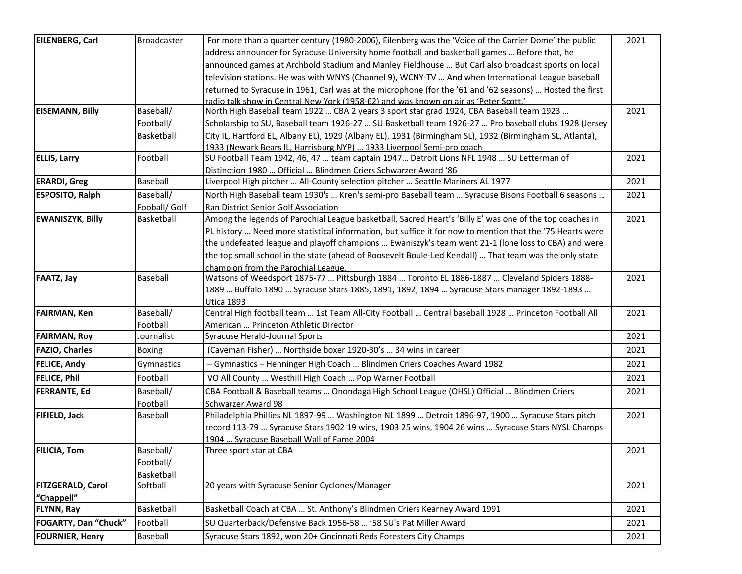| **EILENBERG, Carl** | Broadcaster | For more than a quarter century (1980-2006), Eilenberg was the 'Voice of the Carrier Dome' the public address announcer for Syracuse University home football and basketball games … Before that, he announced games at Archbold Stadium and Manley Fieldhouse … But Carl also broadcast sports on local television stations. He was with WNYS (Channel 9), WCNY-TV … And when International League baseball returned to Syracuse in 1961, Carl was at the microphone (for the '61 and '62 seasons) … Hosted the first radio talk show in Central New York (1958-62) and was known on air as 'Peter Scott.' | 2021 |
|---|---|---|---|
| **EISEMANN, Billy** | Baseball/ Football/ Basketball | North High Baseball team 1922 … CBA 2 years 3 sport star grad 1924, CBA Baseball team 1923 … Scholarship to SU, Baseball team 1926-27 … SU Basketball team 1926-27 … Pro baseball clubs 1928 (Jersey City IL, Hartford EL, Albany EL), 1929 (Albany EL), 1931 (Birmingham SL), 1932 (Birmingham SL, Atlanta), 1933 (Newark Bears IL, Harrisburg NYP) … 1933 Liverpool Semi-pro coach | 2021 |
| **ELLIS, Larry** | Football | SU Football Team 1942, 46, 47 … team captain 1947… Detroit Lions NFL 1948 … SU Letterman of Distinction 1980 … Official … Blindmen Criers Schwarzer Award '86 | 2021 |
| **ERARDI, Greg** | Baseball | Liverpool High pitcher … All-County selection pitcher … Seattle Mariners AL 1977 | 2021 |
| **ESPOSITO, Ralph** | Baseball/ Fooball/ Golf | North High Baseball team 1930's … Kren's semi-pro Baseball team … Syracuse Bisons Football 6 seasons … Ran District Senior Golf Association | 2021 |
| **EWANISZYK, Billy** | Basketball | Among the legends of Parochial League basketball, Sacred Heart's 'Billy E' was one of the top coaches in PL history … Need more statistical information, but suffice it for now to mention that the '75 Hearts were the undefeated league and playoff champions … Ewaniszyk's team went 21-1 (lone loss to CBA) and were the top small school in the state (ahead of Roosevelt Boule-Led Kendall) … That team was the only state champion from the Parochial League. | 2021 |
| **FAATZ, Jay** | Baseball | Watsons of Weedsport 1875-77 … Pittsburgh 1884 … Toronto EL 1886-1887 … Cleveland Spiders 1888-1889 … Buffalo 1890 … Syracuse Stars 1885, 1891, 1892, 1894 … Syracuse Stars manager 1892-1893 … Utica 1893 | 2021 |
| **FAIRMAN, Ken** | Baseball/ Football | Central High football team … 1st Team All-City Football … Central baseball 1928 … Princeton Football All American … Princeton Athletic Director | 2021 |
| **FAIRMAN, Roy** | Journalist | Syracuse Herald-Journal Sports | 2021 |
| **FAZIO, Charles** | Boxing | (Caveman Fisher) … Northside boxer 1920-30's … 34 wins in career | 2021 |
| **FELICE, Andy** | Gymnastics | – Gymnastics – Henninger High Coach … Blindmen Criers Coaches Award 1982 | 2021 |
| **FELICE, Phil** | Football | VO All County … Westhill High Coach … Pop Warner Football | 2021 |
| **FERRANTE, Ed** | Baseball/ Football | CBA Football & Baseball teams … Onondaga High School League (OHSL) Official … Blindmen Criers Schwarzer Award 98 | 2021 |
| **FIFIELD, Jack** | Baseball | Philadelphia Phillies NL 1897-99 … Washington NL 1899 … Detroit 1896-97, 1900 … Syracuse Stars pitch record 113-79 … Syracuse Stars 1902 19 wins, 1903 25 wins, 1904 26 wins … Syracuse Stars NYSL Champs 1904 … Syracuse Baseball Wall of Fame 2004 | 2021 |
| **FILICIA, Tom** | Baseball/ Football/ Basketball | Three sport star at CBA | 2021 |
| **FITZGERALD, Carol "Chappell"** | Softball | 20 years with Syracuse Senior Cyclones/Manager | 2021 |
| **FLYNN, Ray** | Basketball | Basketball Coach at CBA … St. Anthony's Blindmen Criers Kearney Award 1991 | 2021 |
| **FOGARTY, Dan "Chuck"** | Football | SU Quarterback/Defensive Back 1956-58 … '58 SU's Pat Miller Award | 2021 |
| **FOURNIER, Henry** | Baseball | Syracuse Stars 1892, won 20+ Cincinnati Reds Foresters City Champs | 2021 |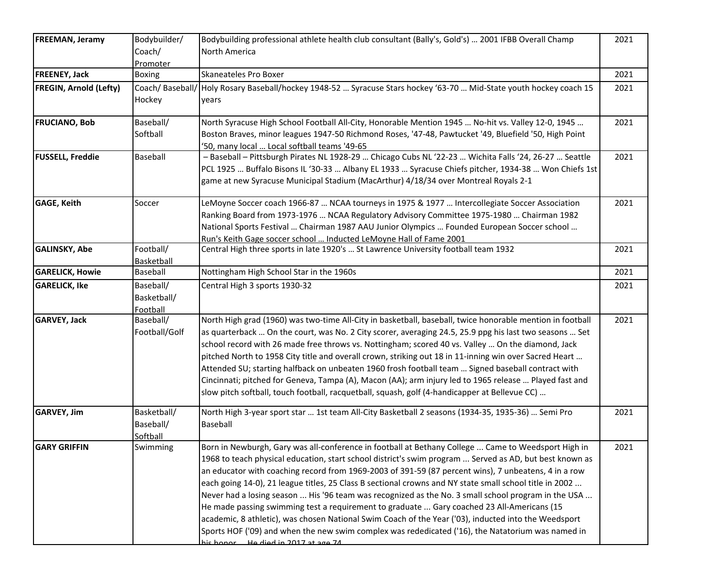| **FREEMAN, Jeramy** | Bodybuilder/ Coach/ Promoter | Bodybuilding professional athlete health club consultant (Bally's, Gold's) … 2001 IFBB Overall Champ North America | 2021 |
|---|---|---|---|
| **FREENEY, Jack** | Boxing | Skaneateles Pro Boxer | 2021 |
| **FREGIN, Arnold (Lefty)** | Coach/ Baseball/ Hockey | Holy Rosary Baseball/hockey 1948-52 … Syracuse Stars hockey '63-70 … Mid-State youth hockey coach 15 years | 2021 |
| **FRUCIANO, Bob** | Baseball/ Softball | North Syracuse High School Football All-City, Honorable Mention 1945 … No-hit vs. Valley 12-0, 1945 … Boston Braves, minor leagues 1947-50 Richmond Roses, '47-48, Pawtucket '49, Bluefield '50, High Point '50, many local … Local softball teams '49-65 | 2021 |
| **FUSSELL, Freddie** | Baseball | – Baseball – Pittsburgh Pirates NL 1928-29 … Chicago Cubs NL '22-23 … Wichita Falls '24, 26-27 … Seattle PCL 1925 … Buffalo Bisons IL '30-33 … Albany EL 1933 … Syracuse Chiefs pitcher, 1934-38 … Won Chiefs 1st game at new Syracuse Municipal Stadium (MacArthur) 4/18/34 over Montreal Royals 2-1 | 2021 |
| **GAGE, Keith** | Soccer | LeMoyne Soccer coach 1966-87 … NCAA tourneys in 1975 & 1977 … Intercollegiate Soccer Association Ranking Board from 1973-1976 … NCAA Regulatory Advisory Committee 1975-1980 … Chairman 1982 National Sports Festival … Chairman 1987 AAU Junior Olympics … Founded European Soccer school … Run's Keith Gage soccer school … Inducted LeMoyne Hall of Fame 2001 | 2021 |
| **GALINSKY, Abe** | Football/ Basketball | Central High three sports in late 1920's … St Lawrence University football team 1932 | 2021 |
| **GARELICK, Howie** | Baseball | Nottingham High School Star in the 1960s | 2021 |
| **GARELICK, Ike** | Baseball/ Basketball/ Football | Central High 3 sports 1930-32 | 2021 |
| **GARVEY, Jack** | Baseball/ Football/Golf | North High grad (1960) was two-time All-City in basketball, baseball, twice honorable mention in football as quarterback … On the court, was No. 2 City scorer, averaging 24.5, 25.9 ppg his last two seasons … Set school record with 26 made free throws vs. Nottingham; scored 40 vs. Valley … On the diamond, Jack pitched North to 1958 City title and overall crown, striking out 18 in 11-inning win over Sacred Heart … Attended SU; starting halfback on unbeaten 1960 frosh football team … Signed baseball contract with Cincinnati; pitched for Geneva, Tampa (A), Macon (AA); arm injury led to 1965 release … Played fast and slow pitch softball, touch football, racquetball, squash, golf (4-handicapper at Bellevue CC) … | 2021 |
| **GARVEY, Jim** | Basketball/ Baseball/ Softball | North High 3-year sport star … 1st team All-City Basketball 2 seasons (1934-35, 1935-36) … Semi Pro Baseball | 2021 |
| **GARY GRIFFIN** | Swimming | Born in Newburgh, Gary was all-conference in football at Bethany College ... Came to Weedsport High in 1968 to teach physical education, start school district's swim program ... Served as AD, but best known as an educator with coaching record from 1969-2003 of 391-59 (87 percent wins), 7 unbeatens, 4 in a row each going 14-0), 21 league titles, 25 Class B sectional crowns and NY state small school title in 2002 ... Never had a losing season ... His '96 team was recognized as the No. 3 small school program in the USA ... He made passing swimming test a requirement to graduate ... Gary coached 23 All-Americans (15 academic, 8 athletic), was chosen National Swim Coach of the Year ('03), inducted into the Weedsport Sports HOF ('09) and when the new swim complex was rededicated ('16), the Natatorium was named in his honor ... He died in 2017 at age 74 | 2021 |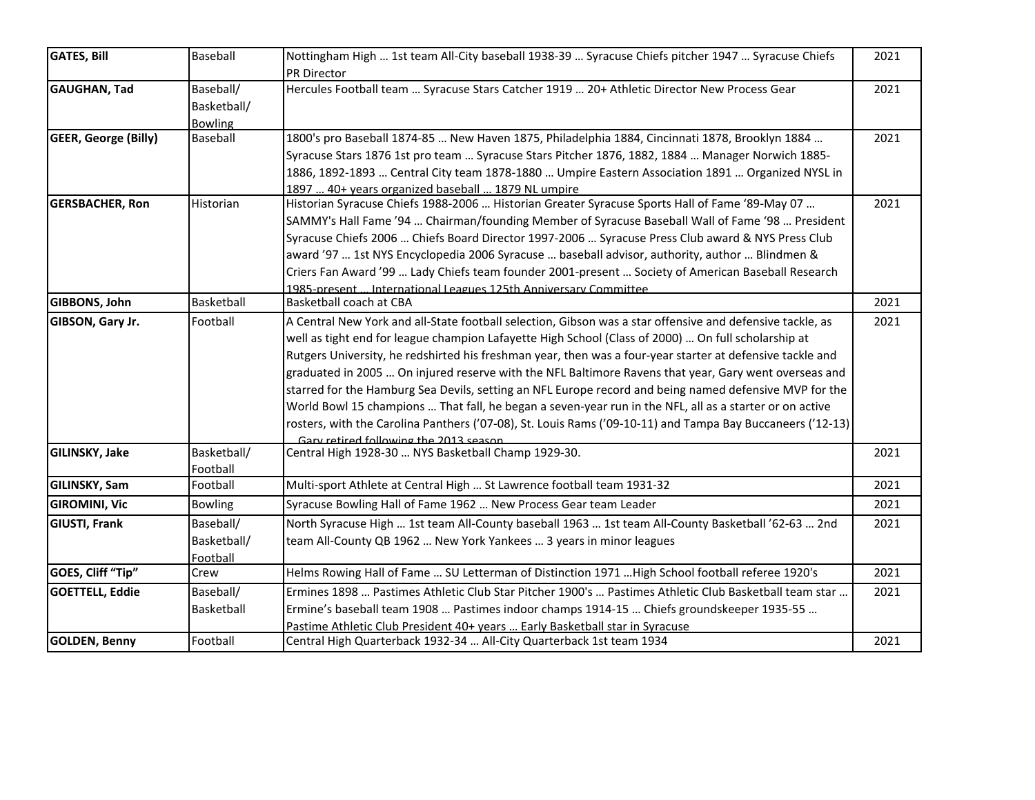| GATES, Bill | Baseball | Nottingham High … 1st team All-City baseball 1938-39 … Syracuse Chiefs pitcher 1947 … Syracuse Chiefs PR Director | 2021 |
|---|---|---|---|
| GAUGHAN, Tad | Baseball/ Basketball/ Bowling | Hercules Football team … Syracuse Stars Catcher 1919 … 20+ Athletic Director New Process Gear | 2021 |
| GEER, George (Billy) | Baseball | 1800's pro Baseball 1874-85 … New Haven 1875, Philadelphia 1884, Cincinnati 1878, Brooklyn 1884 … Syracuse Stars 1876 1st pro team … Syracuse Stars Pitcher 1876, 1882, 1884 … Manager Norwich 1885-1886, 1892-1893 … Central City team 1878-1880 … Umpire Eastern Association 1891 … Organized NYSL in 1897 … 40+ years organized baseball … 1879 NL umpire | 2021 |
| GERSBACHER, Ron | Historian | Historian Syracuse Chiefs 1988-2006 … Historian Greater Syracuse Sports Hall of Fame '89-May 07 … SAMMY's Hall Fame '94 … Chairman/founding Member of Syracuse Baseball Wall of Fame '98 … President Syracuse Chiefs 2006 … Chiefs Board Director 1997-2006 … Syracuse Press Club award & NYS Press Club award '97 … 1st NYS Encyclopedia 2006 Syracuse … baseball advisor, authority, author … Blindmen & Criers Fan Award '99 … Lady Chiefs team founder 2001-present … Society of American Baseball Research 1985-present … International Leagues 125th Anniversary Committee | 2021 |
| GIBBONS, John | Basketball | Basketball coach at CBA | 2021 |
| GIBSON, Gary Jr. | Football | A Central New York and all-State football selection, Gibson was a star offensive and defensive tackle, as well as tight end for league champion Lafayette High School (Class of 2000) … On full scholarship at Rutgers University, he redshirted his freshman year, then was a four-year starter at defensive tackle and graduated in 2005 … On injured reserve with the NFL Baltimore Ravens that year, Gary went overseas and starred for the Hamburg Sea Devils, setting an NFL Europe record and being named defensive MVP for the World Bowl 15 champions … That fall, he began a seven-year run in the NFL, all as a starter or on active rosters, with the Carolina Panthers ('07-08), St. Louis Rams ('09-10-11) and Tampa Bay Buccaneers ('12-13) … Gary retired following the 2013 season | 2021 |
| GILINSKY, Jake | Basketball/ Football | Central High 1928-30 … NYS Basketball Champ 1929-30. | 2021 |
| GILINSKY, Sam | Football | Multi-sport Athlete at Central High … St Lawrence football team 1931-32 | 2021 |
| GIROMINI, Vic | Bowling | Syracuse Bowling Hall of Fame 1962 … New Process Gear team Leader | 2021 |
| GIUSTI, Frank | Baseball/ Basketball/ Football | North Syracuse High … 1st team All-County baseball 1963 … 1st team All-County Basketball '62-63 … 2nd team All-County QB 1962 … New York Yankees … 3 years in minor leagues | 2021 |
| GOES, Cliff "Tip" | Crew | Helms Rowing Hall of Fame … SU Letterman of Distinction 1971 …High School football referee 1920's | 2021 |
| GOETTELL, Eddie | Baseball/ Basketball | Ermines 1898 … Pastimes Athletic Club Star Pitcher 1900's … Pastimes Athletic Club Basketball team star … Ermine's baseball team 1908 … Pastimes indoor champs 1914-15 … Chiefs groundskeeper 1935-55 … Pastime Athletic Club President 40+ years … Early Basketball star in Syracuse | 2021 |
| GOLDEN, Benny | Football | Central High Quarterback 1932-34 … All-City Quarterback 1st team 1934 | 2021 |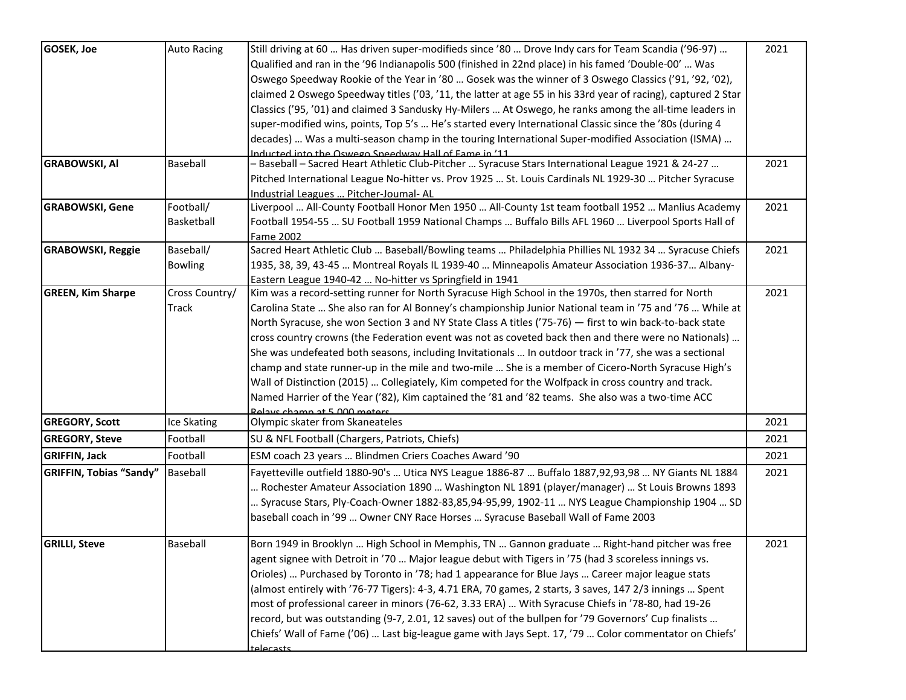| | | | |
|---|---|---|---|
| **GOSEK, Joe** | Auto Racing | Still driving at 60 … Has driven super-modifieds since ’80 … Drove Indy cars for Team Scandia (’96-97) … Qualified and ran in the ’96 Indianapolis 500 (finished in 22nd place) in his famed ‘Double-00’ … Was Oswego Speedway Rookie of the Year in ’80 … Gosek was the winner of 3 Oswego Classics (’91, ’92, ’02), claimed 2 Oswego Speedway titles (’03, ’11, the latter at age 55 in his 33rd year of racing), captured 2 Star Classics (’95, ’01) and claimed 3 Sandusky Hy-Milers … At Oswego, he ranks among the all-time leaders in super-modified wins, points, Top 5’s … He’s started every International Classic since the ’80s (during 4 decades) … Was a multi-season champ in the touring International Super-modified Association (ISMA) … Inducted into the Oswego Speedway Hall of Fame in ’11 | 2021 |
| **GRABOWSKI, Al** | Baseball | – Baseball – Sacred Heart Athletic Club-Pitcher … Syracuse Stars International League 1921 & 24-27 … Pitched International League No-hitter vs. Prov 1925 … St. Louis Cardinals NL 1929-30 … Pitcher Syracuse Industrial Leagues … Pitcher-Joumal- AL | 2021 |
| **GRABOWSKI, Gene** | Football/ Basketball | Liverpool … All-County Football Honor Men 1950 … All-County 1st team football 1952 … Manlius Academy Football 1954-55 … SU Football 1959 National Champs … Buffalo Bills AFL 1960 … Liverpool Sports Hall of Fame 2002 | 2021 |
| **GRABOWSKI, Reggie** | Baseball/ Bowling | Sacred Heart Athletic Club … Baseball/Bowling teams … Philadelphia Phillies NL 1932 34 … Syracuse Chiefs 1935, 38, 39, 43-45 … Montreal Royals IL 1939-40 … Minneapolis Amateur Association 1936-37… Albany-Eastern League 1940-42 … No-hitter vs Springfield in 1941 | 2021 |
| **GREEN, Kim Sharpe** | Cross Country/ Track | Kim was a record-setting runner for North Syracuse High School in the 1970s, then starred for North Carolina State … She also ran for Al Bonney’s championship Junior National team in ’75 and ’76 … While at North Syracuse, she won Section 3 and NY State Class A titles (’75-76) — first to win back-to-back state cross country crowns (the Federation event was not as coveted back then and there were no Nationals) … She was undefeated both seasons, including Invitationals … In outdoor track in ’77, she was a sectional champ and state runner-up in the mile and two-mile … She is a member of Cicero-North Syracuse High’s Wall of Distinction (2015) … Collegiately, Kim competed for the Wolfpack in cross country and track. Named Harrier of the Year (’82), Kim captained the ’81 and ’82 teams. She also was a two-time ACC Relays champ at 5,000 meters | 2021 |
| **GREGORY, Scott** | Ice Skating | Olympic skater from Skaneateles | 2021 |
| **GREGORY, Steve** | Football | SU & NFL Football (Chargers, Patriots, Chiefs) | 2021 |
| **GRIFFIN, Jack** | Football | ESM coach 23 years … Blindmen Criers Coaches Award ’90 | 2021 |
| **GRIFFIN, Tobias “Sandy”** | Baseball | Fayetteville outfield 1880-90's … Utica NYS League 1886-87 … Buffalo 1887,92,93,98 … NY Giants NL 1884 … Rochester Amateur Association 1890 … Washington NL 1891 (player/manager) … St Louis Browns 1893 … Syracuse Stars, Ply-Coach-Owner 1882-83,85,94-95,99, 1902-11 … NYS League Championship 1904 … SD baseball coach in ’99 … Owner CNY Race Horses … Syracuse Baseball Wall of Fame 2003 | 2021 |
| **GRILLI, Steve** | Baseball | Born 1949 in Brooklyn … High School in Memphis, TN … Gannon graduate … Right-hand pitcher was free agent signee with Detroit in ’70 … Major league debut with Tigers in ’75 (had 3 scoreless innings vs. Orioles) … Purchased by Toronto in ’78; had 1 appearance for Blue Jays … Career major league stats (almost entirely with ’76-77 Tigers): 4-3, 4.71 ERA, 70 games, 2 starts, 3 saves, 147 2/3 innings … Spent most of professional career in minors (76-62, 3.33 ERA) … With Syracuse Chiefs in ’78-80, had 19-26 record, but was outstanding (9-7, 2.01, 12 saves) out of the bullpen for ’79 Governors’ Cup finalists … Chiefs’ Wall of Fame (’06) … Last big-league game with Jays Sept. 17, ’79 … Color commentator on Chiefs’ telecasts | 2021 |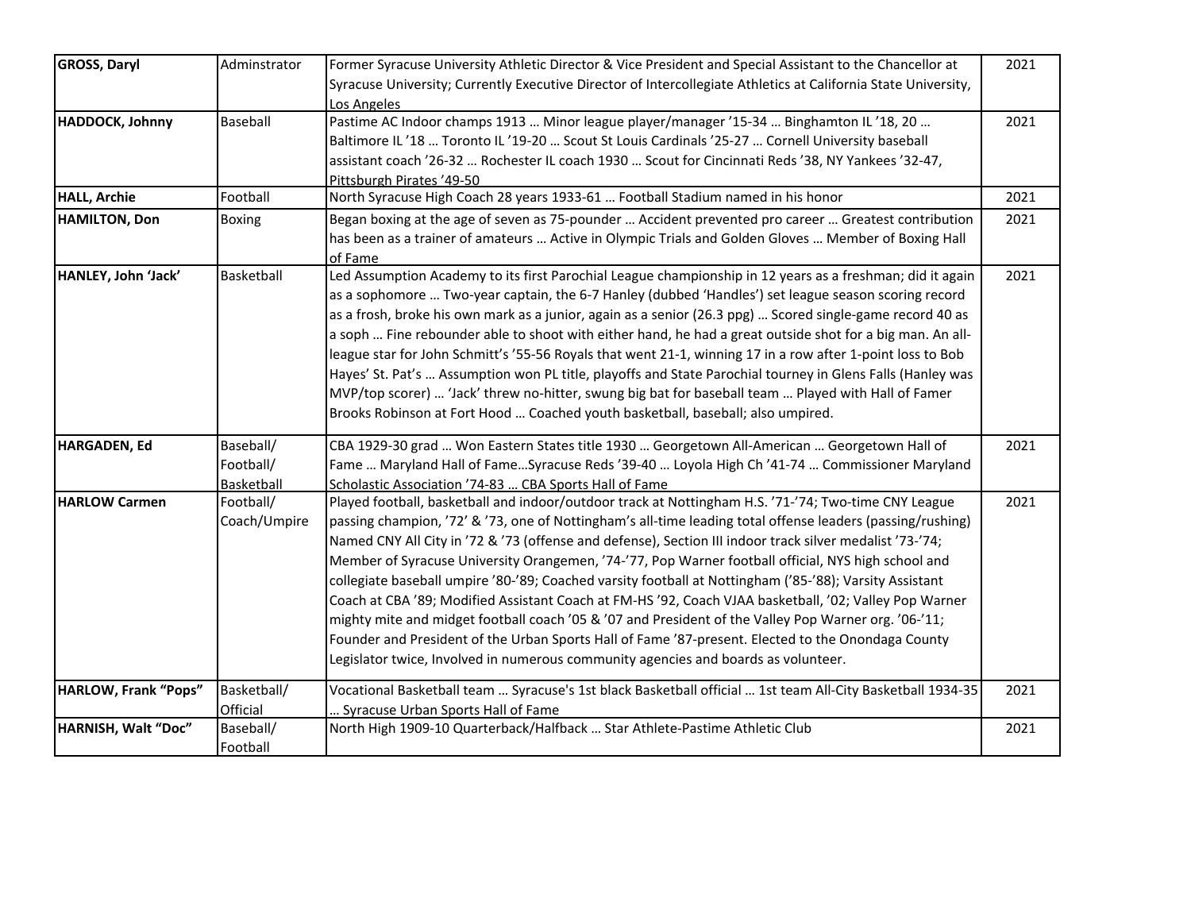| **GROSS, Daryl** | Adminstrator | Former Syracuse University Athletic Director & Vice President and Special Assistant to the Chancellor at Syracuse University; Currently Executive Director of Intercollegiate Athletics at California State University, Los Angeles | 2021 |
|---|---|---|---|
| **HADDOCK, Johnny** | Baseball | Pastime AC Indoor champs 1913 … Minor league player/manager '15-34 … Binghamton IL '18, 20 … Baltimore IL '18 … Toronto IL '19-20 … Scout St Louis Cardinals '25-27 … Cornell University baseball assistant coach '26-32 … Rochester IL coach 1930 … Scout for Cincinnati Reds '38, NY Yankees '32-47, Pittsburgh Pirates '49-50 | 2021 |
| **HALL, Archie** | Football | North Syracuse High Coach 28 years 1933-61 … Football Stadium named in his honor | 2021 |
| **HAMILTON, Don** | Boxing | Began boxing at the age of seven as 75-pounder … Accident prevented pro career … Greatest contribution has been as a trainer of amateurs … Active in Olympic Trials and Golden Gloves … Member of Boxing Hall of Fame | 2021 |
| **HANLEY, John 'Jack'** | Basketball | Led Assumption Academy to its first Parochial League championship in 12 years as a freshman; did it again as a sophomore … Two-year captain, the 6-7 Hanley (dubbed 'Handles') set league season scoring record as a frosh, broke his own mark as a junior, again as a senior (26.3 ppg) … Scored single-game record 40 as a soph … Fine rebounder able to shoot with either hand, he had a great outside shot for a big man. An all-league star for John Schmitt's '55-56 Royals that went 21-1, winning 17 in a row after 1-point loss to Bob Hayes' St. Pat's … Assumption won PL title, playoffs and State Parochial tourney in Glens Falls (Hanley was MVP/top scorer) … 'Jack' threw no-hitter, swung big bat for baseball team … Played with Hall of Famer Brooks Robinson at Fort Hood … Coached youth basketball, baseball; also umpired. | 2021 |
| **HARGADEN, Ed** | Baseball/ Football/ Basketball | CBA 1929-30 grad … Won Eastern States title 1930 … Georgetown All-American … Georgetown Hall of Fame … Maryland Hall of Fame…Syracuse Reds '39-40 … Loyola High Ch '41-74 … Commissioner Maryland Scholastic Association '74-83 … CBA Sports Hall of Fame | 2021 |
| **HARLOW Carmen** | Football/ Coach/Umpire | Played football, basketball and indoor/outdoor track at Nottingham H.S. '71-'74; Two-time CNY League passing champion, '72' & '73, one of Nottingham's all-time leading total offense leaders (passing/rushing) Named CNY All City in '72 & '73 (offense and defense), Section III indoor track silver medalist '73-'74; Member of Syracuse University Orangemen, '74-'77, Pop Warner football official, NYS high school and collegiate baseball umpire '80-'89; Coached varsity football at Nottingham ('85-'88); Varsity Assistant Coach at CBA '89; Modified Assistant Coach at FM-HS '92, Coach VJAA basketball, '02; Valley Pop Warner mighty mite and midget football coach '05 & '07 and President of the Valley Pop Warner org. '06-'11; Founder and President of the Urban Sports Hall of Fame '87-present. Elected to the Onondaga County Legislator twice, Involved in numerous community agencies and boards as volunteer. | 2021 |
| **HARLOW, Frank "Pops"** | Basketball/ Official | Vocational Basketball team … Syracuse's 1st black Basketball official … 1st team All-City Basketball 1934-35 … Syracuse Urban Sports Hall of Fame | 2021 |
| **HARNISH, Walt "Doc"** | Baseball/ Football | North High 1909-10 Quarterback/Halfback … Star Athlete-Pastime Athletic Club | 2021 |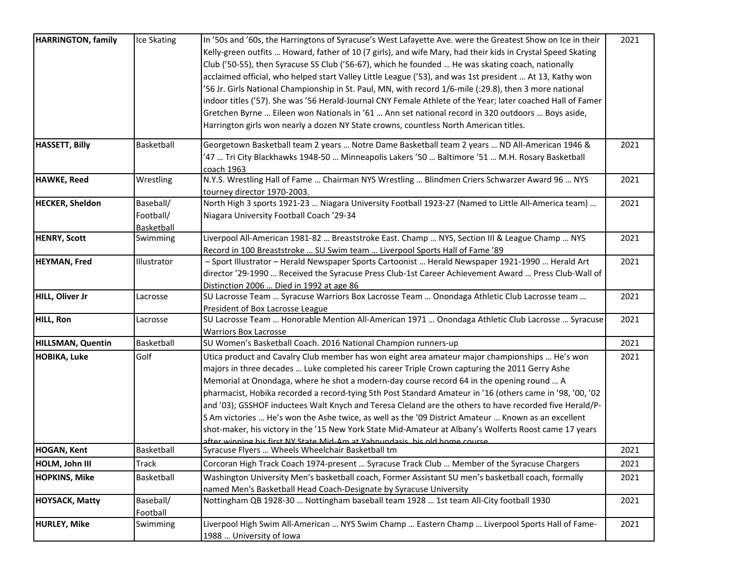| **HARRINGTON, family** | Ice Skating | In ’50s and ’60s, the Harringtons of Syracuse’s West Lafayette Ave. were the Greatest Show on Ice in their Kelly-green outfits … Howard, father of 10 (7 girls), and wife Mary, had their kids in Crystal Speed Skating Club (’50-55), then Syracuse SS Club (’56-67), which he founded … He was skating coach, nationally acclaimed official, who helped start Valley Little League (’53), and was 1st president … At 13, Kathy won ’56 Jr. Girls National Championship in St. Paul, MN, with record 1/6-mile (:29.8), then 3 more national indoor titles (’57). She was ’56 Herald-Journal CNY Female Athlete of the Year; later coached Hall of Famer Gretchen Byrne … Eileen won Nationals in ’61 … Ann set national record in 320 outdoors … Boys aside, Harrington girls won nearly a dozen NY State crowns, countless North American titles. | 2021 |
|---|---|---|---|
| **HASSETT, Billy** | Basketball | Georgetown Basketball team 2 years … Notre Dame Basketball team 2 years … ND All-American 1946 & ’47 … Tri City Blackhawks 1948-50 … Minneapolis Lakers ’50 … Baltimore ’51 … M.H. Rosary Basketball coach 1963 | 2021 |
| **HAWKE, Reed** | Wrestling | N.Y.S. Wrestling Hall of Fame … Chairman NYS Wrestling … Blindmen Criers Schwarzer Award 96 … NYS tourney director 1970-2003. | 2021 |
| **HECKER, Sheldon** | Baseball/ Football/ Basketball | North High 3 sports 1921-23 … Niagara University Football 1923-27 (Named to Little All-America team) … Niagara University Football Coach ’29-34 | 2021 |
| **HENRY, Scott** | Swimming | Liverpool All-American 1981-82 … Breaststroke East. Champ … NYS, Section III & League Champ … NYS Record in 100 Breaststroke … SU Swim team … Liverpool Sports Hall of Fame ’89 | 2021 |
| **HEYMAN, Fred** | Illustrator | – Sport Illustrator – Herald Newspaper Sports Cartoonist … Herald Newspaper 1921-1990 … Herald Art director ’29-1990 … Received the Syracuse Press Club-1st Career Achievement Award … Press Club-Wall of Distinction 2006 … Died in 1992 at age 86 | 2021 |
| **HILL, Oliver Jr** | Lacrosse | SU Lacrosse Team … Syracuse Warriors Box Lacrosse Team … Onondaga Athletic Club Lacrosse team … President of Box Lacrosse League | 2021 |
| **HILL, Ron** | Lacrosse | SU Lacrosse Team … Honorable Mention All-American 1971 … Onondaga Athletic Club Lacrosse … Syracuse Warriors Box Lacrosse | 2021 |
| **HILLSMAN, Quentin** | Basketball | SU Women’s Basketball Coach. 2016 National Champion runners-up | 2021 |
| **HOBIKA, Luke** | Golf | Utica product and Cavalry Club member has won eight area amateur major championships … He’s won majors in three decades … Luke completed his career Triple Crown capturing the 2011 Gerry Ashe Memorial at Onondaga, where he shot a modern-day course record 64 in the opening round … A pharmacist, Hobika recorded a record-tying 5th Post Standard Amateur in ’16 (others came in ’98, ’00, ’02 and ’03); GSSHOF inductees Walt Knych and Teresa Cleland are the others to have recorded five Herald/P-S Am victories … He’s won the Ashe twice, as well as the ’09 District Amateur … Known as an excellent shot-maker, his victory in the ’15 New York State Mid-Amateur at Albany’s Wolferts Roost came 17 years after winning his first NY State Mid-Am at Yahnundasis, his old home course | 2021 |
| **HOGAN, Kent** | Basketball | Syracuse Flyers … Wheels Wheelchair Basketball tm | 2021 |
| **HOLM, John III** | Track | Corcoran High Track Coach 1974-present … Syracuse Track Club … Member of the Syracuse Chargers | 2021 |
| **HOPKINS, Mike** | Basketball | Washington University Men’s basketball coach, Former Assistant SU men’s basketball coach, formally named Men's Basketball Head Coach-Designate by Syracuse University | 2021 |
| **HOYSACK, Matty** | Baseball/ Football | Nottingham QB 1928-30 … Nottingham baseball team 1928 … 1st team All-City football 1930 | 2021 |
| **HURLEY, Mike** | Swimming | Liverpool High Swim All-American … NYS Swim Champ … Eastern Champ … Liverpool Sports Hall of Fame-1988 … University of Iowa | 2021 |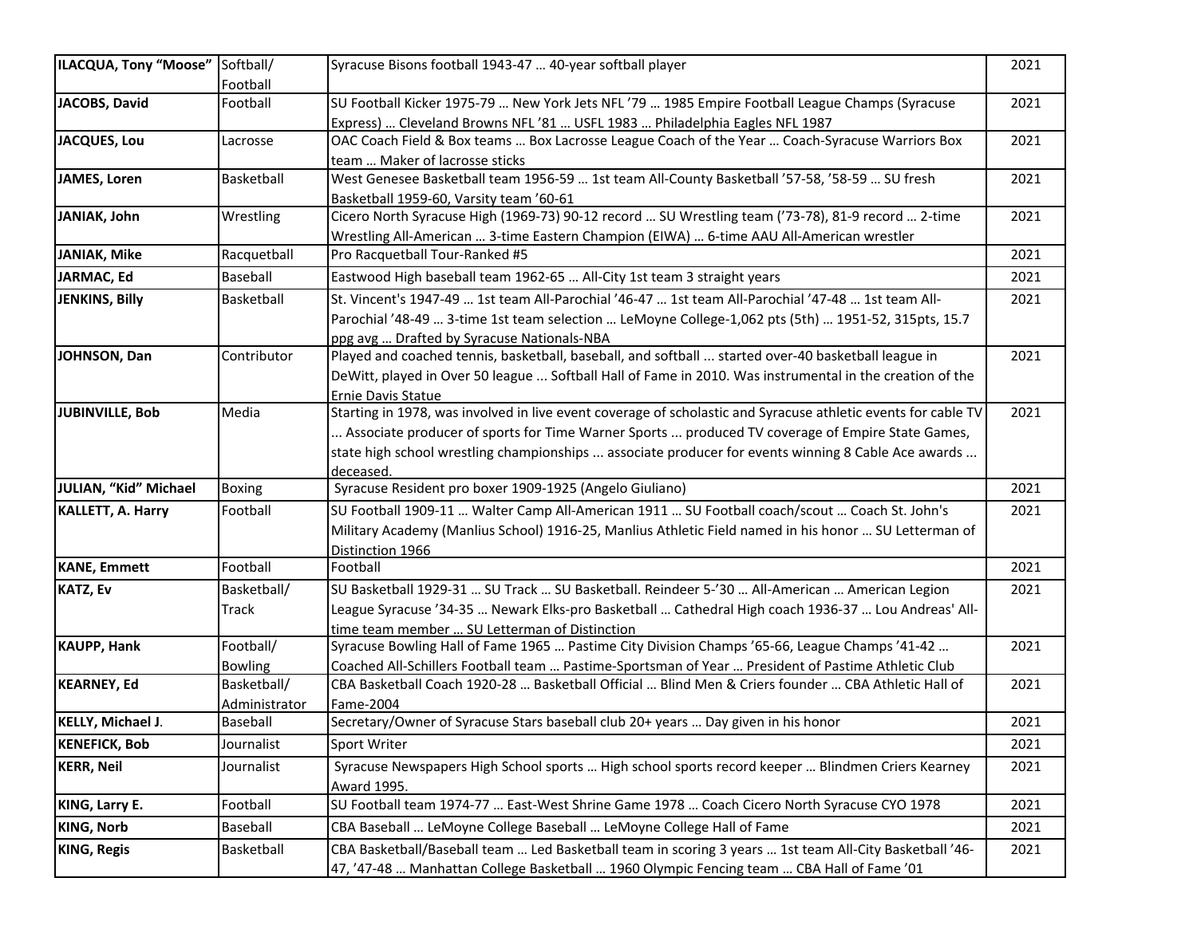| **ILACQUA, Tony "Moose"** | Softball/ Football | Syracuse Bisons football 1943-47 … 40-year softball player | 2021 |
|---|---|---|---|
| **JACOBS, David** | Football | SU Football Kicker 1975-79 … New York Jets NFL '79 … 1985 Empire Football League Champs (Syracuse Express) … Cleveland Browns NFL '81 … USFL 1983 … Philadelphia Eagles NFL 1987 | 2021 |
| **JACQUES, Lou** | Lacrosse | OAC Coach Field & Box teams … Box Lacrosse League Coach of the Year … Coach-Syracuse Warriors Box team … Maker of lacrosse sticks | 2021 |
| **JAMES, Loren** | Basketball | West Genesee Basketball team 1956-59 … 1st team All-County Basketball '57-58, '58-59 … SU fresh Basketball 1959-60, Varsity team '60-61 | 2021 |
| **JANIAK, John** | Wrestling | Cicero North Syracuse High (1969-73) 90-12 record … SU Wrestling team ('73-78), 81-9 record … 2-time Wrestling All-American … 3-time Eastern Champion (EIWA) … 6-time AAU All-American wrestler | 2021 |
| **JANIAK, Mike** | Racquetball | Pro Racquetball Tour-Ranked #5 | 2021 |
| **JARMAC, Ed** | Baseball | Eastwood High baseball team 1962-65 … All-City 1st team 3 straight years | 2021 |
| **JENKINS, Billy** | Basketball | St. Vincent's 1947-49 … 1st team All-Parochial '46-47 … 1st team All-Parochial '47-48 … 1st team All-Parochial '48-49 … 3-time 1st team selection … LeMoyne College-1,062 pts (5th) … 1951-52, 315pts, 15.7 ppg avg … Drafted by Syracuse Nationals-NBA | 2021 |
| **JOHNSON, Dan** | Contributor | Played and coached tennis, basketball, baseball, and softball ... started over-40 basketball league in DeWitt, played in Over 50 league ... Softball Hall of Fame in 2010. Was instrumental in the creation of the Ernie Davis Statue | 2021 |
| **JUBINVILLE, Bob** | Media | Starting in 1978, was involved in live event coverage of scholastic and Syracuse athletic events for cable TV ... Associate producer of sports for Time Warner Sports ... produced TV coverage of Empire State Games, state high school wrestling championships ... associate producer for events winning 8 Cable Ace awards ... deceased. | 2021 |
| **JULIAN, "Kid" Michael** | Boxing | Syracuse Resident pro boxer 1909-1925 (Angelo Giuliano) | 2021 |
| **KALLETT, A. Harry** | Football | SU Football 1909-11 … Walter Camp All-American 1911 … SU Football coach/scout … Coach St. John's Military Academy (Manlius School) 1916-25, Manlius Athletic Field named in his honor … SU Letterman of Distinction 1966 | 2021 |
| **KANE, Emmett** | Football | Football | 2021 |
| **KATZ, Ev** | Basketball/ Track | SU Basketball 1929-31 … SU Track … SU Basketball. Reindeer 5-'30 … All-American … American Legion League Syracuse '34-35 … Newark Elks-pro Basketball … Cathedral High coach 1936-37 … Lou Andreas' All-time team member … SU Letterman of Distinction | 2021 |
| **KAUPP, Hank** | Football/ Bowling | Syracuse Bowling Hall of Fame 1965 … Pastime City Division Champs '65-66, League Champs '41-42 … Coached All-Schillers Football team … Pastime-Sportsman of Year … President of Pastime Athletic Club | 2021 |
| **KEARNEY, Ed** | Basketball/ Administrator | CBA Basketball Coach 1920-28 … Basketball Official … Blind Men & Criers founder … CBA Athletic Hall of Fame-2004 | 2021 |
| **KELLY, Michael J.** | Baseball | Secretary/Owner of Syracuse Stars baseball club 20+ years … Day given in his honor | 2021 |
| **KENEFICK, Bob** | Journalist | Sport Writer | 2021 |
| **KERR, Neil** | Journalist | Syracuse Newspapers High School sports … High school sports record keeper … Blindmen Criers Kearney Award 1995. | 2021 |
| **KING, Larry E.** | Football | SU Football team 1974-77 … East-West Shrine Game 1978 … Coach Cicero North Syracuse CYO 1978 | 2021 |
| **KING, Norb** | Baseball | CBA Baseball … LeMoyne College Baseball … LeMoyne College Hall of Fame | 2021 |
| **KING, Regis** | Basketball | CBA Basketball/Baseball team … Led Basketball team in scoring 3 years … 1st team All-City Basketball '46-47, '47-48 … Manhattan College Basketball … 1960 Olympic Fencing team … CBA Hall of Fame '01 | 2021 |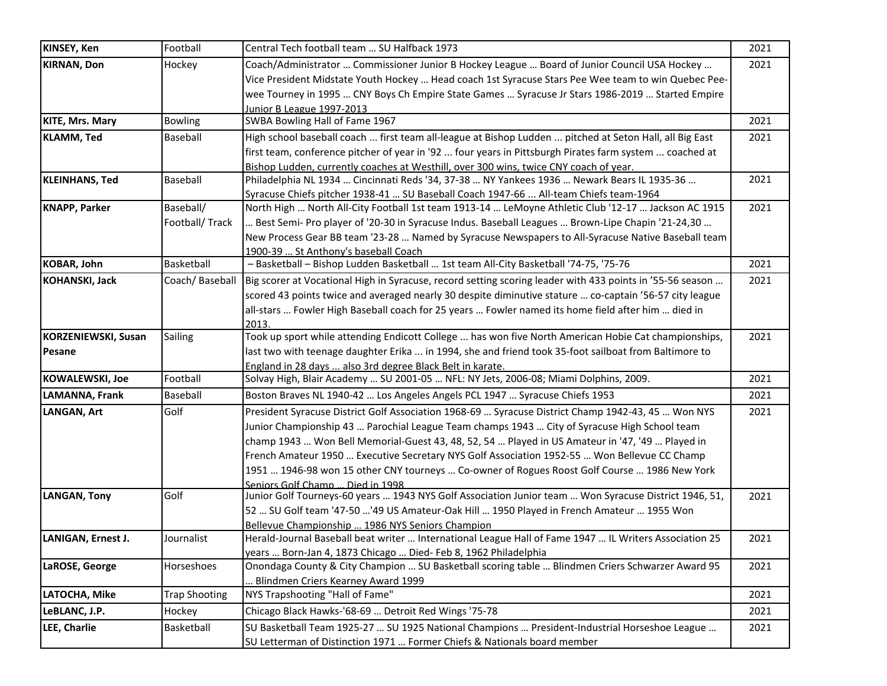| | | | |
|---|---|---|---|
| **KINSEY, Ken** | Football | Central Tech football team … SU Halfback 1973 | 2021 |
| **KIRNAN, Don** | Hockey | Coach/Administrator … Commissioner Junior B Hockey League … Board of Junior Council USA Hockey … Vice President Midstate Youth Hockey … Head coach 1st Syracuse Stars Pee Wee team to win Quebec Pee-wee Tourney in 1995 … CNY Boys Ch Empire State Games … Syracuse Jr Stars 1986-2019 … Started Empire Junior B League 1997-2013 | 2021 |
| **KITE, Mrs. Mary** | Bowling | SWBA Bowling Hall of Fame 1967 | 2021 |
| **KLAMM, Ted** | Baseball | High school baseball coach ... first team all-league at Bishop Ludden ... pitched at Seton Hall, all Big East first team, conference pitcher of year in '92 ... four years in Pittsburgh Pirates farm system ... coached at Bishop Ludden, currently coaches at Westhill, over 300 wins, twice CNY coach of year. | 2021 |
| **KLEINHANS, Ted** | Baseball | Philadelphia NL 1934 … Cincinnati Reds '34, 37-38 … NY Yankees 1936 … Newark Bears IL 1935-36 … Syracuse Chiefs pitcher 1938-41 … SU Baseball Coach 1947-66 ... All-team Chiefs team-1964 | 2021 |
| **KNAPP, Parker** | Baseball/ Football/ Track | North High … North All-City Football 1st team 1913-14 … LeMoyne Athletic Club '12-17 … Jackson AC 1915 … Best Semi- Pro player of '20-30 in Syracuse Indus. Baseball Leagues … Brown-Lipe Chapin '21-24,30 … New Process Gear BB team '23-28 … Named by Syracuse Newspapers to All-Syracuse Native Baseball team 1900-39 … St Anthony's baseball Coach | 2021 |
| **KOBAR, John** | Basketball | – Basketball – Bishop Ludden Basketball … 1st team All-City Basketball '74-75, '75-76 | 2021 |
| **KOHANSKI, Jack** | Coach/ Baseball | Big scorer at Vocational High in Syracuse, record setting scoring leader with 433 points in '55-56 season … scored 43 points twice and averaged nearly 30 despite diminutive stature … co-captain '56-57 city league all-stars … Fowler High Baseball coach for 25 years … Fowler named its home field after him … died in 2013. | 2021 |
| **KORZENIEWSKI, Susan Pesane** | Sailing | Took up sport while attending Endicott College ... has won five North American Hobie Cat championships, last two with teenage daughter Erika ... in 1994, she and friend took 35-foot sailboat from Baltimore to England in 28 days ... also 3rd degree Black Belt in karate. | 2021 |
| **KOWALEWSKI, Joe** | Football | Solvay High, Blair Academy … SU 2001-05 … NFL: NY Jets, 2006-08; Miami Dolphins, 2009. | 2021 |
| **LAMANNA, Frank** | Baseball | Boston Braves NL 1940-42 … Los Angeles Angels PCL 1947 … Syracuse Chiefs 1953 | 2021 |
| **LANGAN, Art** | Golf | President Syracuse District Golf Association 1968-69 … Syracuse District Champ 1942-43, 45 … Won NYS Junior Championship 43 … Parochial League Team champs 1943 … City of Syracuse High School team champ 1943 … Won Bell Memorial-Guest 43, 48, 52, 54 … Played in US Amateur in '47, '49 … Played in French Amateur 1950 … Executive Secretary NYS Golf Association 1952-55 … Won Bellevue CC Champ 1951 … 1946-98 won 15 other CNY tourneys … Co-owner of Rogues Roost Golf Course … 1986 New York Seniors Golf Champ … Died in 1998 | 2021 |
| **LANGAN, Tony** | Golf | Junior Golf Tourneys-60 years … 1943 NYS Golf Association Junior team … Won Syracuse District 1946, 51, 52 … SU Golf team '47-50 …'49 US Amateur-Oak Hill … 1950 Played in French Amateur … 1955 Won Bellevue Championship … 1986 NYS Seniors Champion | 2021 |
| **LANIGAN, Ernest J.** | Journalist | Herald-Journal Baseball beat writer … International League Hall of Fame 1947 … IL Writers Association 25 years … Born-Jan 4, 1873 Chicago … Died- Feb 8, 1962 Philadelphia | 2021 |
| **LaROSE, George** | Horseshoes | Onondaga County & City Champion … SU Basketball scoring table … Blindmen Criers Schwarzer Award 95 … Blindmen Criers Kearney Award 1999 | 2021 |
| **LATOCHA, Mike** | Trap Shooting | NYS Trapshooting "Hall of Fame" | 2021 |
| **LeBLANC, J.P.** | Hockey | Chicago Black Hawks-'68-69 … Detroit Red Wings '75-78 | 2021 |
| **LEE, Charlie** | Basketball | SU Basketball Team 1925-27 … SU 1925 National Champions … President-Industrial Horseshoe League … SU Letterman of Distinction 1971 … Former Chiefs & Nationals board member | 2021 |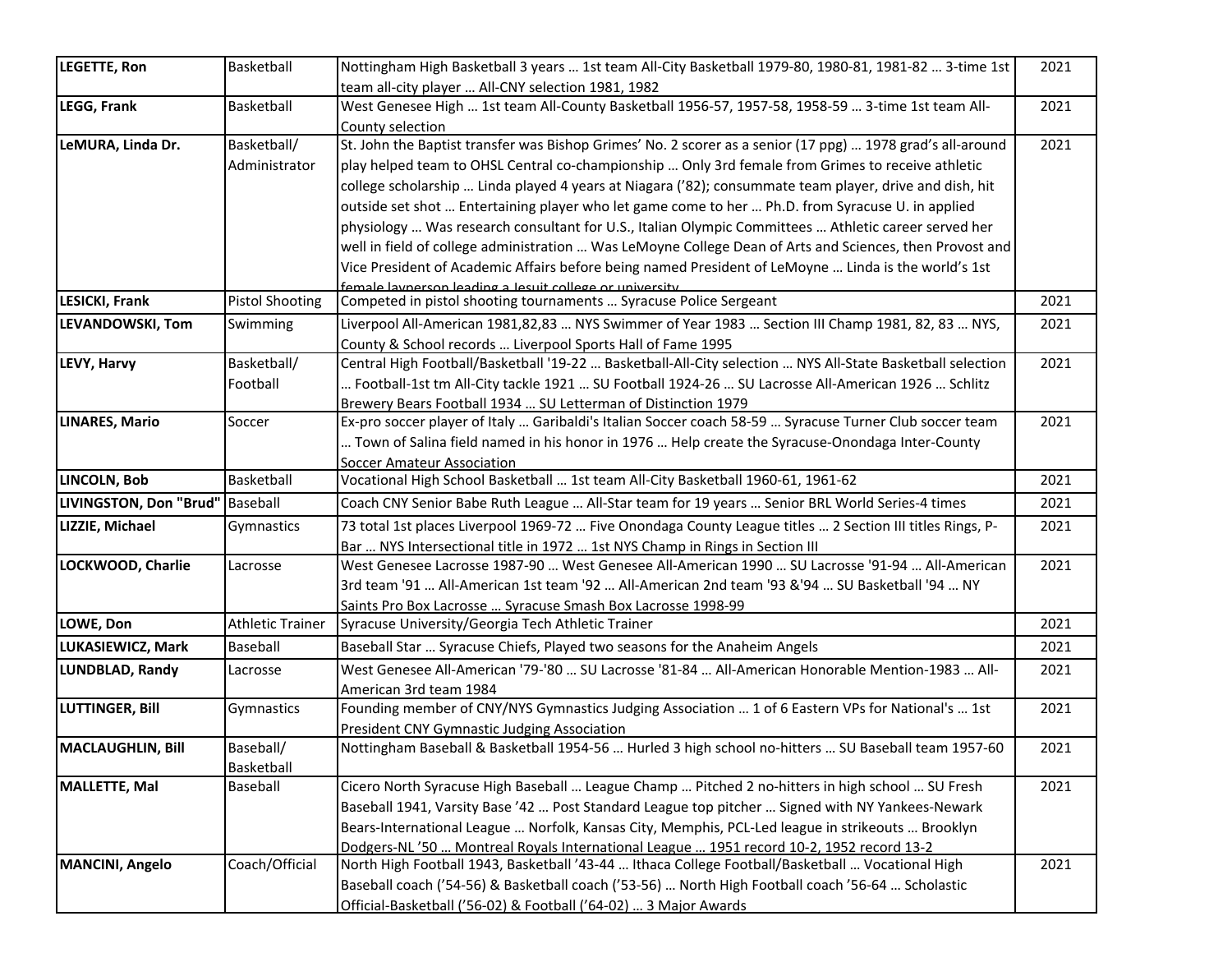| LEGETTE, Ron | Basketball | Nottingham High Basketball 3 years … 1st team All-City Basketball 1979-80, 1980-81, 1981-82 … 3-time 1st team all-city player … All-CNY selection 1981, 1982 | 2021 |
|---|---|---|---|
| LEGG, Frank | Basketball | West Genesee High … 1st team All-County Basketball 1956-57, 1957-58, 1958-59 … 3-time 1st team All-County selection | 2021 |
| LeMURA, Linda Dr. | Basketball/ Administrator | St. John the Baptist transfer was Bishop Grimes' No. 2 scorer as a senior (17 ppg) … 1978 grad's all-around play helped team to OHSL Central co-championship … Only 3rd female from Grimes to receive athletic college scholarship … Linda played 4 years at Niagara ('82); consummate team player, drive and dish, hit outside set shot … Entertaining player who let game come to her … Ph.D. from Syracuse U. in applied physiology … Was research consultant for U.S., Italian Olympic Committees … Athletic career served her well in field of college administration … Was LeMoyne College Dean of Arts and Sciences, then Provost and Vice President of Academic Affairs before being named President of LeMoyne … Linda is the world's 1st female layperson leading a Jesuit college or university | 2021 |
| LESICKI, Frank | Pistol Shooting | Competed in pistol shooting tournaments … Syracuse Police Sergeant | 2021 |
| LEVANDOWSKI, Tom | Swimming | Liverpool All-American 1981,82,83 … NYS Swimmer of Year 1983 … Section III Champ 1981, 82, 83 … NYS, County & School records … Liverpool Sports Hall of Fame 1995 | 2021 |
| LEVY, Harvy | Basketball/ Football | Central High Football/Basketball '19-22 … Basketball-All-City selection … NYS All-State Basketball selection … Football-1st tm All-City tackle 1921 … SU Football 1924-26 … SU Lacrosse All-American 1926 … Schlitz Brewery Bears Football 1934 … SU Letterman of Distinction 1979 | 2021 |
| LINARES, Mario | Soccer | Ex-pro soccer player of Italy … Garibaldi's Italian Soccer coach 58-59 … Syracuse Turner Club soccer team … Town of Salina field named in his honor in 1976 … Help create the Syracuse-Onondaga Inter-County Soccer Amateur Association | 2021 |
| LINCOLN, Bob | Basketball | Vocational High School Basketball … 1st team All-City Basketball 1960-61, 1961-62 | 2021 |
| LIVINGSTON, Don "Brud" | Baseball | Coach CNY Senior Babe Ruth League … All-Star team for 19 years … Senior BRL World Series-4 times | 2021 |
| LIZZIE, Michael | Gymnastics | 73 total 1st places Liverpool 1969-72 … Five Onondaga County League titles … 2 Section III titles Rings, P-Bar … NYS Intersectional title in 1972 … 1st NYS Champ in Rings in Section III | 2021 |
| LOCKWOOD, Charlie | Lacrosse | West Genesee Lacrosse 1987-90 … West Genesee All-American 1990 … SU Lacrosse '91-94 … All-American 3rd team '91 … All-American 1st team '92 … All-American 2nd team '93 &'94 … SU Basketball '94 … NY Saints Pro Box Lacrosse … Syracuse Smash Box Lacrosse 1998-99 | 2021 |
| LOWE, Don | Athletic Trainer | Syracuse University/Georgia Tech Athletic Trainer | 2021 |
| LUKASIEWICZ, Mark | Baseball | Baseball Star … Syracuse Chiefs, Played two seasons for the Anaheim Angels | 2021 |
| LUNDBLAD, Randy | Lacrosse | West Genesee All-American '79-'80 … SU Lacrosse '81-84 … All-American Honorable Mention-1983 … All-American 3rd team 1984 | 2021 |
| LUTTINGER, Bill | Gymnastics | Founding member of CNY/NYS Gymnastics Judging Association … 1 of 6 Eastern VPs for National's … 1st President CNY Gymnastic Judging Association | 2021 |
| MACLAUGHLIN, Bill | Baseball/ Basketball | Nottingham Baseball & Basketball 1954-56 … Hurled 3 high school no-hitters … SU Baseball team 1957-60 | 2021 |
| MALLETTE, Mal | Baseball | Cicero North Syracuse High Baseball … League Champ … Pitched 2 no-hitters in high school … SU Fresh Baseball 1941, Varsity Base '42 … Post Standard League top pitcher … Signed with NY Yankees-Newark Bears-International League … Norfolk, Kansas City, Memphis, PCL-Led league in strikeouts … Brooklyn Dodgers-NL '50 … Montreal Royals International League … 1951 record 10-2, 1952 record 13-2 | 2021 |
| MANCINI, Angelo | Coach/Official | North High Football 1943, Basketball '43-44 … Ithaca College Football/Basketball … Vocational High Baseball coach ('54-56) & Basketball coach ('53-56) … North High Football coach '56-64 … Scholastic Official-Basketball ('56-02) & Football ('64-02) … 3 Major Awards | 2021 |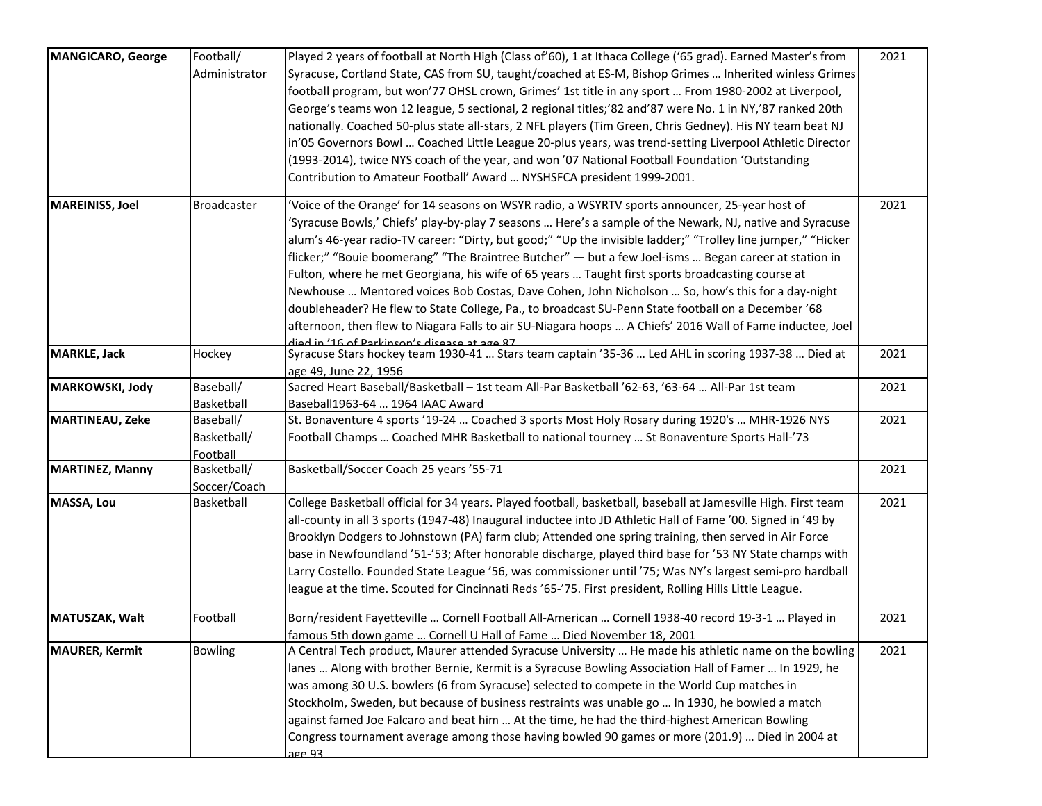| | | | |
|---|---|---|---|
| **MANGICARO, George** | Football/ Administrator | Played 2 years of football at North High (Class of'60), 1 at Ithaca College ('65 grad). Earned Master's from Syracuse, Cortland State, CAS from SU, taught/coached at ES-M, Bishop Grimes … Inherited winless Grimes football program, but won'77 OHSL crown, Grimes' 1st title in any sport … From 1980-2002 at Liverpool, George's teams won 12 league, 5 sectional, 2 regional titles;'82 and'87 were No. 1 in NY,'87 ranked 20th nationally. Coached 50-plus state all-stars, 2 NFL players (Tim Green, Chris Gedney). His NY team beat NJ in'05 Governors Bowl … Coached Little League 20-plus years, was trend-setting Liverpool Athletic Director (1993-2014), twice NYS coach of the year, and won '07 National Football Foundation 'Outstanding Contribution to Amateur Football' Award … NYSHSFCA president 1999-2001. | 2021 |
| **MAREINISS, Joel** | Broadcaster | 'Voice of the Orange' for 14 seasons on WSYR radio, a WSYRTV sports announcer, 25-year host of 'Syracuse Bowls,' Chiefs' play-by-play 7 seasons … Here's a sample of the Newark, NJ, native and Syracuse alum's 46-year radio-TV career: "Dirty, but good;" "Up the invisible ladder;" "Trolley line jumper," "Hicker flicker;" "Bouie boomerang" "The Braintree Butcher" — but a few Joel-isms … Began career at station in Fulton, where he met Georgiana, his wife of 65 years … Taught first sports broadcasting course at Newhouse … Mentored voices Bob Costas, Dave Cohen, John Nicholson … So, how's this for a day-night doubleheader? He flew to State College, Pa., to broadcast SU-Penn State football on a December '68 afternoon, then flew to Niagara Falls to air SU-Niagara hoops … A Chiefs' 2016 Wall of Fame inductee, Joel died in '16 of Parkinson's disease at age 87 | 2021 |
| **MARKLE, Jack** | Hockey | Syracuse Stars hockey team 1930-41 … Stars team captain '35-36 … Led AHL in scoring 1937-38 … Died at age 49, June 22, 1956 | 2021 |
| **MARKOWSKI, Jody** | Baseball/ Basketball | Sacred Heart Baseball/Basketball – 1st team All-Par Basketball '62-63, '63-64 … All-Par 1st team Baseball1963-64 … 1964 IAAC Award | 2021 |
| **MARTINEAU, Zeke** | Baseball/ Basketball/ Football | St. Bonaventure 4 sports '19-24 … Coached 3 sports Most Holy Rosary during 1920's … MHR-1926 NYS Football Champs … Coached MHR Basketball to national tourney … St Bonaventure Sports Hall-'73 | 2021 |
| **MARTINEZ, Manny** | Basketball/ Soccer/Coach | Basketball/Soccer Coach 25 years '55-71 | 2021 |
| **MASSA, Lou** | Basketball | College Basketball official for 34 years. Played football, basketball, baseball at Jamesville High. First team all-county in all 3 sports (1947-48) Inaugural inductee into JD Athletic Hall of Fame '00. Signed in '49 by Brooklyn Dodgers to Johnstown (PA) farm club; Attended one spring training, then served in Air Force base in Newfoundland '51-'53; After honorable discharge, played third base for '53 NY State champs with Larry Costello. Founded State League '56, was commissioner until '75; Was NY's largest semi-pro hardball league at the time. Scouted for Cincinnati Reds '65-'75. First president, Rolling Hills Little League. | 2021 |
| **MATUSZAK, Walt** | Football | Born/resident Fayetteville … Cornell Football All-American … Cornell 1938-40 record 19-3-1 … Played in famous 5th down game … Cornell U Hall of Fame … Died November 18, 2001 | 2021 |
| **MAURER, Kermit** | Bowling | A Central Tech product, Maurer attended Syracuse University … He made his athletic name on the bowling lanes … Along with brother Bernie, Kermit is a Syracuse Bowling Association Hall of Famer … In 1929, he was among 30 U.S. bowlers (6 from Syracuse) selected to compete in the World Cup matches in Stockholm, Sweden, but because of business restraints was unable go … In 1930, he bowled a match against famed Joe Falcaro and beat him … At the time, he had the third-highest American Bowling Congress tournament average among those having bowled 90 games or more (201.9) … Died in 2004 at age 93 | 2021 |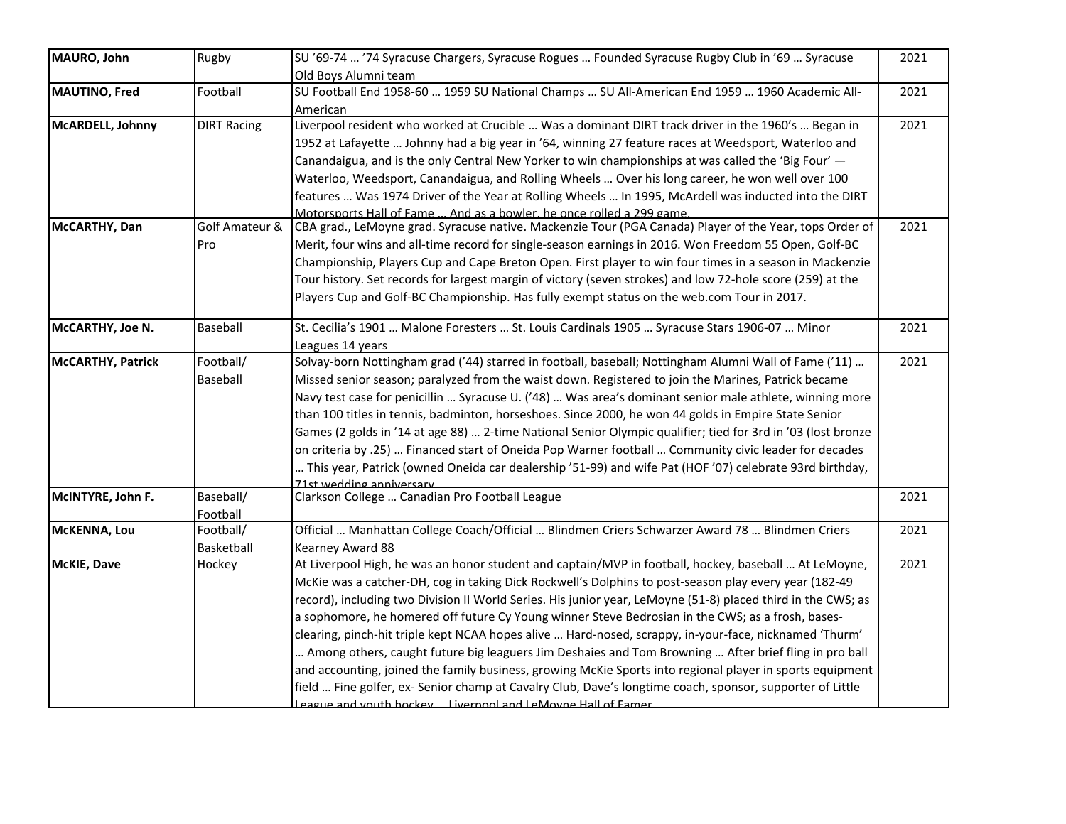| | | | |
|---|---|---|---|
| **MAURO, John** | Rugby | SU '69-74 … '74 Syracuse Chargers, Syracuse Rogues … Founded Syracuse Rugby Club in '69 … Syracuse Old Boys Alumni team | 2021 |
| **MAUTINO, Fred** | Football | SU Football End 1958-60 … 1959 SU National Champs … SU All-American End 1959 … 1960 Academic All-American | 2021 |
| **McARDELL, Johnny** | DIRT Racing | Liverpool resident who worked at Crucible … Was a dominant DIRT track driver in the 1960's … Began in 1952 at Lafayette … Johnny had a big year in '64, winning 27 feature races at Weedsport, Waterloo and Canandaigua, and is the only Central New Yorker to win championships at was called the 'Big Four' — Waterloo, Weedsport, Canandaigua, and Rolling Wheels … Over his long career, he won well over 100 features … Was 1974 Driver of the Year at Rolling Wheels … In 1995, McArdell was inducted into the DIRT Motorsports Hall of Fame … And as a bowler, he once rolled a 299 game. | 2021 |
| **McCARTHY, Dan** | Golf Amateur & Pro | CBA grad., LeMoyne grad. Syracuse native. Mackenzie Tour (PGA Canada) Player of the Year, tops Order of Merit, four wins and all-time record for single-season earnings in 2016. Won Freedom 55 Open, Golf-BC Championship, Players Cup and Cape Breton Open. First player to win four times in a season in Mackenzie Tour history. Set records for largest margin of victory (seven strokes) and low 72-hole score (259) at the Players Cup and Golf-BC Championship. Has fully exempt status on the web.com Tour in 2017. | 2021 |
| **McCARTHY, Joe N.** | Baseball | St. Cecilia's 1901 … Malone Foresters … St. Louis Cardinals 1905 … Syracuse Stars 1906-07 … Minor Leagues 14 years | 2021 |
| **McCARTHY, Patrick** | Football/ Baseball | Solvay-born Nottingham grad ('44) starred in football, baseball; Nottingham Alumni Wall of Fame ('11) … Missed senior season; paralyzed from the waist down. Registered to join the Marines, Patrick became Navy test case for penicillin … Syracuse U. ('48) … Was area's dominant senior male athlete, winning more than 100 titles in tennis, badminton, horseshoes. Since 2000, he won 44 golds in Empire State Senior Games (2 golds in '14 at age 88) … 2-time National Senior Olympic qualifier; tied for 3rd in '03 (lost bronze on criteria by .25) … Financed start of Oneida Pop Warner football … Community civic leader for decades … This year, Patrick (owned Oneida car dealership '51-99) and wife Pat (HOF '07) celebrate 93rd birthday, 71st wedding anniversary | 2021 |
| **McINTYRE, John F.** | Baseball/ Football | Clarkson College … Canadian Pro Football League | 2021 |
| **McKENNA, Lou** | Football/ Basketball | Official … Manhattan College Coach/Official … Blindmen Criers Schwarzer Award 78 … Blindmen Criers Kearney Award 88 | 2021 |
| **McKIE, Dave** | Hockey | At Liverpool High, he was an honor student and captain/MVP in football, hockey, baseball … At LeMoyne, McKie was a catcher-DH, cog in taking Dick Rockwell's Dolphins to post-season play every year (182-49 record), including two Division II World Series. His junior year, LeMoyne (51-8) placed third in the CWS; as a sophomore, he homered off future Cy Young winner Steve Bedrosian in the CWS; as a frosh, bases-clearing, pinch-hit triple kept NCAA hopes alive … Hard-nosed, scrappy, in-your-face, nicknamed 'Thurm' … Among others, caught future big leaguers Jim Deshaies and Tom Browning … After brief fling in pro ball and accounting, joined the family business, growing McKie Sports into regional player in sports equipment field … Fine golfer, ex- Senior champ at Cavalry Club, Dave's longtime coach, sponsor, supporter of Little League and youth hockey … Liverpool and LeMoyne Hall of Famer | 2021 |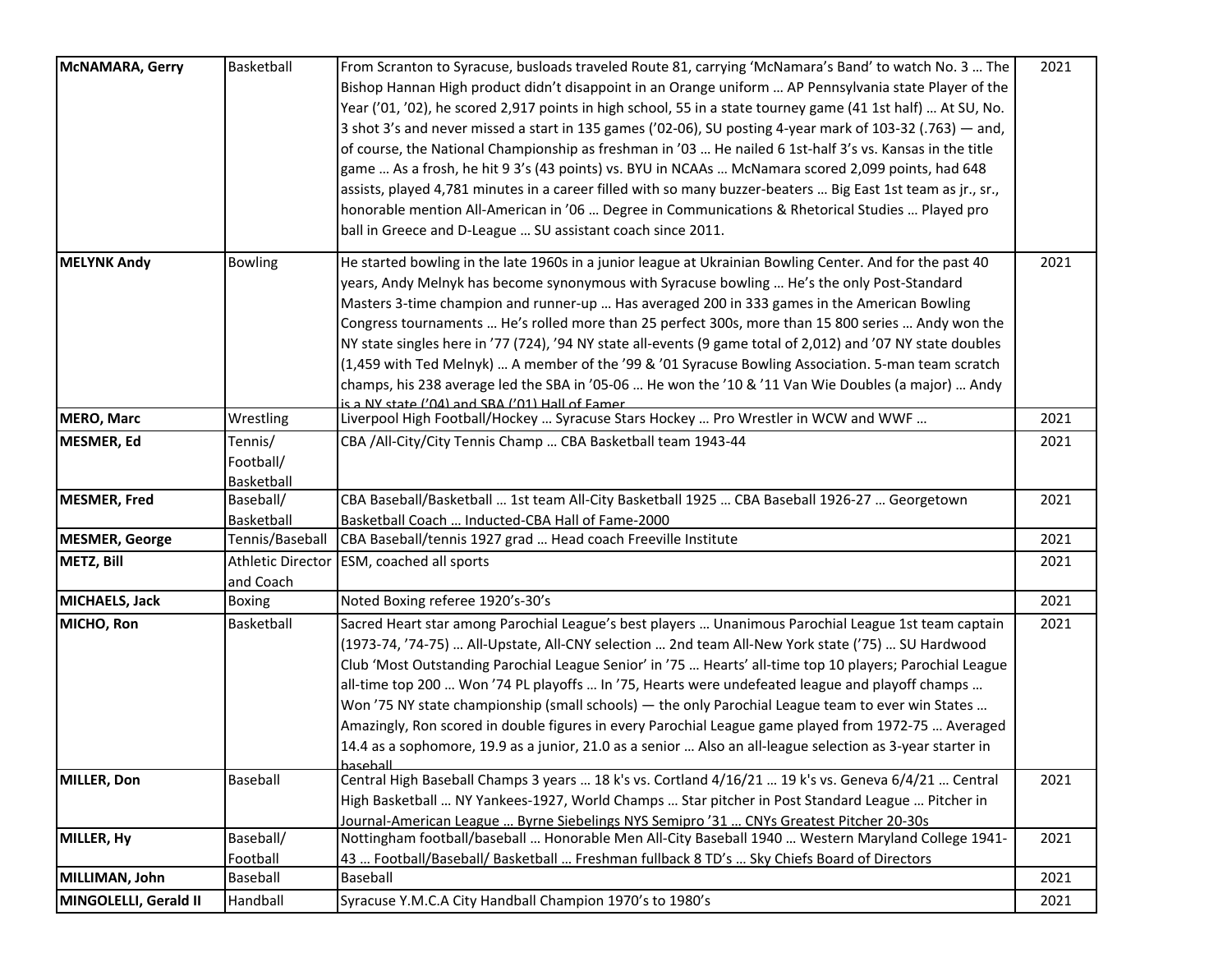| **McNAMARA, Gerry** | Basketball | From Scranton to Syracuse, busloads traveled Route 81, carrying 'McNamara's Band' to watch No. 3 … The Bishop Hannan High product didn't disappoint in an Orange uniform … AP Pennsylvania state Player of the Year ('01, '02), he scored 2,917 points in high school, 55 in a state tourney game (41 1st half) … At SU, No. 3 shot 3's and never missed a start in 135 games ('02-06), SU posting 4-year mark of 103-32 (.763) — and, of course, the National Championship as freshman in '03 … He nailed 6 1st-half 3's vs. Kansas in the title game … As a frosh, he hit 9 3's (43 points) vs. BYU in NCAAs … McNamara scored 2,099 points, had 648 assists, played 4,781 minutes in a career filled with so many buzzer-beaters … Big East 1st team as jr., sr., honorable mention All-American in '06 … Degree in Communications & Rhetorical Studies … Played pro ball in Greece and D-League … SU assistant coach since 2011. | 2021 |
|---|---|---|---|
| **MELYNK Andy** | Bowling | He started bowling in the late 1960s in a junior league at Ukrainian Bowling Center. And for the past 40 years, Andy Melnyk has become synonymous with Syracuse bowling … He's the only Post-Standard Masters 3-time champion and runner-up … Has averaged 200 in 333 games in the American Bowling Congress tournaments … He's rolled more than 25 perfect 300s, more than 15 800 series … Andy won the NY state singles here in '77 (724), '94 NY state all-events (9 game total of 2,012) and '07 NY state doubles (1,459 with Ted Melnyk) … A member of the '99 & '01 Syracuse Bowling Association. 5-man team scratch champs, his 238 average led the SBA in '05-06 … He won the '10 & '11 Van Wie Doubles (a major) … Andy is a NY state ('04) and SBA ('01) Hall of Famer | 2021 |
| **MERO, Marc** | Wrestling | Liverpool High Football/Hockey … Syracuse Stars Hockey … Pro Wrestler in WCW and WWF … | 2021 |
| **MESMER, Ed** | Tennis/ Football/ Basketball | CBA /All-City/City Tennis Champ … CBA Basketball team 1943-44 | 2021 |
| **MESMER, Fred** | Baseball/ Basketball | CBA Baseball/Basketball … 1st team All-City Basketball 1925 … CBA Baseball 1926-27 … Georgetown Basketball Coach … Inducted-CBA Hall of Fame-2000 | 2021 |
| **MESMER, George** | Tennis/Baseball | CBA Baseball/tennis 1927 grad … Head coach Freeville Institute | 2021 |
| **METZ, Bill** | Athletic Director and Coach | ESM, coached all sports | 2021 |
| **MICHAELS, Jack** | Boxing | Noted Boxing referee 1920's-30's | 2021 |
| **MICHO, Ron** | Basketball | Sacred Heart star among Parochial League's best players … Unanimous Parochial League 1st team captain (1973-74, '74-75) … All-Upstate, All-CNY selection … 2nd team All-New York state ('75) … SU Hardwood Club 'Most Outstanding Parochial League Senior' in '75 … Hearts' all-time top 10 players; Parochial League all-time top 200 … Won '74 PL playoffs … In '75, Hearts were undefeated league and playoff champs … Won '75 NY state championship (small schools) — the only Parochial League team to ever win States … Amazingly, Ron scored in double figures in every Parochial League game played from 1972-75 … Averaged 14.4 as a sophomore, 19.9 as a junior, 21.0 as a senior … Also an all-league selection as 3-year starter in baseball | 2021 |
| **MILLER, Don** | Baseball | Central High Baseball Champs 3 years … 18 k's vs. Cortland 4/16/21 … 19 k's vs. Geneva 6/4/21 … Central High Basketball … NY Yankees-1927, World Champs … Star pitcher in Post Standard League … Pitcher in Journal-American League … Byrne Siebelings NYS Semipro '31 … CNYs Greatest Pitcher 20-30s | 2021 |
| **MILLER, Hy** | Baseball/ Football | Nottingham football/baseball … Honorable Men All-City Baseball 1940 … Western Maryland College 1941-43 … Football/Baseball/ Basketball … Freshman fullback 8 TD's … Sky Chiefs Board of Directors | 2021 |
| **MILLIMAN, John** | Baseball | Baseball | 2021 |
| **MINGOLELLI, Gerald II** | Handball | Syracuse Y.M.C.A City Handball Champion 1970's to 1980's | 2021 |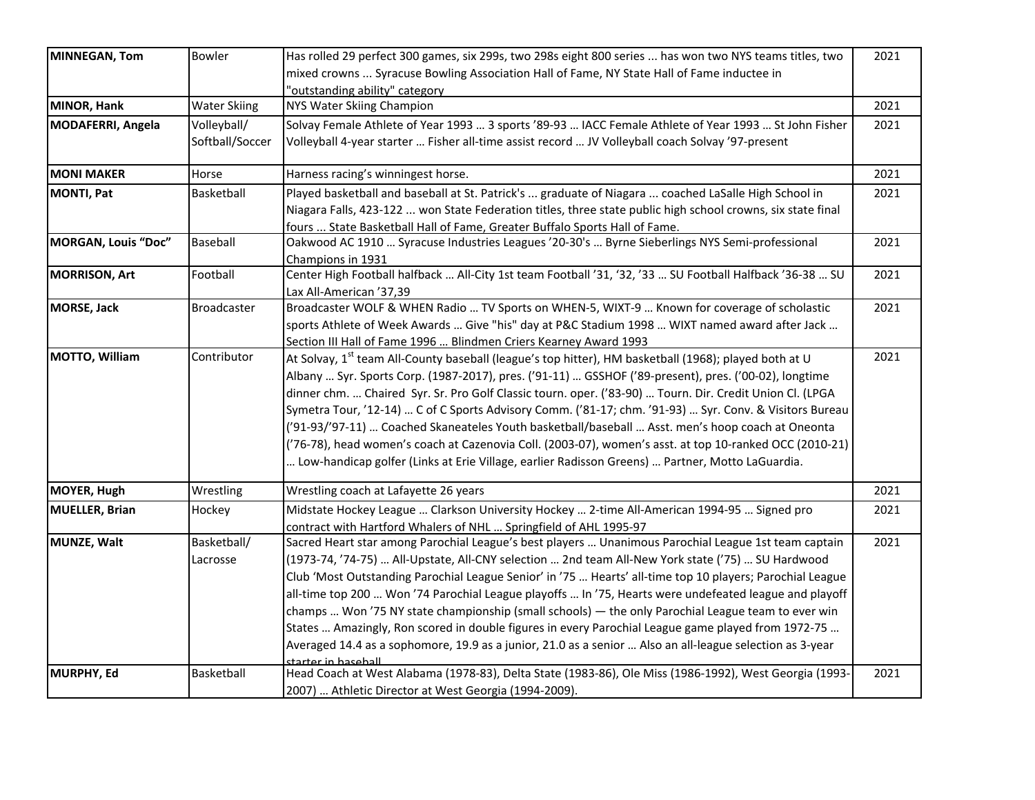| | | | |
|---|---|---|---|
| **MINNEGAN, Tom** | Bowler | Has rolled 29 perfect 300 games, six 299s, two 298s eight 800 series ... has won two NYS teams titles, two mixed crowns ... Syracuse Bowling Association Hall of Fame, NY State Hall of Fame inductee in "outstanding ability" category | 2021 |
| **MINOR, Hank** | Water Skiing | NYS Water Skiing Champion | 2021 |
| **MODAFERRI, Angela** | Volleyball/ Softball/Soccer | Solvay Female Athlete of Year 1993 … 3 sports '89-93 … IACC Female Athlete of Year 1993 … St John Fisher Volleyball 4-year starter … Fisher all-time assist record … JV Volleyball coach Solvay '97-present | 2021 |
| **MONI MAKER** | Horse | Harness racing's winningest horse. | 2021 |
| **MONTI, Pat** | Basketball | Played basketball and baseball at St. Patrick's ... graduate of Niagara ... coached LaSalle High School in Niagara Falls, 423-122 ... won State Federation titles, three state public high school crowns, six state final fours ... State Basketball Hall of Fame, Greater Buffalo Sports Hall of Fame. | 2021 |
| **MORGAN, Louis "Doc"** | Baseball | Oakwood AC 1910 … Syracuse Industries Leagues '20-30's … Byrne Sieberlings NYS Semi-professional Champions in 1931 | 2021 |
| **MORRISON, Art** | Football | Center High Football halfback … All-City 1st team Football '31, '32, '33 … SU Football Halfback '36-38 … SU Lax All-American '37,39 | 2021 |
| **MORSE, Jack** | Broadcaster | Broadcaster WOLF & WHEN Radio … TV Sports on WHEN-5, WIXT-9 … Known for coverage of scholastic sports Athlete of Week Awards … Give "his" day at P&C Stadium 1998 … WIXT named award after Jack … Section III Hall of Fame 1996 … Blindmen Criers Kearney Award 1993 | 2021 |
| **MOTTO, William** | Contributor | At Solvay, 1st team All-County baseball (league's top hitter), HM basketball (1968); played both at U Albany … Syr. Sports Corp. (1987-2017), pres. ('91-11) … GSSHOF ('89-present), pres. ('00-02), longtime dinner chm. … Chaired Syr. Sr. Pro Golf Classic tourn. oper. ('83-90) … Tourn. Dir. Credit Union Cl. (LPGA Symetra Tour, '12-14) … C of C Sports Advisory Comm. ('81-17; chm. '91-93) … Syr. Conv. & Visitors Bureau ('91-93/'97-11) … Coached Skaneateles Youth basketball/baseball … Asst. men's hoop coach at Oneonta ('76-78), head women's coach at Cazenovia Coll. (2003-07), women's asst. at top 10-ranked OCC (2010-21) … Low-handicap golfer (Links at Erie Village, earlier Radisson Greens) … Partner, Motto LaGuardia. | 2021 |
| **MOYER, Hugh** | Wrestling | Wrestling coach at Lafayette 26 years | 2021 |
| **MUELLER, Brian** | Hockey | Midstate Hockey League … Clarkson University Hockey … 2-time All-American 1994-95 … Signed pro contract with Hartford Whalers of NHL … Springfield of AHL 1995-97 | 2021 |
| **MUNZE, Walt** | Basketball/ Lacrosse | Sacred Heart star among Parochial League's best players … Unanimous Parochial League 1st team captain (1973-74, '74-75) … All-Upstate, All-CNY selection … 2nd team All-New York state ('75) … SU Hardwood Club 'Most Outstanding Parochial League Senior' in '75 … Hearts' all-time top 10 players; Parochial League all-time top 200 … Won '74 Parochial League playoffs … In '75, Hearts were undefeated league and playoff champs … Won '75 NY state championship (small schools) — the only Parochial League team to ever win States … Amazingly, Ron scored in double figures in every Parochial League game played from 1972-75 … Averaged 14.4 as a sophomore, 19.9 as a junior, 21.0 as a senior … Also an all-league selection as 3-year starter in baseball | 2021 |
| **MURPHY, Ed** | Basketball | Head Coach at West Alabama (1978-83), Delta State (1983-86), Ole Miss (1986-1992), West Georgia (1993-2007) … Athletic Director at West Georgia (1994-2009). | 2021 |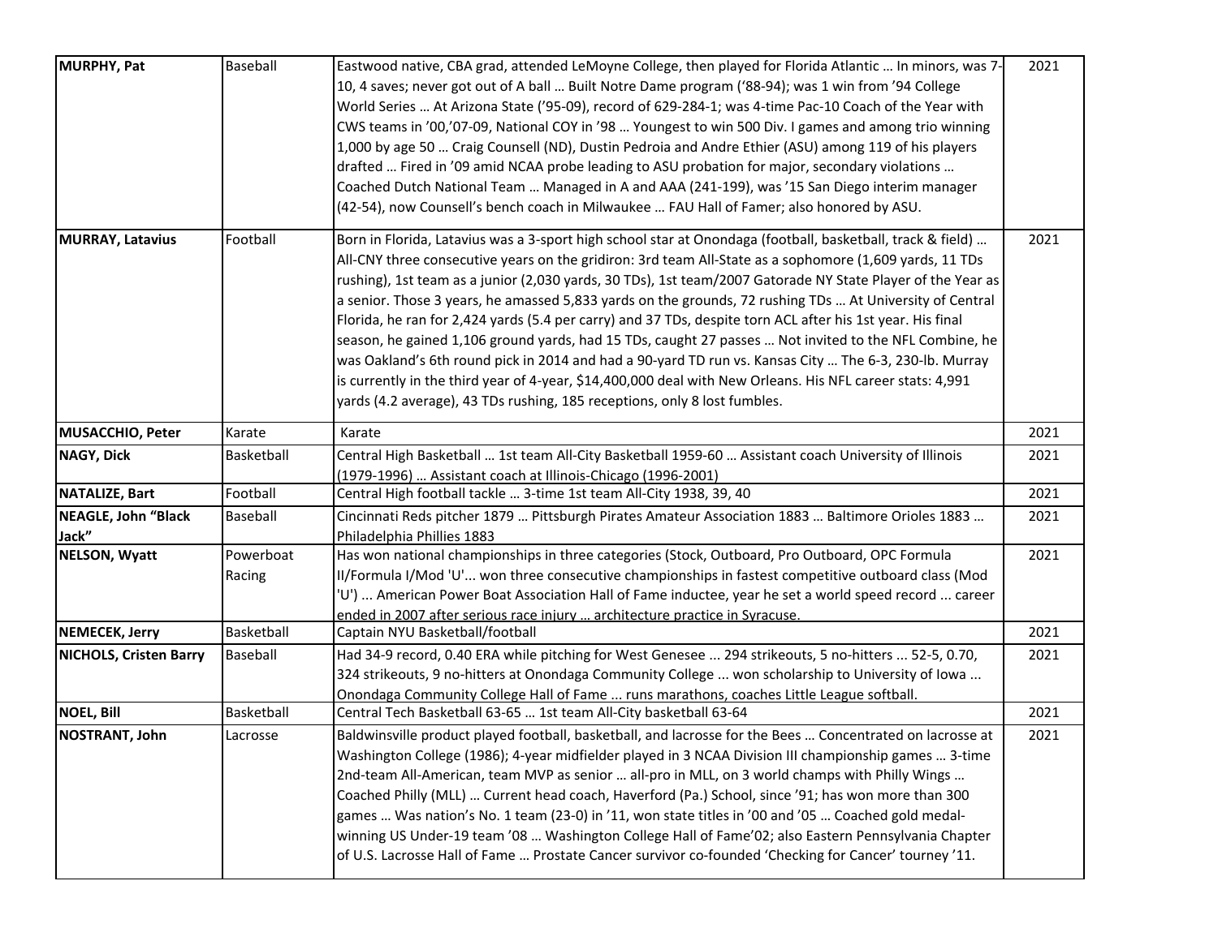| MURPHY, Pat | Baseball | Eastwood native, CBA grad, attended LeMoyne College, then played for Florida Atlantic … In minors, was 7-10, 4 saves; never got out of A ball … Built Notre Dame program ('88-94); was 1 win from '94 College World Series … At Arizona State ('95-09), record of 629-284-1; was 4-time Pac-10 Coach of the Year with CWS teams in '00,'07-09, National COY in '98 … Youngest to win 500 Div. I games and among trio winning 1,000 by age 50 … Craig Counsell (ND), Dustin Pedroia and Andre Ethier (ASU) among 119 of his players drafted … Fired in '09 amid NCAA probe leading to ASU probation for major, secondary violations … Coached Dutch National Team … Managed in A and AAA (241-199), was '15 San Diego interim manager (42-54), now Counsell's bench coach in Milwaukee … FAU Hall of Famer; also honored by ASU. | 2021 |
|---|---|---|---|
| MURRAY, Latavius | Football | Born in Florida, Latavius was a 3-sport high school star at Onondaga (football, basketball, track & field) … All-CNY three consecutive years on the gridiron: 3rd team All-State as a sophomore (1,609 yards, 11 TDs rushing), 1st team as a junior (2,030 yards, 30 TDs), 1st team/2007 Gatorade NY State Player of the Year as a senior. Those 3 years, he amassed 5,833 yards on the grounds, 72 rushing TDs … At University of Central Florida, he ran for 2,424 yards (5.4 per carry) and 37 TDs, despite torn ACL after his 1st year. His final season, he gained 1,106 ground yards, had 15 TDs, caught 27 passes … Not invited to the NFL Combine, he was Oakland's 6th round pick in 2014 and had a 90-yard TD run vs. Kansas City … The 6-3, 230-lb. Murray is currently in the third year of 4-year, $14,400,000 deal with New Orleans. His NFL career stats: 4,991 yards (4.2 average), 43 TDs rushing, 185 receptions, only 8 lost fumbles. | 2021 |
| MUSACCHIO, Peter | Karate | Karate | 2021 |
| NAGY, Dick | Basketball | Central High Basketball … 1st team All-City Basketball 1959-60 … Assistant coach University of Illinois (1979-1996) … Assistant coach at Illinois-Chicago (1996-2001) | 2021 |
| NATALIZE, Bart | Football | Central High football tackle … 3-time 1st team All-City 1938, 39, 40 | 2021 |
| NEAGLE, John "Black Jack" | Baseball | Cincinnati Reds pitcher 1879 … Pittsburgh Pirates Amateur Association 1883 … Baltimore Orioles 1883 … Philadelphia Phillies 1883 | 2021 |
| NELSON, Wyatt | Powerboat Racing | Has won national championships in three categories (Stock, Outboard, Pro Outboard, OPC Formula II/Formula I/Mod 'U'... won three consecutive championships in fastest competitive outboard class (Mod 'U') ... American Power Boat Association Hall of Fame inductee, year he set a world speed record ... career ended in 2007 after serious race injury … architecture practice in Syracuse. | 2021 |
| NEMECEK, Jerry | Basketball | Captain NYU Basketball/football | 2021 |
| NICHOLS, Cristen Barry | Baseball | Had 34-9 record, 0.40 ERA while pitching for West Genesee ... 294 strikeouts, 5 no-hitters ... 52-5, 0.70, 324 strikeouts, 9 no-hitters at Onondaga Community College ... won scholarship to University of Iowa ... Onondaga Community College Hall of Fame ... runs marathons, coaches Little League softball. | 2021 |
| NOEL, Bill | Basketball | Central Tech Basketball 63-65 … 1st team All-City basketball 63-64 | 2021 |
| NOSTRANT, John | Lacrosse | Baldwinsville product played football, basketball, and lacrosse for the Bees … Concentrated on lacrosse at Washington College (1986); 4-year midfielder played in 3 NCAA Division III championship games … 3-time 2nd-team All-American, team MVP as senior … all-pro in MLL, on 3 world champs with Philly Wings … Coached Philly (MLL) … Current head coach, Haverford (Pa.) School, since '91; has won more than 300 games … Was nation's No. 1 team (23-0) in '11, won state titles in '00 and '05 … Coached gold medal-winning US Under-19 team '08 … Washington College Hall of Fame'02; also Eastern Pennsylvania Chapter of U.S. Lacrosse Hall of Fame … Prostate Cancer survivor co-founded 'Checking for Cancer' tourney '11. | 2021 |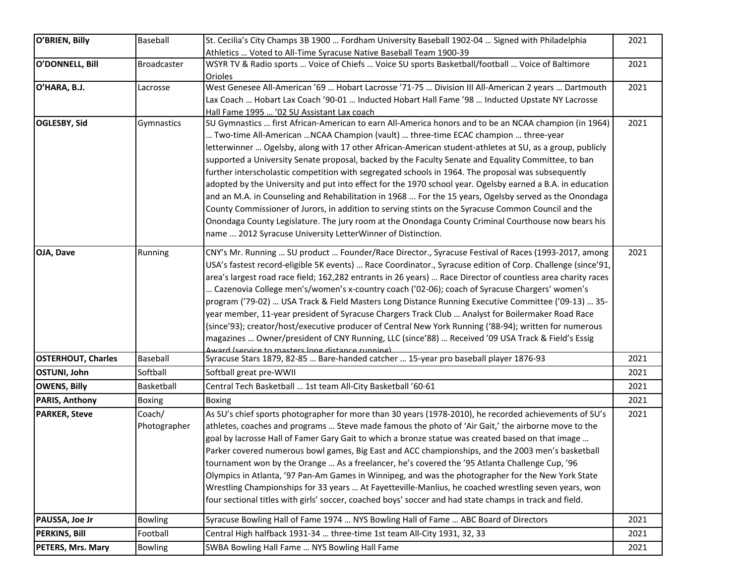| | | | |
|---|---|---|---|
| **O'BRIEN, Billy** | Baseball | St. Cecilia's City Champs 3B 1900 … Fordham University Baseball 1902-04 … Signed with Philadelphia Athletics … Voted to All-Time Syracuse Native Baseball Team 1900-39 | 2021 |
| **O'DONNELL, Bill** | Broadcaster | WSYR TV & Radio sports … Voice of Chiefs … Voice SU sports Basketball/football … Voice of Baltimore Orioles | 2021 |
| **O'HARA, B.J.** | Lacrosse | West Genesee All-American '69 … Hobart Lacrosse '71-75 … Division III All-American 2 years … Dartmouth Lax Coach … Hobart Lax Coach '90-01 … Inducted Hobart Hall Fame '98 … Inducted Upstate NY Lacrosse Hall Fame 1995 … '02 SU Assistant Lax coach | 2021 |
| **OGLESBY, Sid** | Gymnastics | SU Gymnastics … first African-American to earn All-America honors and to be an NCAA champion (in 1964) … Two-time All-American …NCAA Champion (vault) … three-time ECAC champion … three-year letterwinner … Ogelsby, along with 17 other African-American student-athletes at SU, as a group, publicly supported a University Senate proposal, backed by the Faculty Senate and Equality Committee, to ban further interscholastic competition with segregated schools in 1964. The proposal was subsequently adopted by the University and put into effect for the 1970 school year. Ogelsby earned a B.A. in education and an M.A. in Counseling and Rehabilitation in 1968 ... For the 15 years, Ogelsby served as the Onondaga County Commissioner of Jurors, in addition to serving stints on the Syracuse Common Council and the Onondaga County Legislature. The jury room at the Onondaga County Criminal Courthouse now bears his name ... 2012 Syracuse University LetterWinner of Distinction. | 2021 |
| **OJA, Dave** | Running | CNY's Mr. Running … SU product … Founder/Race Director., Syracuse Festival of Races (1993-2017, among USA's fastest record-eligible 5K events) … Race Coordinator., Syracuse edition of Corp. Challenge (since'91, area's largest road race field; 162,282 entrants in 26 years) … Race Director of countless area charity races … Cazenovia College men's/women's x-country coach ('02-06); coach of Syracuse Chargers' women's program ('79-02) … USA Track & Field Masters Long Distance Running Executive Committee ('09-13) … 35-year member, 11-year president of Syracuse Chargers Track Club … Analyst for Boilermaker Road Race (since'93); creator/host/executive producer of Central New York Running ('88-94); written for numerous magazines … Owner/president of CNY Running, LLC (since'88) … Received '09 USA Track & Field's Essig Award (service to masters long distance running) | 2021 |
| **OSTERHOUT, Charles** | Baseball | Syracuse Stars 1879, 82-85 … Bare-handed catcher … 15-year pro baseball player 1876-93 | 2021 |
| **OSTUNI, John** | Softball | Softball great pre-WWII | 2021 |
| **OWENS, Billy** | Basketball | Central Tech Basketball … 1st team All-City Basketball '60-61 | 2021 |
| **PARIS, Anthony** | Boxing | Boxing | 2021 |
| **PARKER, Steve** | Coach/ Photographer | As SU's chief sports photographer for more than 30 years (1978-2010), he recorded achievements of SU's athletes, coaches and programs … Steve made famous the photo of 'Air Gait,' the airborne move to the goal by lacrosse Hall of Famer Gary Gait to which a bronze statue was created based on that image … Parker covered numerous bowl games, Big East and ACC championships, and the 2003 men's basketball tournament won by the Orange … As a freelancer, he's covered the '95 Atlanta Challenge Cup, '96 Olympics in Atlanta, '97 Pan-Am Games in Winnipeg, and was the photographer for the New York State Wrestling Championships for 33 years … At Fayetteville-Manlius, he coached wrestling seven years, won four sectional titles with girls' soccer, coached boys' soccer and had state champs in track and field. | 2021 |
| **PAUSSA, Joe Jr** | Bowling | Syracuse Bowling Hall of Fame 1974 … NYS Bowling Hall of Fame … ABC Board of Directors | 2021 |
| **PERKINS, Bill** | Football | Central High halfback 1931-34 … three-time 1st team All-City 1931, 32, 33 | 2021 |
| **PETERS, Mrs. Mary** | Bowling | SWBA Bowling Hall Fame … NYS Bowling Hall Fame | 2021 |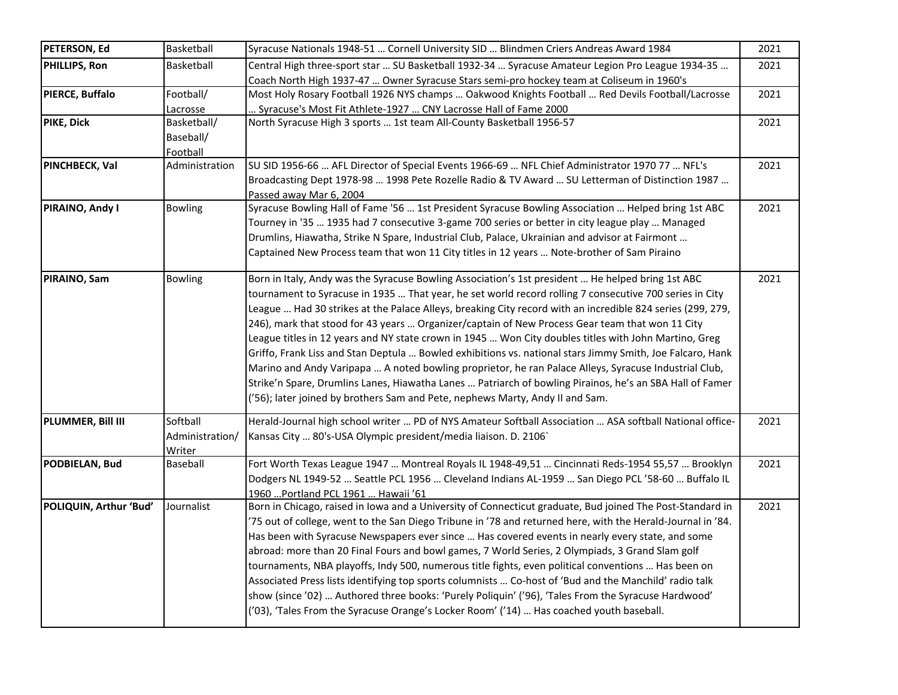| **PETERSON, Ed** | Basketball | Syracuse Nationals 1948-51 … Cornell University SID … Blindmen Criers Andreas Award 1984 | 2021 |
|---|---|---|---|
| **PHILLIPS, Ron** | Basketball | Central High three-sport star … SU Basketball 1932-34 … Syracuse Amateur Legion Pro League 1934-35 … Coach North High 1937-47 … Owner Syracuse Stars semi-pro hockey team at Coliseum in 1960's | 2021 |
| **PIERCE, Buffalo** | Football/ Lacrosse | Most Holy Rosary Football 1926 NYS champs … Oakwood Knights Football … Red Devils Football/Lacrosse … Syracuse's Most Fit Athlete-1927 … CNY Lacrosse Hall of Fame 2000 | 2021 |
| **PIKE, Dick** | Basketball/ Baseball/ Football | North Syracuse High 3 sports … 1st team All-County Basketball 1956-57 | 2021 |
| **PINCHBECK, Val** | Administration | SU SID 1956-66 … AFL Director of Special Events 1966-69 … NFL Chief Administrator 1970 77 … NFL's Broadcasting Dept 1978-98 … 1998 Pete Rozelle Radio & TV Award … SU Letterman of Distinction 1987 … Passed away Mar 6, 2004 | 2021 |
| **PIRAINO, Andy I** | Bowling | Syracuse Bowling Hall of Fame '56 … 1st President Syracuse Bowling Association … Helped bring 1st ABC Tourney in '35 … 1935 had 7 consecutive 3-game 700 series or better in city league play … Managed Drumlins, Hiawatha, Strike N Spare, Industrial Club, Palace, Ukrainian and advisor at Fairmont … Captained New Process team that won 11 City titles in 12 years … Note-brother of Sam Piraino | 2021 |
| **PIRAINO, Sam** | Bowling | Born in Italy, Andy was the Syracuse Bowling Association's 1st president … He helped bring 1st ABC tournament to Syracuse in 1935 … That year, he set world record rolling 7 consecutive 700 series in City League … Had 30 strikes at the Palace Alleys, breaking City record with an incredible 824 series (299, 279, 246), mark that stood for 43 years … Organizer/captain of New Process Gear team that won 11 City League titles in 12 years and NY state crown in 1945 … Won City doubles titles with John Martino, Greg Griffo, Frank Liss and Stan Deptula … Bowled exhibitions vs. national stars Jimmy Smith, Joe Falcaro, Hank Marino and Andy Varipapa … A noted bowling proprietor, he ran Palace Alleys, Syracuse Industrial Club, Strike'n Spare, Drumlins Lanes, Hiawatha Lanes … Patriarch of bowling Pirainos, he's an SBA Hall of Famer ('56); later joined by brothers Sam and Pete, nephews Marty, Andy II and Sam. | 2021 |
| **PLUMMER, Bill III** | Softball Administration/ Writer | Herald-Journal high school writer … PD of NYS Amateur Softball Association … ASA softball National office-Kansas City … 80's-USA Olympic president/media liaison. D. 2106` | 2021 |
| **PODBIELAN, Bud** | Baseball | Fort Worth Texas League 1947 … Montreal Royals IL 1948-49,51 … Cincinnati Reds-1954 55,57 … Brooklyn Dodgers NL 1949-52 … Seattle PCL 1956 … Cleveland Indians AL-1959 … San Diego PCL '58-60 … Buffalo IL 1960 …Portland PCL 1961 … Hawaii '61 | 2021 |
| **POLIQUIN, Arthur 'Bud'** | Journalist | Born in Chicago, raised in Iowa and a University of Connecticut graduate, Bud joined The Post-Standard in '75 out of college, went to the San Diego Tribune in '78 and returned here, with the Herald-Journal in '84. Has been with Syracuse Newspapers ever since … Has covered events in nearly every state, and some abroad: more than 20 Final Fours and bowl games, 7 World Series, 2 Olympiads, 3 Grand Slam golf tournaments, NBA playoffs, Indy 500, numerous title fights, even political conventions … Has been on Associated Press lists identifying top sports columnists … Co-host of 'Bud and the Manchild' radio talk show (since '02) … Authored three books: 'Purely Poliquin' ('96), 'Tales From the Syracuse Hardwood' ('03), 'Tales From the Syracuse Orange's Locker Room' ('14) … Has coached youth baseball. | 2021 |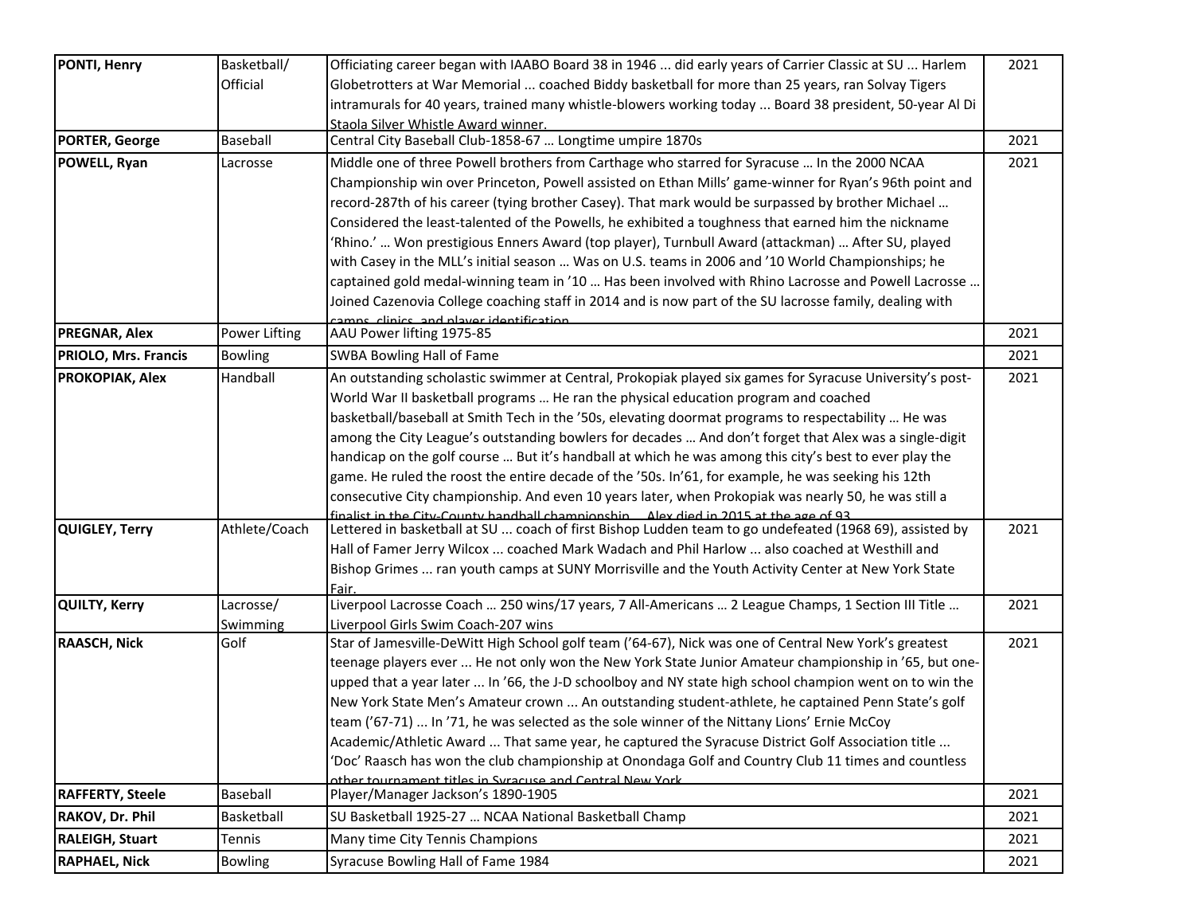| | | | |
|---|---|---|---|
| **PONTI, Henry** | Basketball/ Official | Officiating career began with IAABO Board 38 in 1946 ... did early years of Carrier Classic at SU ... Harlem Globetrotters at War Memorial ... coached Biddy basketball for more than 25 years, ran Solvay Tigers intramurals for 40 years, trained many whistle-blowers working today ... Board 38 president, 50-year Al Di Staola Silver Whistle Award winner. | 2021 |
| **PORTER, George** | Baseball | Central City Baseball Club-1858-67 … Longtime umpire 1870s | 2021 |
| **POWELL, Ryan** | Lacrosse | Middle one of three Powell brothers from Carthage who starred for Syracuse … In the 2000 NCAA Championship win over Princeton, Powell assisted on Ethan Mills' game-winner for Ryan's 96th point and record-287th of his career (tying brother Casey). That mark would be surpassed by brother Michael … Considered the least-talented of the Powells, he exhibited a toughness that earned him the nickname 'Rhino.' … Won prestigious Enners Award (top player), Turnbull Award (attackman) … After SU, played with Casey in the MLL's initial season … Was on U.S. teams in 2006 and '10 World Championships; he captained gold medal-winning team in '10 … Has been involved with Rhino Lacrosse and Powell Lacrosse … Joined Cazenovia College coaching staff in 2014 and is now part of the SU lacrosse family, dealing with camps, clinics, and player identification. | 2021 |
| **PREGNAR, Alex** | Power Lifting | AAU Power lifting 1975-85 | 2021 |
| **PRIOLO, Mrs. Francis** | Bowling | SWBA Bowling Hall of Fame | 2021 |
| **PROKOPIAK, Alex** | Handball | An outstanding scholastic swimmer at Central, Prokopiak played six games for Syracuse University's post-World War II basketball programs … He ran the physical education program and coached basketball/baseball at Smith Tech in the '50s, elevating doormat programs to respectability … He was among the City League's outstanding bowlers for decades … And don't forget that Alex was a single-digit handicap on the golf course … But it's handball at which he was among this city's best to ever play the game. He ruled the roost the entire decade of the '50s. In'61, for example, he was seeking his 12th consecutive City championship. And even 10 years later, when Prokopiak was nearly 50, he was still a finalist in the City-County handball championship … Alex died in 2015 at the age of 93. | 2021 |
| **QUIGLEY, Terry** | Athlete/Coach | Lettered in basketball at SU ... coach of first Bishop Ludden team to go undefeated (1968 69), assisted by Hall of Famer Jerry Wilcox ... coached Mark Wadach and Phil Harlow ... also coached at Westhill and Bishop Grimes ... ran youth camps at SUNY Morrisville and the Youth Activity Center at New York State Fair. | 2021 |
| **QUILTY, Kerry** | Lacrosse/ Swimming | Liverpool Lacrosse Coach … 250 wins/17 years, 7 All-Americans … 2 League Champs, 1 Section III Title … Liverpool Girls Swim Coach-207 wins | 2021 |
| **RAASCH, Nick** | Golf | Star of Jamesville-DeWitt High School golf team ('64-67), Nick was one of Central New York's greatest teenage players ever ... He not only won the New York State Junior Amateur championship in '65, but one-upped that a year later ... In '66, the J-D schoolboy and NY state high school champion went on to win the New York State Men's Amateur crown ... An outstanding student-athlete, he captained Penn State's golf team ('67-71) ... In '71, he was selected as the sole winner of the Nittany Lions' Ernie McCoy Academic/Athletic Award ... That same year, he captured the Syracuse District Golf Association title ... 'Doc' Raasch has won the club championship at Onondaga Golf and Country Club 11 times and countless other tournament titles in Syracuse and Central New York. | 2021 |
| **RAFFERTY, Steele** | Baseball | Player/Manager Jackson's 1890-1905 | 2021 |
| **RAKOV, Dr. Phil** | Basketball | SU Basketball 1925-27 … NCAA National Basketball Champ | 2021 |
| **RALEIGH, Stuart** | Tennis | Many time City Tennis Champions | 2021 |
| **RAPHAEL, Nick** | Bowling | Syracuse Bowling Hall of Fame 1984 | 2021 |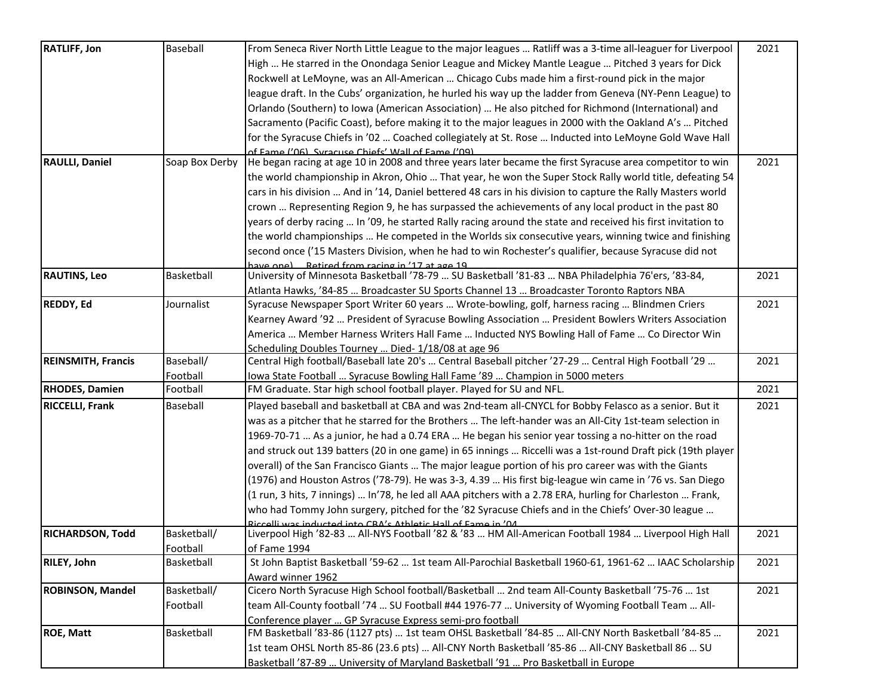| RATLIFF, Jon | Baseball | From Seneca River North Little League to the major leagues … Ratliff was a 3-time all-leaguer for Liverpool High … He starred in the Onondaga Senior League and Mickey Mantle League … Pitched 3 years for Dick Rockwell at LeMoyne, was an All-American … Chicago Cubs made him a first-round pick in the major league draft. In the Cubs' organization, he hurled his way up the ladder from Geneva (NY-Penn League) to Orlando (Southern) to Iowa (American Association) … He also pitched for Richmond (International) and Sacramento (Pacific Coast), before making it to the major leagues in 2000 with the Oakland A's … Pitched for the Syracuse Chiefs in '02 … Coached collegiately at St. Rose … Inducted into LeMoyne Gold Wave Hall of Fame ('06), Syracuse Chiefs' Wall of Fame ('09) | 2021 |
|---|---|---|---|
| RAULLI, Daniel | Soap Box Derby | He began racing at age 10 in 2008 and three years later became the first Syracuse area competitor to win the world championship in Akron, Ohio … That year, he won the Super Stock Rally world title, defeating 54 cars in his division … And in '14, Daniel bettered 48 cars in his division to capture the Rally Masters world crown … Representing Region 9, he has surpassed the achievements of any local product in the past 80 years of derby racing … In '09, he started Rally racing around the state and received his first invitation to the world championships … He competed in the Worlds six consecutive years, winning twice and finishing second once ('15 Masters Division, when he had to win Rochester's qualifier, because Syracuse did not have one) … Retired from racing in '17 at age 19 | 2021 |
| RAUTINS, Leo | Basketball | University of Minnesota Basketball '78-79 … SU Basketball '81-83 … NBA Philadelphia 76'ers, '83-84, Atlanta Hawks, '84-85 … Broadcaster SU Sports Channel 13 … Broadcaster Toronto Raptors NBA | 2021 |
| REDDY, Ed | Journalist | Syracuse Newspaper Sport Writer 60 years … Wrote-bowling, golf, harness racing … Blindmen Criers Kearney Award '92 … President of Syracuse Bowling Association … President Bowlers Writers Association America … Member Harness Writers Hall Fame … Inducted NYS Bowling Hall of Fame … Co Director Win Scheduling Doubles Tourney … Died- 1/18/08 at age 96 | 2021 |
| REINSMITH, Francis | Baseball/ Football | Central High football/Baseball late 20's … Central Baseball pitcher '27-29 … Central High Football '29 … Iowa State Football … Syracuse Bowling Hall Fame '89 … Champion in 5000 meters | 2021 |
| RHODES, Damien | Football | FM Graduate. Star high school football player. Played for SU and NFL. | 2021 |
| RICCELLI, Frank | Baseball | Played baseball and basketball at CBA and was 2nd-team all-CNYCL for Bobby Felasco as a senior. But it was as a pitcher that he starred for the Brothers … The left-hander was an All-City 1st-team selection in 1969-70-71 … As a junior, he had a 0.74 ERA … He began his senior year tossing a no-hitter on the road and struck out 139 batters (20 in one game) in 65 innings … Riccelli was a 1st-round Draft pick (19th player overall) of the San Francisco Giants … The major league portion of his pro career was with the Giants (1976) and Houston Astros ('78-79). He was 3-3, 4.39 … His first big-league win came in '76 vs. San Diego (1 run, 3 hits, 7 innings) … In'78, he led all AAA pitchers with a 2.78 ERA, hurling for Charleston … Frank, who had Tommy John surgery, pitched for the '82 Syracuse Chiefs and in the Chiefs' Over-30 league … Riccelli was inducted into CBA's Athletic Hall of Fame in '04 | 2021 |
| RICHARDSON, Todd | Basketball/ Football | Liverpool High '82-83 … All-NYS Football '82 & '83 … HM All-American Football 1984 … Liverpool High Hall of Fame 1994 | 2021 |
| RILEY, John | Basketball | St John Baptist Basketball '59-62 … 1st team All-Parochial Basketball 1960-61, 1961-62 … IAAC Scholarship Award winner 1962 | 2021 |
| ROBINSON, Mandel | Basketball/ Football | Cicero North Syracuse High School football/Basketball … 2nd team All-County Basketball '75-76 … 1st team All-County football '74 … SU Football #44 1976-77 … University of Wyoming Football Team … All-Conference player … GP Syracuse Express semi-pro football | 2021 |
| ROE, Matt | Basketball | FM Basketball '83-86 (1127 pts) … 1st team OHSL Basketball '84-85 … All-CNY North Basketball '84-85 … 1st team OHSL North 85-86 (23.6 pts) … All-CNY North Basketball '85-86 … All-CNY Basketball 86 … SU Basketball '87-89 … University of Maryland Basketball '91 … Pro Basketball in Europe | 2021 |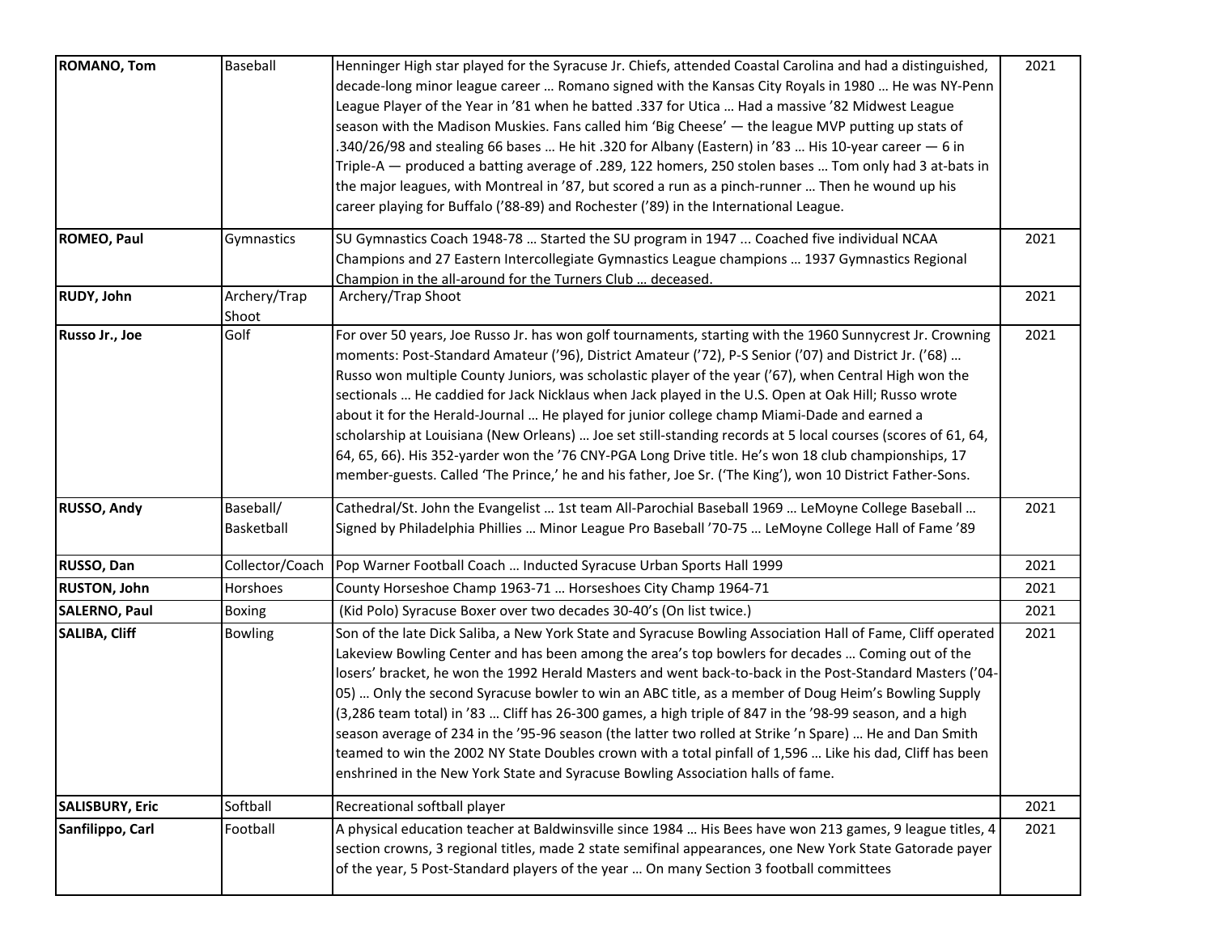| | | | |
|---|---|---|---|
| **ROMANO, Tom** | Baseball | Henninger High star played for the Syracuse Jr. Chiefs, attended Coastal Carolina and had a distinguished, decade-long minor league career … Romano signed with the Kansas City Royals in 1980 … He was NY-Penn League Player of the Year in ’81 when he batted .337 for Utica … Had a massive ’82 Midwest League season with the Madison Muskies. Fans called him ‘Big Cheese’ — the league MVP putting up stats of .340/26/98 and stealing 66 bases … He hit .320 for Albany (Eastern) in ’83 … His 10-year career — 6 in Triple-A — produced a batting average of .289, 122 homers, 250 stolen bases … Tom only had 3 at-bats in the major leagues, with Montreal in ’87, but scored a run as a pinch-runner … Then he wound up his career playing for Buffalo (’88-89) and Rochester (’89) in the International League. | 2021 |
| **ROMEO, Paul** | Gymnastics | SU Gymnastics Coach 1948-78 … Started the SU program in 1947 ... Coached five individual NCAA Champions and 27 Eastern Intercollegiate Gymnastics League champions … 1937 Gymnastics Regional Champion in the all-around for the Turners Club … deceased. | 2021 |
| **RUDY, John** | Archery/Trap Shoot | Archery/Trap Shoot | 2021 |
| **Russo Jr., Joe** | Golf | For over 50 years, Joe Russo Jr. has won golf tournaments, starting with the 1960 Sunnycrest Jr. Crowning moments: Post-Standard Amateur (’96), District Amateur (’72), P-S Senior (’07) and District Jr. (’68) … Russo won multiple County Juniors, was scholastic player of the year (’67), when Central High won the sectionals … He caddied for Jack Nicklaus when Jack played in the U.S. Open at Oak Hill; Russo wrote about it for the Herald-Journal … He played for junior college champ Miami-Dade and earned a scholarship at Louisiana (New Orleans) … Joe set still-standing records at 5 local courses (scores of 61, 64, 64, 65, 66). His 352-yarder won the ’76 CNY-PGA Long Drive title. He’s won 18 club championships, 17 member-guests. Called ‘The Prince,’ he and his father, Joe Sr. (‘The King’), won 10 District Father-Sons. | 2021 |
| **RUSSO, Andy** | Baseball/ Basketball | Cathedral/St. John the Evangelist … 1st team All-Parochial Baseball 1969 … LeMoyne College Baseball … Signed by Philadelphia Phillies … Minor League Pro Baseball ’70-75 … LeMoyne College Hall of Fame ’89 | 2021 |
| **RUSSO, Dan** | Collector/Coach | Pop Warner Football Coach … Inducted Syracuse Urban Sports Hall 1999 | 2021 |
| **RUSTON, John** | Horshoes | County Horseshoe Champ 1963-71 … Horseshoes City Champ 1964-71 | 2021 |
| **SALERNO, Paul** | Boxing | (Kid Polo) Syracuse Boxer over two decades 30-40’s (On list twice.) | 2021 |
| **SALIBA, Cliff** | Bowling | Son of the late Dick Saliba, a New York State and Syracuse Bowling Association Hall of Fame, Cliff operated Lakeview Bowling Center and has been among the area’s top bowlers for decades … Coming out of the losers’ bracket, he won the 1992 Herald Masters and went back-to-back in the Post-Standard Masters (’04-05) … Only the second Syracuse bowler to win an ABC title, as a member of Doug Heim’s Bowling Supply (3,286 team total) in ’83 … Cliff has 26-300 games, a high triple of 847 in the ’98-99 season, and a high season average of 234 in the ’95-96 season (the latter two rolled at Strike ’n Spare) … He and Dan Smith teamed to win the 2002 NY State Doubles crown with a total pinfall of 1,596 … Like his dad, Cliff has been enshrined in the New York State and Syracuse Bowling Association halls of fame. | 2021 |
| **SALISBURY, Eric** | Softball | Recreational softball player | 2021 |
| **Sanfilippo, Carl** | Football | A physical education teacher at Baldwinsville since 1984 … His Bees have won 213 games, 9 league titles, 4 section crowns, 3 regional titles, made 2 state semifinal appearances, one New York State Gatorade payer of the year, 5 Post-Standard players of the year … On many Section 3 football committees | 2021 |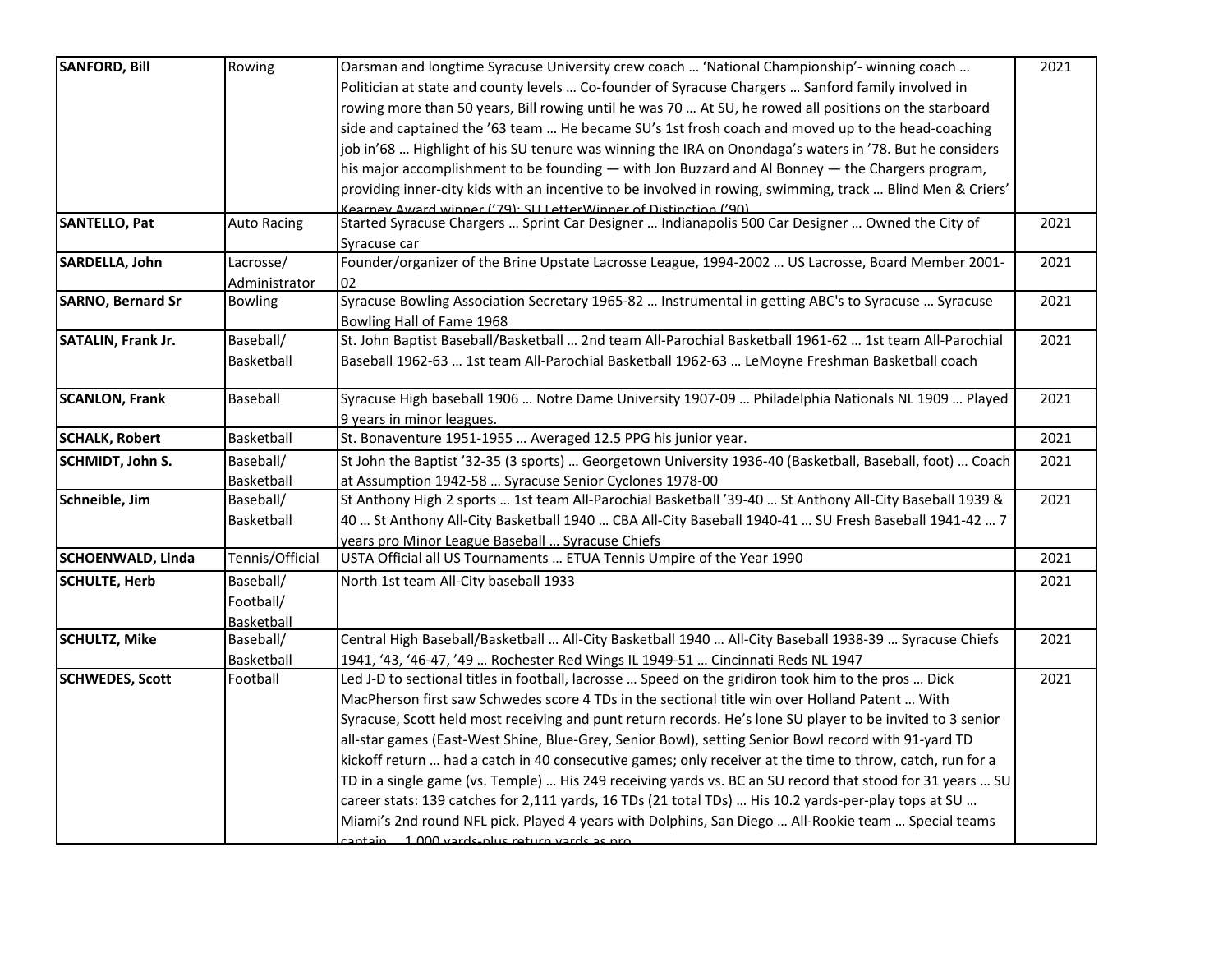| SANFORD, Bill | Rowing | Oarsman and longtime Syracuse University crew coach … 'National Championship'- winning coach … Politician at state and county levels … Co-founder of Syracuse Chargers … Sanford family involved in rowing more than 50 years, Bill rowing until he was 70 … At SU, he rowed all positions on the starboard side and captained the '63 team … He became SU's 1st frosh coach and moved up to the head-coaching job in'68 … Highlight of his SU tenure was winning the IRA on Onondaga's waters in '78. But he considers his major accomplishment to be founding — with Jon Buzzard and Al Bonney — the Chargers program, providing inner-city kids with an incentive to be involved in rowing, swimming, track … Blind Men & Criers' Kearney Award winner ('79); SU LetterWinner of Distinction ('90) | 2021 |
|---|---|---|---|
| SANTELLO, Pat | Auto Racing | Started Syracuse Chargers … Sprint Car Designer … Indianapolis 500 Car Designer … Owned the City of Syracuse car | 2021 |
| SARDELLA, John | Lacrosse/ Administrator | Founder/organizer of the Brine Upstate Lacrosse League, 1994-2002 … US Lacrosse, Board Member 2001-02 | 2021 |
| SARNO, Bernard Sr | Bowling | Syracuse Bowling Association Secretary 1965-82 … Instrumental in getting ABC's to Syracuse … Syracuse Bowling Hall of Fame 1968 | 2021 |
| SATALIN, Frank Jr. | Baseball/ Basketball | St. John Baptist Baseball/Basketball … 2nd team All-Parochial Basketball 1961-62 … 1st team All-Parochial Baseball 1962-63 … 1st team All-Parochial Basketball 1962-63 … LeMoyne Freshman Basketball coach | 2021 |
| SCANLON, Frank | Baseball | Syracuse High baseball 1906 … Notre Dame University 1907-09 … Philadelphia Nationals NL 1909 … Played 9 years in minor leagues. | 2021 |
| SCHALK, Robert | Basketball | St. Bonaventure 1951-1955 … Averaged 12.5 PPG his junior year. | 2021 |
| SCHMIDT, John S. | Baseball/ Basketball | St John the Baptist '32-35 (3 sports) … Georgetown University 1936-40 (Basketball, Baseball, foot) … Coach at Assumption 1942-58 … Syracuse Senior Cyclones 1978-00 | 2021 |
| Schneible, Jim | Baseball/ Basketball | St Anthony High 2 sports … 1st team All-Parochial Basketball '39-40 … St Anthony All-City Baseball 1939 & 40 … St Anthony All-City Basketball 1940 … CBA All-City Baseball 1940-41 … SU Fresh Baseball 1941-42 … 7 years pro Minor League Baseball … Syracuse Chiefs | 2021 |
| SCHOENWALD, Linda | Tennis/Official | USTA Official all US Tournaments … ETUA Tennis Umpire of the Year 1990 | 2021 |
| SCHULTE, Herb | Baseball/ Football/ Basketball | North 1st team All-City baseball 1933 | 2021 |
| SCHULTZ, Mike | Baseball/ Basketball | Central High Baseball/Basketball … All-City Basketball 1940 … All-City Baseball 1938-39 … Syracuse Chiefs 1941, '43, '46-47, '49 … Rochester Red Wings IL 1949-51 … Cincinnati Reds NL 1947 | 2021 |
| SCHWEDES, Scott | Football | Led J-D to sectional titles in football, lacrosse … Speed on the gridiron took him to the pros … Dick MacPherson first saw Schwedes score 4 TDs in the sectional title win over Holland Patent … With Syracuse, Scott held most receiving and punt return records. He's lone SU player to be invited to 3 senior all-star games (East-West Shine, Blue-Grey, Senior Bowl), setting Senior Bowl record with 91-yard TD kickoff return … had a catch in 40 consecutive games; only receiver at the time to throw, catch, run for a TD in a single game (vs. Temple) … His 249 receiving yards vs. BC an SU record that stood for 31 years … SU career stats: 139 catches for 2,111 yards, 16 TDs (21 total TDs) … His 10.2 yards-per-play tops at SU … Miami's 2nd round NFL pick. Played 4 years with Dolphins, San Diego … All-Rookie team … Special teams captain … 1,000 yards-plus return yards as pro | 2021 |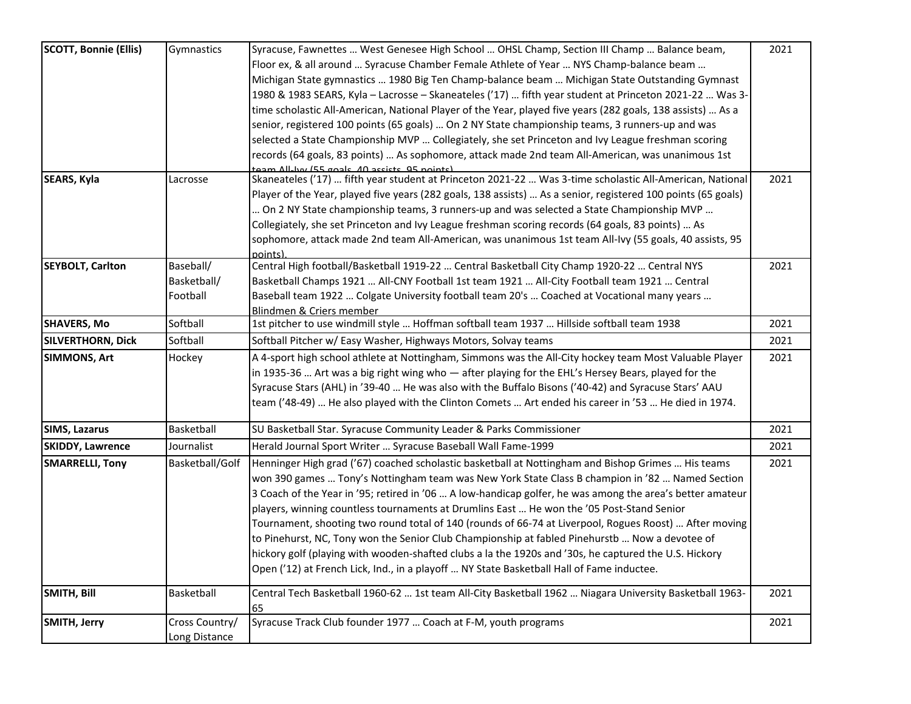| SCOTT, Bonnie (Ellis) | Gymnastics | Syracuse, Fawnettes … West Genesee High School … OHSL Champ, Section III Champ … Balance beam, Floor ex, & all around … Syracuse Chamber Female Athlete of Year … NYS Champ-balance beam … Michigan State gymnastics … 1980 Big Ten Champ-balance beam … Michigan State Outstanding Gymnast 1980 & 1983 SEARS, Kyla – Lacrosse – Skaneateles ('17) … fifth year student at Princeton 2021-22 … Was 3-time scholastic All-American, National Player of the Year, played five years (282 goals, 138 assists) … As a senior, registered 100 points (65 goals) … On 2 NY State championship teams, 3 runners-up and was selected a State Championship MVP … Collegiately, she set Princeton and Ivy League freshman scoring records (64 goals, 83 points) … As sophomore, attack made 2nd team All-American, was unanimous 1st team All-Ivy (55 goals, 40 assists, 95 points) | 2021 |
|---|---|---|---|
| SEARS, Kyla | Lacrosse | Skaneateles ('17) … fifth year student at Princeton 2021-22 … Was 3-time scholastic All-American, National Player of the Year, played five years (282 goals, 138 assists) … As a senior, registered 100 points (65 goals) … On 2 NY State championship teams, 3 runners-up and was selected a State Championship MVP … Collegiately, she set Princeton and Ivy League freshman scoring records (64 goals, 83 points) … As sophomore, attack made 2nd team All-American, was unanimous 1st team All-Ivy (55 goals, 40 assists, 95 points). | 2021 |
| SEYBOLT, Carlton | Baseball/ Basketball/ Football | Central High football/Basketball 1919-22 … Central Basketball City Champ 1920-22 … Central NYS Basketball Champs 1921 … All-CNY Football 1st team 1921 … All-City Football team 1921 … Central Baseball team 1922 … Colgate University football team 20's … Coached at Vocational many years … Blindmen & Criers member | 2021 |
| SHAVERS, Mo | Softball | 1st pitcher to use windmill style … Hoffman softball team 1937 … Hillside softball team 1938 | 2021 |
| SILVERTHORN, Dick | Softball | Softball Pitcher w/ Easy Washer, Highways Motors, Solvay teams | 2021 |
| SIMMONS, Art | Hockey | A 4-sport high school athlete at Nottingham, Simmons was the All-City hockey team Most Valuable Player in 1935-36 … Art was a big right wing who — after playing for the EHL's Hersey Bears, played for the Syracuse Stars (AHL) in '39-40 … He was also with the Buffalo Bisons ('40-42) and Syracuse Stars' AAU team ('48-49) … He also played with the Clinton Comets … Art ended his career in '53 … He died in 1974. | 2021 |
| SIMS, Lazarus | Basketball | SU Basketball Star. Syracuse Community Leader & Parks Commissioner | 2021 |
| SKIDDY, Lawrence | Journalist | Herald Journal Sport Writer … Syracuse Baseball Wall Fame-1999 | 2021 |
| SMARRELLI, Tony | Basketball/Golf | Henninger High grad ('67) coached scholastic basketball at Nottingham and Bishop Grimes … His teams won 390 games … Tony's Nottingham team was New York State Class B champion in '82 … Named Section 3 Coach of the Year in '95; retired in '06 … A low-handicap golfer, he was among the area's better amateur players, winning countless tournaments at Drumlins East … He won the '05 Post-Stand Senior Tournament, shooting two round total of 140 (rounds of 66-74 at Liverpool, Rogues Roost) … After moving to Pinehurst, NC, Tony won the Senior Club Championship at fabled Pinehurstb … Now a devotee of hickory golf (playing with wooden-shafted clubs a la the 1920s and '30s, he captured the U.S. Hickory Open ('12) at French Lick, Ind., in a playoff … NY State Basketball Hall of Fame inductee. | 2021 |
| SMITH, Bill | Basketball | Central Tech Basketball 1960-62 … 1st team All-City Basketball 1962 … Niagara University Basketball 1963-65 | 2021 |
| SMITH, Jerry | Cross Country/ Long Distance | Syracuse Track Club founder 1977 … Coach at F-M, youth programs | 2021 |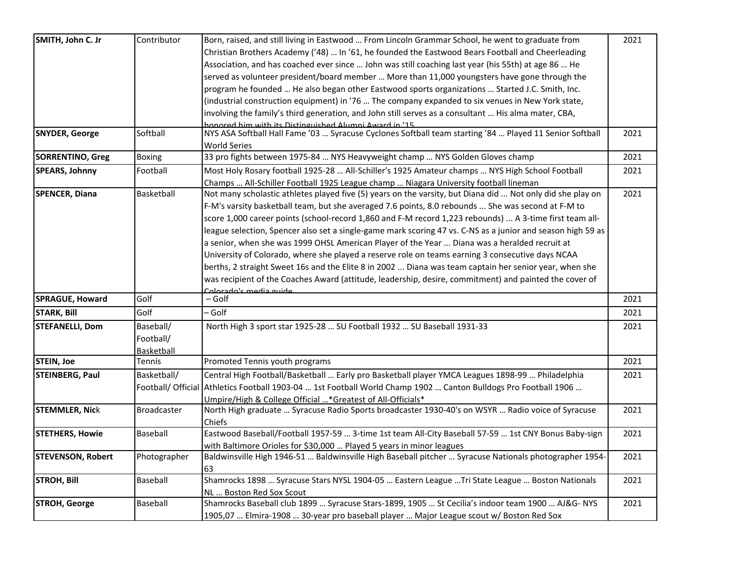| SMITH, John C. Jr | Contributor | Born, raised, and still living in Eastwood … From Lincoln Grammar School, he went to graduate from Christian Brothers Academy ('48) … In '61, he founded the Eastwood Bears Football and Cheerleading Association, and has coached ever since … John was still coaching last year (his 55th) at age 86 … He served as volunteer president/board member … More than 11,000 youngsters have gone through the program he founded … He also began other Eastwood sports organizations … Started J.C. Smith, Inc. (industrial construction equipment) in '76 … The company expanded to six venues in New York state, involving the family's third generation, and John still serves as a consultant … His alma mater, CBA, honored him with its Distinguished Alumni Award in '15 | 2021 |
|---|---|---|---|
| SNYDER, George | Softball | NYS ASA Softball Hall Fame '03 … Syracuse Cyclones Softball team starting '84 … Played 11 Senior Softball World Series | 2021 |
| SORRENTINO, Greg | Boxing | 33 pro fights between 1975-84 … NYS Heavyweight champ … NYS Golden Gloves champ | 2021 |
| SPEARS, Johnny | Football | Most Holy Rosary football 1925-28 … All-Schiller's 1925 Amateur champs … NYS High School Football Champs … All-Schiller Football 1925 League champ … Niagara University football lineman | 2021 |
| SPENCER, Diana | Basketball | Not many scholastic athletes played five (5) years on the varsity, but Diana did ... Not only did she play on F-M's varsity basketball team, but she averaged 7.6 points, 8.0 rebounds ... She was second at F-M to score 1,000 career points (school-record 1,860 and F-M record 1,223 rebounds) ... A 3-time first team all-league selection, Spencer also set a single-game mark scoring 47 vs. C-NS as a junior and season high 59 as a senior, when she was 1999 OHSL American Player of the Year ... Diana was a heralded recruit at University of Colorado, where she played a reserve role on teams earning 3 consecutive days NCAA berths, 2 straight Sweet 16s and the Elite 8 in 2002 ... Diana was team captain her senior year, when she was recipient of the Coaches Award (attitude, leadership, desire, commitment) and painted the cover of Colorado's media guide | 2021 |
| SPRAGUE, Howard | Golf | – Golf | 2021 |
| STARK, Bill | Golf | – Golf | 2021 |
| STEFANELLI, Dom | Baseball/ Football/ Basketball | North High 3 sport star 1925-28 … SU Football 1932 … SU Baseball 1931-33 | 2021 |
| STEIN, Joe | Tennis | Promoted Tennis youth programs | 2021 |
| STEINBERG, Paul | Basketball/ Football/ Official | Central High Football/Basketball … Early pro Basketball player YMCA Leagues 1898-99 … Philadelphia Athletics Football 1903-04 … 1st Football World Champ 1902 … Canton Bulldogs Pro Football 1906 … Umpire/High & College Official …*Greatest of All-Officials* | 2021 |
| STEMMLER, Nick | Broadcaster | North High graduate … Syracuse Radio Sports broadcaster 1930-40's on WSYR … Radio voice of Syracuse Chiefs | 2021 |
| STETHERS, Howie | Baseball | Eastwood Baseball/Football 1957-59 … 3-time 1st team All-City Baseball 57-59 … 1st CNY Bonus Baby-sign with Baltimore Orioles for $30,000 … Played 5 years in minor leagues | 2021 |
| STEVENSON, Robert | Photographer | Baldwinsville High 1946-51 … Baldwinsville High Baseball pitcher … Syracuse Nationals photographer 1954-63 | 2021 |
| STROH, Bill | Baseball | Shamrocks 1898 … Syracuse Stars NYSL 1904-05 … Eastern League …Tri State League … Boston Nationals NL … Boston Red Sox Scout | 2021 |
| STROH, George | Baseball | Shamrocks Baseball club 1899 … Syracuse Stars-1899, 1905 … St Cecilia's indoor team 1900 … AJ&G- NYS 1905,07 … Elmira-1908 … 30-year pro baseball player … Major League scout w/ Boston Red Sox | 2021 |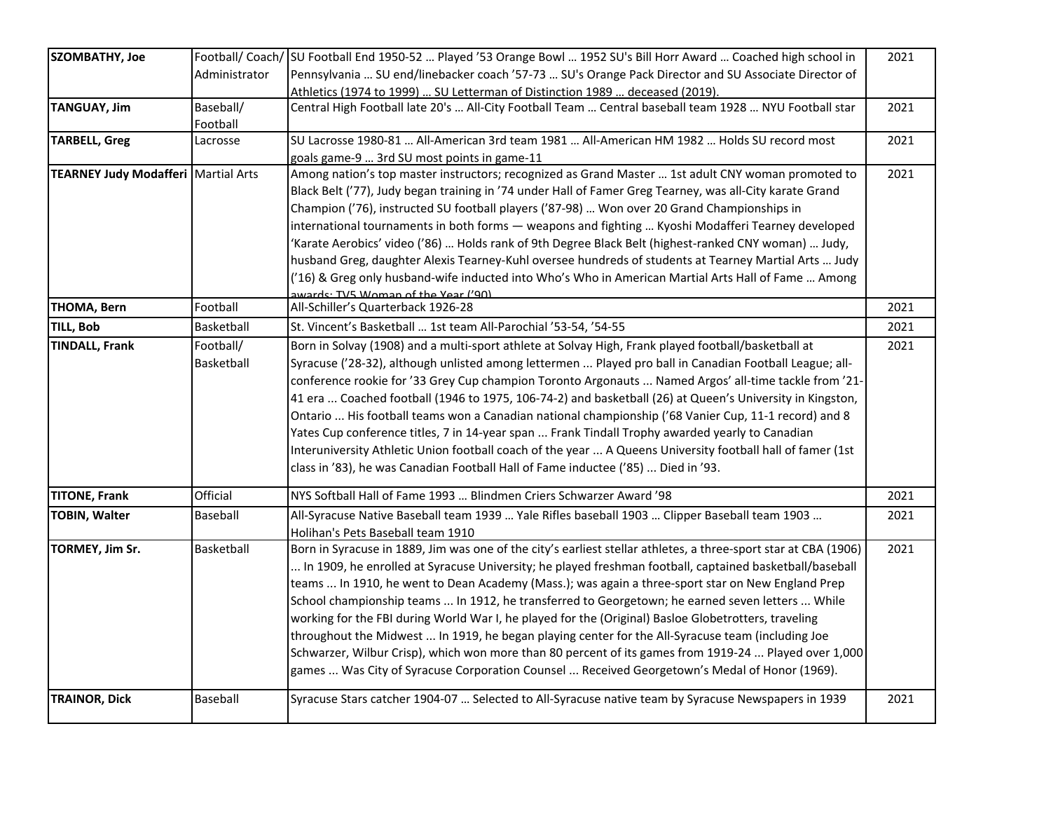| SZOMBATHY, Joe | Football/ Coach/ Administrator | SU Football End 1950-52 … Played '53 Orange Bowl … 1952 SU's Bill Horr Award … Coached high school in Pennsylvania … SU end/linebacker coach '57-73 … SU's Orange Pack Director and SU Associate Director of Athletics (1974 to 1999) … SU Letterman of Distinction 1989 … deceased (2019). | 2021 |
|---|---|---|---|
| TANGUAY, Jim | Baseball/ Football | Central High Football late 20's … All-City Football Team … Central baseball team 1928 … NYU Football star | 2021 |
| TARBELL, Greg | Lacrosse | SU Lacrosse 1980-81 … All-American 3rd team 1981 … All-American HM 1982 … Holds SU record most goals game-9 … 3rd SU most points in game-11 | 2021 |
| TEARNEY Judy Modafferi | Martial Arts | Among nation's top master instructors; recognized as Grand Master … 1st adult CNY woman promoted to Black Belt ('77), Judy began training in '74 under Hall of Famer Greg Tearney, was all-City karate Grand Champion ('76), instructed SU football players ('87-98) … Won over 20 Grand Championships in international tournaments in both forms — weapons and fighting … Kyoshi Modafferi Tearney developed 'Karate Aerobics' video ('86) … Holds rank of 9th Degree Black Belt (highest-ranked CNY woman) … Judy, husband Greg, daughter Alexis Tearney-Kuhl oversee hundreds of students at Tearney Martial Arts … Judy ('16) & Greg only husband-wife inducted into Who's Who in American Martial Arts Hall of Fame … Among awards: TV5 Woman of the Year ('90) | 2021 |
| THOMA, Bern | Football | All-Schiller's Quarterback 1926-28 | 2021 |
| TILL, Bob | Basketball | St. Vincent's Basketball … 1st team All-Parochial '53-54, '54-55 | 2021 |
| TINDALL, Frank | Football/ Basketball | Born in Solvay (1908) and a multi-sport athlete at Solvay High, Frank played football/basketball at Syracuse ('28-32), although unlisted among lettermen ... Played pro ball in Canadian Football League; all-conference rookie for '33 Grey Cup champion Toronto Argonauts ... Named Argos' all-time tackle from '21-41 era ... Coached football (1946 to 1975, 106-74-2) and basketball (26) at Queen's University in Kingston, Ontario ... His football teams won a Canadian national championship ('68 Vanier Cup, 11-1 record) and 8 Yates Cup conference titles, 7 in 14-year span ... Frank Tindall Trophy awarded yearly to Canadian Interuniversity Athletic Union football coach of the year ... A Queens University football hall of famer (1st class in '83), he was Canadian Football Hall of Fame inductee ('85) ... Died in '93. | 2021 |
| TITONE, Frank | Official | NYS Softball Hall of Fame 1993 … Blindmen Criers Schwarzer Award '98 | 2021 |
| TOBIN, Walter | Baseball | All-Syracuse Native Baseball team 1939 … Yale Rifles baseball 1903 … Clipper Baseball team 1903 … Holihan's Pets Baseball team 1910 | 2021 |
| TORMEY, Jim Sr. | Basketball | Born in Syracuse in 1889, Jim was one of the city's earliest stellar athletes, a three-sport star at CBA (1906) ... In 1909, he enrolled at Syracuse University; he played freshman football, captained basketball/baseball teams ... In 1910, he went to Dean Academy (Mass.); was again a three-sport star on New England Prep School championship teams ... In 1912, he transferred to Georgetown; he earned seven letters ... While working for the FBI during World War I, he played for the (Original) Basloe Globetrotters, traveling throughout the Midwest ... In 1919, he began playing center for the All-Syracuse team (including Joe Schwarzer, Wilbur Crisp), which won more than 80 percent of its games from 1919-24 ... Played over 1,000 games ... Was City of Syracuse Corporation Counsel ... Received Georgetown's Medal of Honor (1969). | 2021 |
| TRAINOR, Dick | Baseball | Syracuse Stars catcher 1904-07 … Selected to All-Syracuse native team by Syracuse Newspapers in 1939 | 2021 |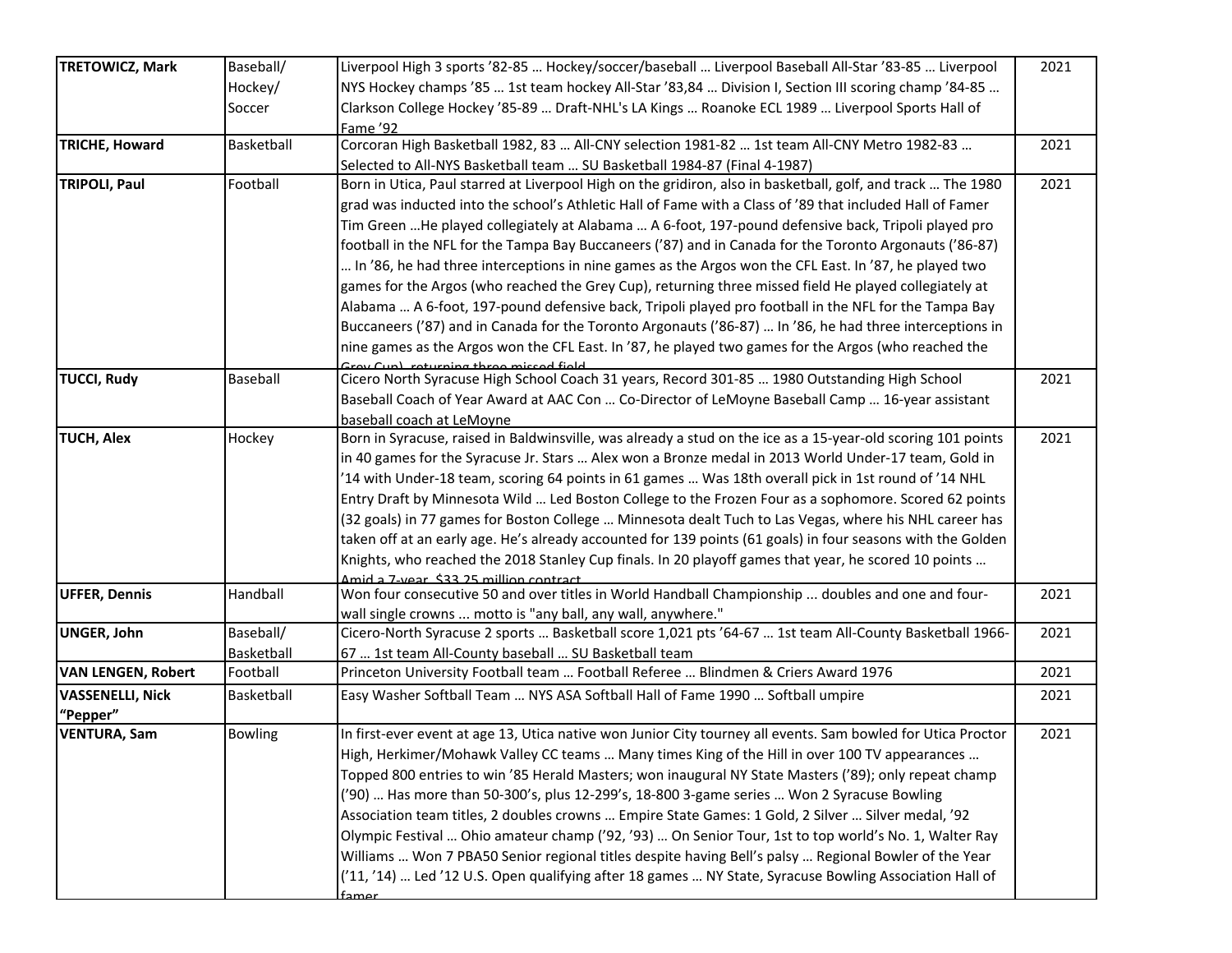| TRETOWICZ, Mark | Baseball/ Hockey/ Soccer | Liverpool High 3 sports ’82-85 … Hockey/soccer/baseball … Liverpool Baseball All-Star ’83-85 … Liverpool NYS Hockey champs ’85 … 1st team hockey All-Star ’83,84 … Division I, Section III scoring champ ’84-85 … Clarkson College Hockey ’85-89 … Draft-NHL's LA Kings … Roanoke ECL 1989 … Liverpool Sports Hall of Fame ’92 | 2021 |
|---|---|---|---|
| TRICHE, Howard | Basketball | Corcoran High Basketball 1982, 83 … All-CNY selection 1981-82 … 1st team All-CNY Metro 1982-83 … Selected to All-NYS Basketball team … SU Basketball 1984-87 (Final 4-1987) | 2021 |
| TRIPOLI, Paul | Football | Born in Utica, Paul starred at Liverpool High on the gridiron, also in basketball, golf, and track … The 1980 grad was inducted into the school’s Athletic Hall of Fame with a Class of ’89 that included Hall of Famer Tim Green …He played collegiately at Alabama … A 6-foot, 197-pound defensive back, Tripoli played pro football in the NFL for the Tampa Bay Buccaneers (’87) and in Canada for the Toronto Argonauts (’86-87) … In ’86, he had three interceptions in nine games as the Argos won the CFL East. In ’87, he played two games for the Argos (who reached the Grey Cup), returning three missed field He played collegiately at Alabama … A 6-foot, 197-pound defensive back, Tripoli played pro football in the NFL for the Tampa Bay Buccaneers (’87) and in Canada for the Toronto Argonauts (’86-87) … In ’86, he had three interceptions in nine games as the Argos won the CFL East. In ’87, he played two games for the Argos (who reached the Grey Cup), returning three missed field | 2021 |
| TUCCI, Rudy | Baseball | Cicero North Syracuse High School Coach 31 years, Record 301-85 … 1980 Outstanding High School Baseball Coach of Year Award at AAC Con … Co-Director of LeMoyne Baseball Camp … 16-year assistant baseball coach at LeMoyne | 2021 |
| TUCH, Alex | Hockey | Born in Syracuse, raised in Baldwinsville, was already a stud on the ice as a 15-year-old scoring 101 points in 40 games for the Syracuse Jr. Stars … Alex won a Bronze medal in 2013 World Under-17 team, Gold in ’14 with Under-18 team, scoring 64 points in 61 games … Was 18th overall pick in 1st round of ’14 NHL Entry Draft by Minnesota Wild … Led Boston College to the Frozen Four as a sophomore. Scored 62 points (32 goals) in 77 games for Boston College … Minnesota dealt Tuch to Las Vegas, where his NHL career has taken off at an early age. He’s already accounted for 139 points (61 goals) in four seasons with the Golden Knights, who reached the 2018 Stanley Cup finals. In 20 playoff games that year, he scored 10 points … Amid a 7-year, $33.25 million contract | 2021 |
| UFFER, Dennis | Handball | Won four consecutive 50 and over titles in World Handball Championship ... doubles and one and four-wall single crowns ... motto is "any ball, any wall, anywhere." | 2021 |
| UNGER, John | Baseball/ Basketball | Cicero-North Syracuse 2 sports … Basketball score 1,021 pts ’64-67 … 1st team All-County Basketball 1966-67 … 1st team All-County baseball … SU Basketball team | 2021 |
| VAN LENGEN, Robert | Football | Princeton University Football team … Football Referee … Blindmen & Criers Award 1976 | 2021 |
| VASSENELLI, Nick “Pepper” | Basketball | Easy Washer Softball Team … NYS ASA Softball Hall of Fame 1990 … Softball umpire | 2021 |
| VENTURA, Sam | Bowling | In first-ever event at age 13, Utica native won Junior City tourney all events. Sam bowled for Utica Proctor High, Herkimer/Mohawk Valley CC teams … Many times King of the Hill in over 100 TV appearances … Topped 800 entries to win ’85 Herald Masters; won inaugural NY State Masters (’89); only repeat champ (’90) … Has more than 50-300’s, plus 12-299’s, 18-800 3-game series … Won 2 Syracuse Bowling Association team titles, 2 doubles crowns … Empire State Games: 1 Gold, 2 Silver … Silver medal, ’92 Olympic Festival … Ohio amateur champ (’92, ’93) … On Senior Tour, 1st to top world’s No. 1, Walter Ray Williams … Won 7 PBA50 Senior regional titles despite having Bell’s palsy … Regional Bowler of the Year (’11, ’14) … Led ’12 U.S. Open qualifying after 18 games … NY State, Syracuse Bowling Association Hall of famer | 2021 |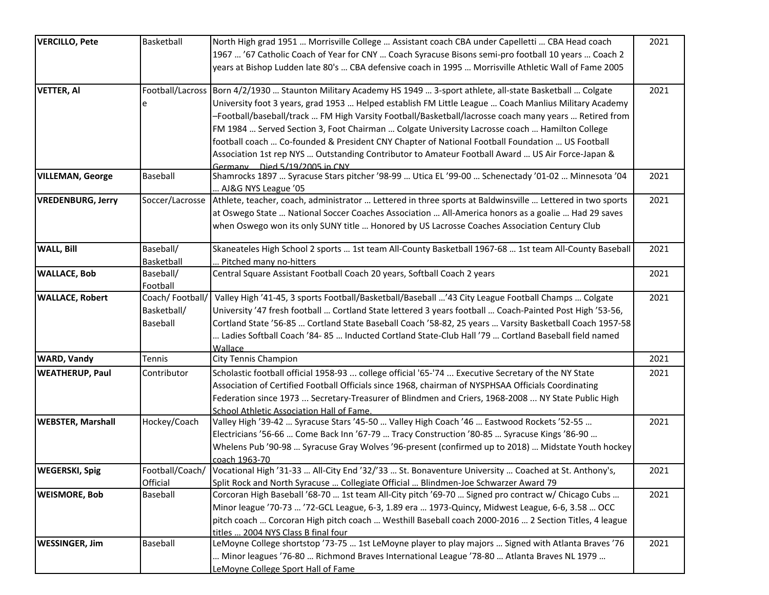| | | | |
|---|---|---|---|
| **VERCILLO, Pete** | Basketball | North High grad 1951 … Morrisville College … Assistant coach CBA under Capelletti … CBA Head coach 1967 … '67 Catholic Coach of Year for CNY … Coach Syracuse Bisons semi-pro football 10 years … Coach 2 years at Bishop Ludden late 80's … CBA defensive coach in 1995 … Morrisville Athletic Wall of Fame 2005 | 2021 |
| **VETTER, Al** | Football/Lacrosse | Born 4/2/1930 … Staunton Military Academy HS 1949 … 3-sport athlete, all-state Basketball … Colgate University foot 3 years, grad 1953 … Helped establish FM Little League … Coach Manlius Military Academy –Football/baseball/track … FM High Varsity Football/Basketball/lacrosse coach many years … Retired from FM 1984 … Served Section 3, Foot Chairman … Colgate University Lacrosse coach … Hamilton College football coach … Co-founded & President CNY Chapter of National Football Foundation … US Football Association 1st rep NYS … Outstanding Contributor to Amateur Football Award … US Air Force-Japan & Germany … Died 5/19/2005 in CNY | 2021 |
| **VILLEMAN, George** | Baseball | Shamrocks 1897 … Syracuse Stars pitcher '98-99 … Utica EL '99-00 … Schenectady '01-02 … Minnesota '04 … AJ&G NYS League '05 | 2021 |
| **VREDENBURG, Jerry** | Soccer/Lacrosse | Athlete, teacher, coach, administrator … Lettered in three sports at Baldwinsville … Lettered in two sports at Oswego State … National Soccer Coaches Association … All-America honors as a goalie … Had 29 saves when Oswego won its only SUNY title … Honored by US Lacrosse Coaches Association Century Club | 2021 |
| **WALL, Bill** | Baseball/ Basketball | Skaneateles High School 2 sports … 1st team All-County Basketball 1967-68 … 1st team All-County Baseball … Pitched many no-hitters | 2021 |
| **WALLACE, Bob** | Baseball/ Football | Central Square Assistant Football Coach 20 years, Softball Coach 2 years | 2021 |
| **WALLACE, Robert** | Coach/ Football/ Basketball/ Baseball | Valley High '41-45, 3 sports Football/Basketball/Baseball …'43 City League Football Champs … Colgate University '47 fresh football … Cortland State lettered 3 years football … Coach-Painted Post High '53-56, Cortland State '56-85 … Cortland State Baseball Coach '58-82, 25 years … Varsity Basketball Coach 1957-58 … Ladies Softball Coach '84- 85 … Inducted Cortland State-Club Hall '79 … Cortland Baseball field named Wallace | 2021 |
| **WARD, Vandy** | Tennis | City Tennis Champion | 2021 |
| **WEATHERUP, Paul** | Contributor | Scholastic football official 1958-93 ... college official '65-'74 ... Executive Secretary of the NY State Association of Certified Football Officials since 1968, chairman of NYSPHSAA Officials Coordinating Federation since 1973 ... Secretary-Treasurer of Blindmen and Criers, 1968-2008 ... NY State Public High School Athletic Association Hall of Fame. | 2021 |
| **WEBSTER, Marshall** | Hockey/Coach | Valley High '39-42 … Syracuse Stars '45-50 … Valley High Coach '46 … Eastwood Rockets '52-55 … Electricians '56-66 … Come Back Inn '67-79 … Tracy Construction '80-85 … Syracuse Kings '86-90 … Whelens Pub '90-98 … Syracuse Gray Wolves '96-present (confirmed up to 2018) … Midstate Youth hockey coach 1963-70 | 2021 |
| **WEGERSKI, Spig** | Football/Coach/ Official | Vocational High '31-33 … All-City End '32/'33 … St. Bonaventure University … Coached at St. Anthony's, Split Rock and North Syracuse … Collegiate Official … Blindmen-Joe Schwarzer Award 79 | 2021 |
| **WEISMORE, Bob** | Baseball | Corcoran High Baseball '68-70 … 1st team All-City pitch '69-70 … Signed pro contract w/ Chicago Cubs … Minor league '70-73 … '72-GCL League, 6-3, 1.89 era … 1973-Quincy, Midwest League, 6-6, 3.58 … OCC pitch coach … Corcoran High pitch coach … Westhill Baseball coach 2000-2016 … 2 Section Titles, 4 league titles … 2004 NYS Class B final four | 2021 |
| **WESSINGER, Jim** | Baseball | LeMoyne College shortstop '73-75 … 1st LeMoyne player to play majors … Signed with Atlanta Braves '76 … Minor leagues '76-80 … Richmond Braves International League '78-80 … Atlanta Braves NL 1979 … LeMoyne College Sport Hall of Fame | 2021 |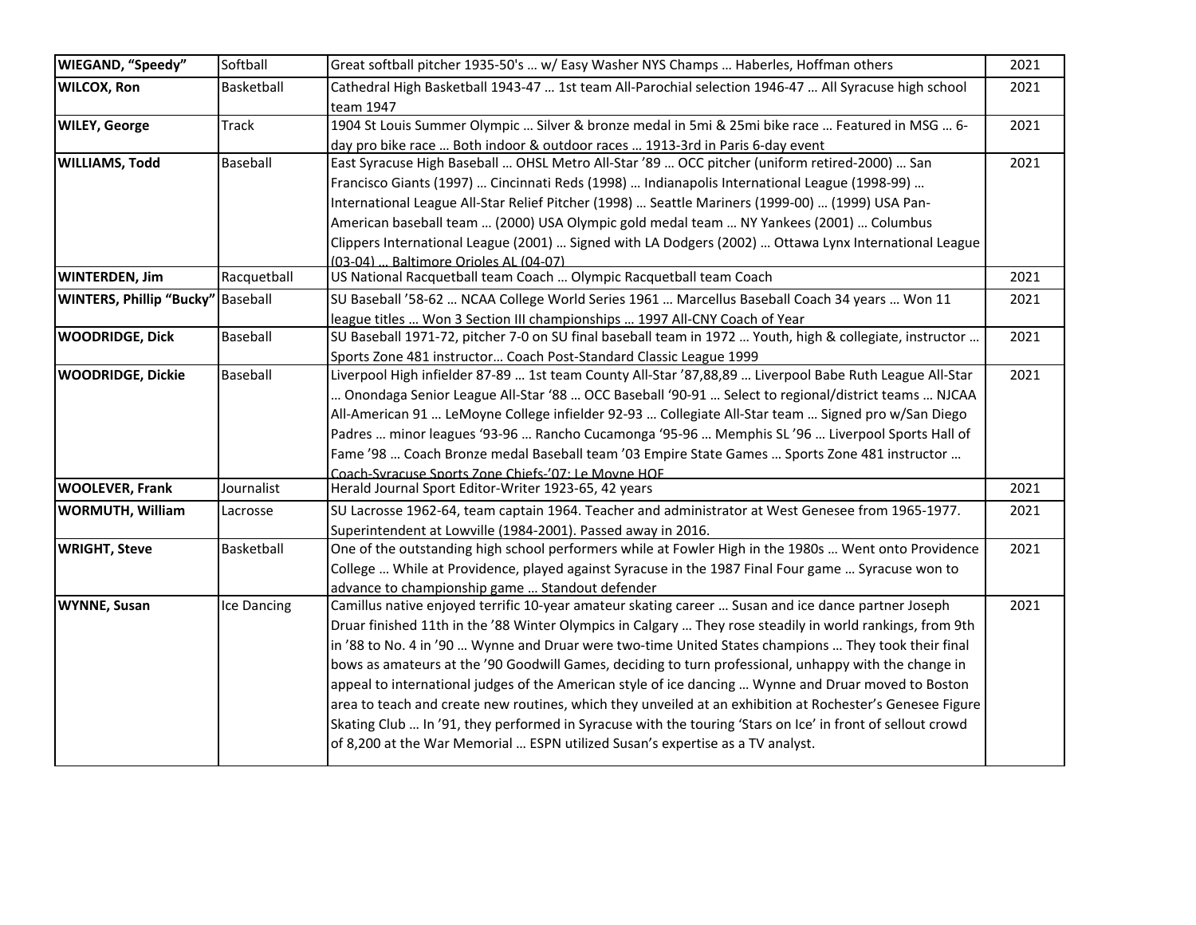| | | | |
|---|---|---|---|
| **WIEGAND, "Speedy"** | Softball | Great softball pitcher 1935-50's … w/ Easy Washer NYS Champs … Haberles, Hoffman others | 2021 |
| **WILCOX, Ron** | Basketball | Cathedral High Basketball 1943-47 … 1st team All-Parochial selection 1946-47 … All Syracuse high school team 1947 | 2021 |
| **WILEY, George** | Track | 1904 St Louis Summer Olympic … Silver & bronze medal in 5mi & 25mi bike race … Featured in MSG … 6-day pro bike race … Both indoor & outdoor races … 1913-3rd in Paris 6-day event | 2021 |
| **WILLIAMS, Todd** | Baseball | East Syracuse High Baseball … OHSL Metro All-Star '89 … OCC pitcher (uniform retired-2000) … San Francisco Giants (1997) … Cincinnati Reds (1998) … Indianapolis International League (1998-99) … International League All-Star Relief Pitcher (1998) … Seattle Mariners (1999-00) … (1999) USA Pan-American baseball team … (2000) USA Olympic gold medal team … NY Yankees (2001) … Columbus Clippers International League (2001) … Signed with LA Dodgers (2002) … Ottawa Lynx International League (03-04) … Baltimore Orioles AL (04-07) | 2021 |
| **WINTERDEN, Jim** | Racquetball | US National Racquetball team Coach … Olympic Racquetball team Coach | 2021 |
| **WINTERS, Phillip "Bucky"** | Baseball | SU Baseball '58-62 … NCAA College World Series 1961 … Marcellus Baseball Coach 34 years … Won 11 league titles … Won 3 Section III championships … 1997 All-CNY Coach of Year | 2021 |
| **WOODRIDGE, Dick** | Baseball | SU Baseball 1971-72, pitcher 7-0 on SU final baseball team in 1972 … Youth, high & collegiate, instructor … Sports Zone 481 instructor… Coach Post-Standard Classic League 1999 | 2021 |
| **WOODRIDGE, Dickie** | Baseball | Liverpool High infielder 87-89 … 1st team County All-Star '87,88,89 … Liverpool Babe Ruth League All-Star … Onondaga Senior League All-Star '88 … OCC Baseball '90-91 … Select to regional/district teams … NJCAA All-American 91 … LeMoyne College infielder 92-93 … Collegiate All-Star team … Signed pro w/San Diego Padres … minor leagues '93-96 … Rancho Cucamonga '95-96 … Memphis SL '96 … Liverpool Sports Hall of Fame '98 … Coach Bronze medal Baseball team '03 Empire State Games … Sports Zone 481 instructor … Coach-Syracuse Sports Zone Chiefs-'07; Le Moyne HOF | 2021 |
| **WOOLEVER, Frank** | Journalist | Herald Journal Sport Editor-Writer 1923-65, 42 years | 2021 |
| **WORMUTH, William** | Lacrosse | SU Lacrosse 1962-64, team captain 1964. Teacher and administrator at West Genesee from 1965-1977. Superintendent at Lowville (1984-2001). Passed away in 2016. | 2021 |
| **WRIGHT, Steve** | Basketball | One of the outstanding high school performers while at Fowler High in the 1980s … Went onto Providence College … While at Providence, played against Syracuse in the 1987 Final Four game … Syracuse won to advance to championship game … Standout defender | 2021 |
| **WYNNE, Susan** | Ice Dancing | Camillus native enjoyed terrific 10-year amateur skating career … Susan and ice dance partner Joseph Druar finished 11th in the '88 Winter Olympics in Calgary … They rose steadily in world rankings, from 9th in '88 to No. 4 in '90 … Wynne and Druar were two-time United States champions … They took their final bows as amateurs at the '90 Goodwill Games, deciding to turn professional, unhappy with the change in appeal to international judges of the American style of ice dancing … Wynne and Druar moved to Boston area to teach and create new routines, which they unveiled at an exhibition at Rochester's Genesee Figure Skating Club … In '91, they performed in Syracuse with the touring 'Stars on Ice' in front of sellout crowd of 8,200 at the War Memorial … ESPN utilized Susan's expertise as a TV analyst. | 2021 |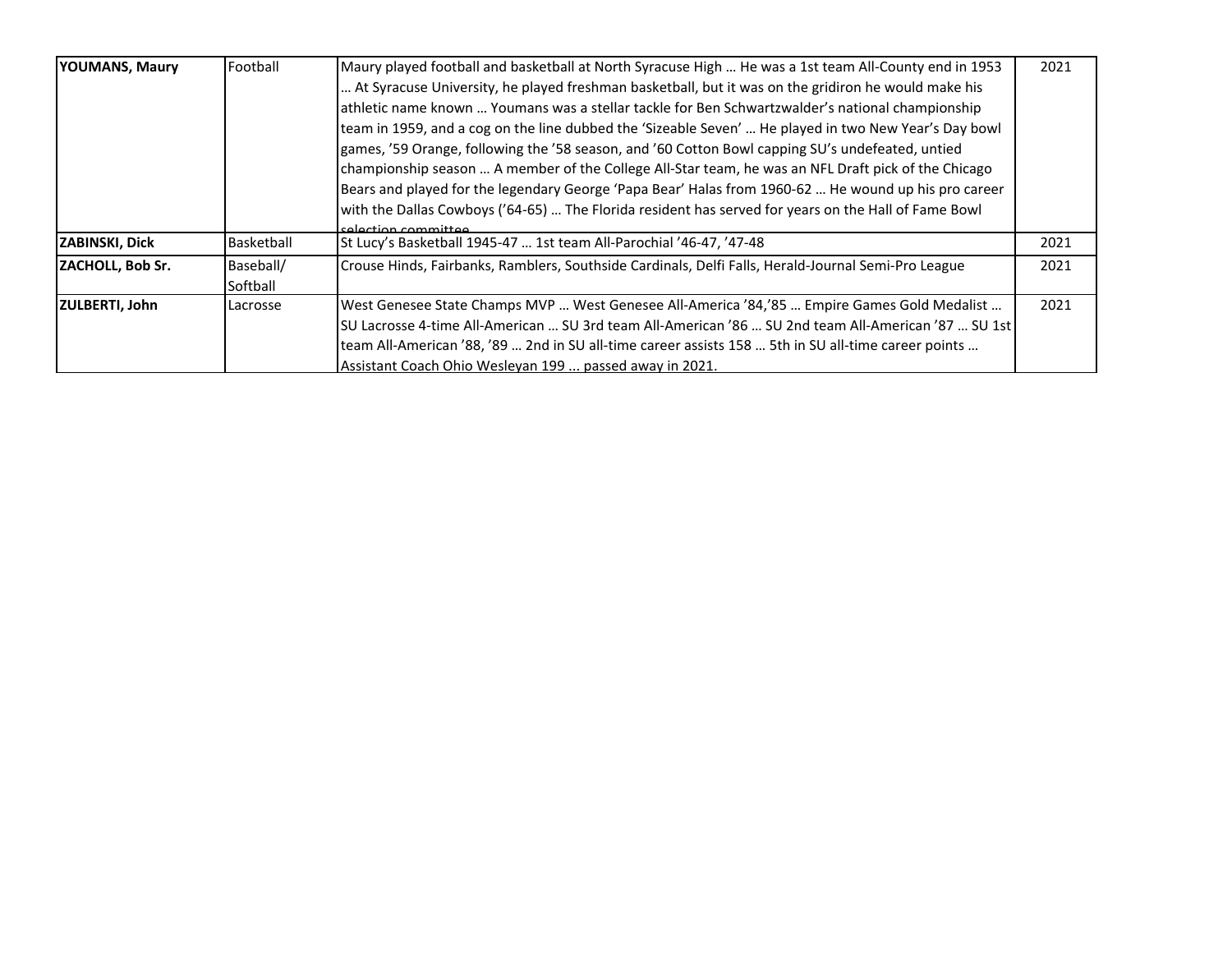| | | | |
|---|---|---|---|
| **YOUMANS, Maury** | Football | Maury played football and basketball at North Syracuse High … He was a 1st team All-County end in 1953 … At Syracuse University, he played freshman basketball, but it was on the gridiron he would make his athletic name known … Youmans was a stellar tackle for Ben Schwartzwalder's national championship team in 1959, and a cog on the line dubbed the 'Sizeable Seven' … He played in two New Year's Day bowl games, '59 Orange, following the '58 season, and '60 Cotton Bowl capping SU's undefeated, untied championship season … A member of the College All-Star team, he was an NFL Draft pick of the Chicago Bears and played for the legendary George 'Papa Bear' Halas from 1960-62 … He wound up his pro career with the Dallas Cowboys ('64-65) … The Florida resident has served for years on the Hall of Fame Bowl selection committee | 2021 |
| **ZABINSKI, Dick** | Basketball | St Lucy's Basketball 1945-47 … 1st team All-Parochial '46-47, '47-48 | 2021 |
| **ZACHOLL, Bob Sr.** | Baseball/ Softball | Crouse Hinds, Fairbanks, Ramblers, Southside Cardinals, Delfi Falls, Herald-Journal Semi-Pro League | 2021 |
| **ZULBERTI, John** | Lacrosse | West Genesee State Champs MVP … West Genesee All-America '84,'85 … Empire Games Gold Medalist … SU Lacrosse 4-time All-American … SU 3rd team All-American '86 … SU 2nd team All-American '87 … SU 1st team All-American '88, '89 … 2nd in SU all-time career assists 158 … 5th in SU all-time career points … Assistant Coach Ohio Wesleyan 199 ... passed away in 2021. | 2021 |